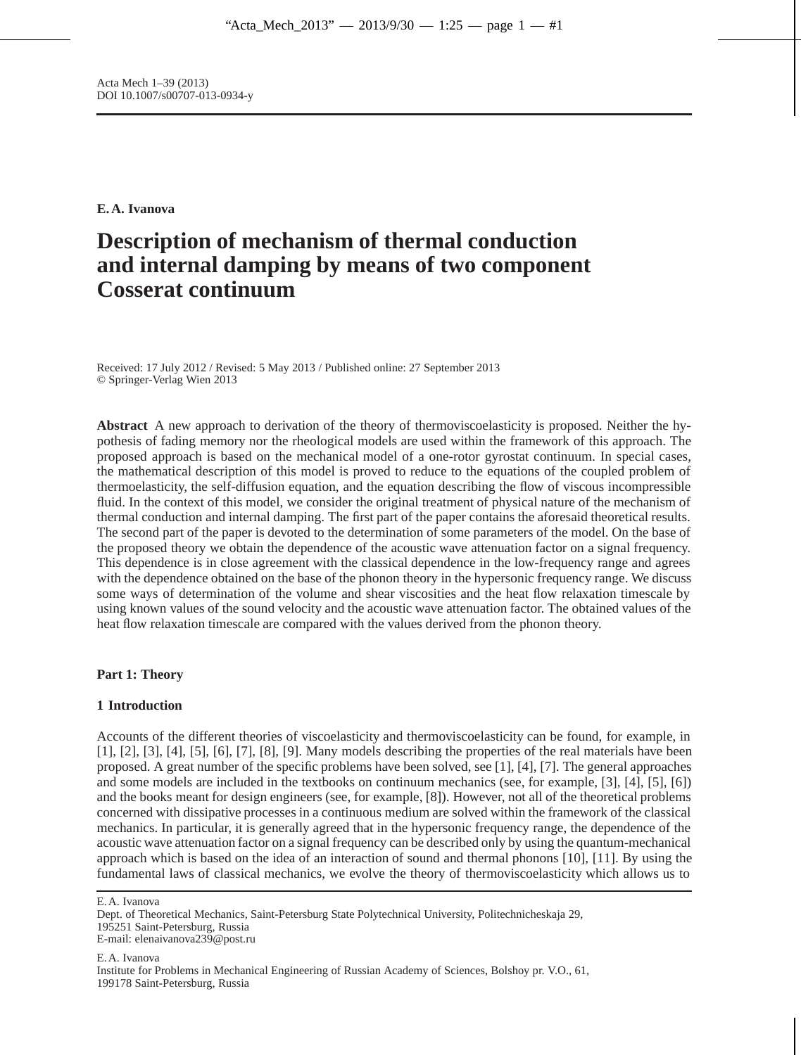Acta Mech 1–39 (2013)
DOI 10.1007/s00707-013-0934-y

**E. A. Ivanova**

# Description of mechanism of thermal conduction and internal damping by means of two component Cosserat continuum

Received: 17 July 2012 / Revised: 5 May 2013 / Published online: 27 September 2013
© Springer-Verlag Wien 2013

**Abstract** A new approach to derivation of the theory of thermoviscoelasticity is proposed. Neither the hypothesis of fading memory nor the rheological models are used within the framework of this approach. The proposed approach is based on the mechanical model of a one-rotor gyrostat continuum. In special cases, the mathematical description of this model is proved to reduce to the equations of the coupled problem of thermoelasticity, the self-diffusion equation, and the equation describing the flow of viscous incompressible fluid. In the context of this model, we consider the original treatment of physical nature of the mechanism of thermal conduction and internal damping. The first part of the paper contains the aforesaid theoretical results. The second part of the paper is devoted to the determination of some parameters of the model. On the base of the proposed theory we obtain the dependence of the acoustic wave attenuation factor on a signal frequency. This dependence is in close agreement with the classical dependence in the low-frequency range and agrees with the dependence obtained on the base of the phonon theory in the hypersonic frequency range. We discuss some ways of determination of the volume and shear viscosities and the heat flow relaxation timescale by using known values of the sound velocity and the acoustic wave attenuation factor. The obtained values of the heat flow relaxation timescale are compared with the values derived from the phonon theory.

**Part 1: Theory**

## 1 Introduction

Accounts of the different theories of viscoelasticity and thermoviscoelasticity can be found, for example, in [1], [2], [3], [4], [5], [6], [7], [8], [9]. Many models describing the properties of the real materials have been proposed. A great number of the specific problems have been solved, see [1], [4], [7]. The general approaches and some models are included in the textbooks on continuum mechanics (see, for example, [3], [4], [5], [6]) and the books meant for design engineers (see, for example, [8]). However, not all of the theoretical problems concerned with dissipative processes in a continuous medium are solved within the framework of the classical mechanics. In particular, it is generally agreed that in the hypersonic frequency range, the dependence of the acoustic wave attenuation factor on a signal frequency can be described only by using the quantum-mechanical approach which is based on the idea of an interaction of sound and thermal phonons [10], [11]. By using the fundamental laws of classical mechanics, we evolve the theory of thermoviscoelasticity which allows us to

E. A. Ivanova
Dept. of Theoretical Mechanics, Saint-Petersburg State Polytechnical University, Politechnicheskaja 29,
195251 Saint-Petersburg, Russia
E-mail: elenaivanova239@post.ru

E. A. Ivanova
Institute for Problems in Mechanical Engineering of Russian Academy of Sciences, Bolshoy pr. V.O., 61,
199178 Saint-Petersburg, Russia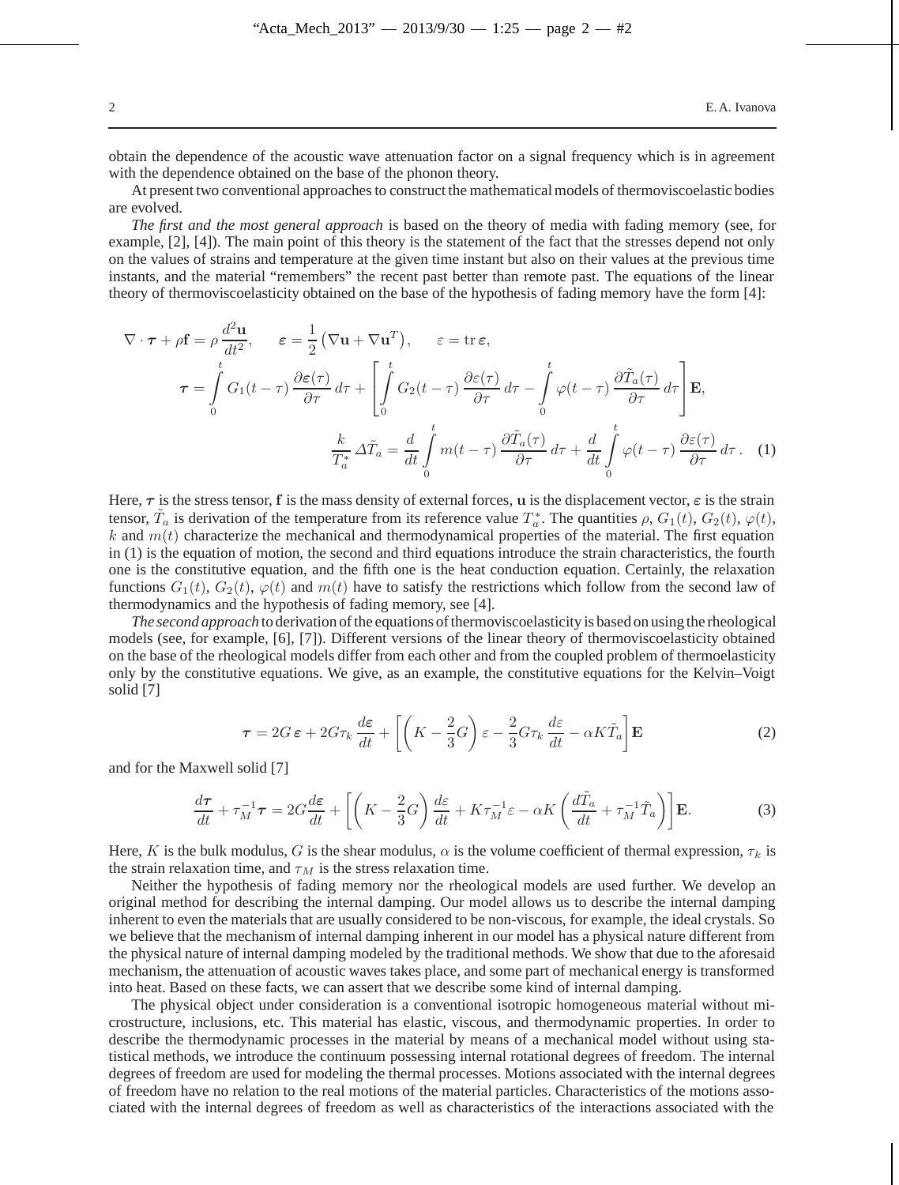obtain the dependence of the acoustic wave attenuation factor on a signal frequency which is in agreement with the dependence obtained on the base of the phonon theory.

At present two conventional approaches to construct the mathematical models of thermoviscoelastic bodies are evolved.

*The first and the most general approach* is based on the theory of media with fading memory (see, for example, [2], [4]). The main point of this theory is the statement of the fact that the stresses depend not only on the values of strains and temperature at the given time instant but also on their values at the previous time instants, and the material "remembers" the recent past better than remote past. The equations of the linear theory of thermoviscoelasticity obtained on the base of the hypothesis of fading memory have the form [4]:

$$
\nabla\cdot\boldsymbol{\tau} + \rho\mathbf{f} = \rho\,\frac{d^2\mathbf{u}}{dt^2}, \qquad \boldsymbol{\varepsilon} = \frac{1}{2}\left(\nabla\mathbf{u} + \nabla\mathbf{u}^T\right), \qquad \varepsilon = \operatorname{tr}\boldsymbol{\varepsilon},
$$

$$
\boldsymbol{\tau} = \int\limits_0^t G_1(t-\tau)\,\frac{\partial\boldsymbol{\varepsilon}(\tau)}{\partial\tau}\,d\tau + \left[\int\limits_0^t G_2(t-\tau)\,\frac{\partial\varepsilon(\tau)}{\partial\tau}\,d\tau - \int\limits_0^t \varphi(t-\tau)\,\frac{\partial\tilde{T}_a(\tau)}{\partial\tau}\,d\tau\right]\mathbf{E},
$$

$$
\frac{k}{T_a^*}\,\Delta\tilde{T}_a = \frac{d}{dt}\int\limits_0^t m(t-\tau)\,\frac{\partial\tilde{T}_a(\tau)}{\partial\tau}\,d\tau + \frac{d}{dt}\int\limits_0^t \varphi(t-\tau)\,\frac{\partial\varepsilon(\tau)}{\partial\tau}\,d\tau\,. \quad (1)
$$

Here, $\boldsymbol{\tau}$ is the stress tensor, $\mathbf{f}$ is the mass density of external forces, $\mathbf{u}$ is the displacement vector, $\boldsymbol{\varepsilon}$ is the strain tensor, $\tilde{T}_a$ is derivation of the temperature from its reference value $T_a^*$. The quantities $\rho$, $G_1(t)$, $G_2(t)$, $\varphi(t)$, $k$ and $m(t)$ characterize the mechanical and thermodynamical properties of the material. The first equation in (1) is the equation of motion, the second and third equations introduce the strain characteristics, the fourth one is the constitutive equation, and the fifth one is the heat conduction equation. Certainly, the relaxation functions $G_1(t)$, $G_2(t)$, $\varphi(t)$ and $m(t)$ have to satisfy the restrictions which follow from the second law of thermodynamics and the hypothesis of fading memory, see [4].

*The second approach* to derivation of the equations of thermoviscoelasticity is based on using the rheological models (see, for example, [6], [7]). Different versions of the linear theory of thermoviscoelasticity obtained on the base of the rheological models differ from each other and from the coupled problem of thermoelasticity only by the constitutive equations. We give, as an example, the constitutive equations for the Kelvin–Voigt solid [7]

$$
\boldsymbol{\tau} = 2G\,\boldsymbol{\varepsilon} + 2G\tau_k\,\frac{d\boldsymbol{\varepsilon}}{dt} + \left[\left(K - \frac{2}{3}G\right)\varepsilon - \frac{2}{3}G\tau_k\,\frac{d\varepsilon}{dt} - \alpha K\tilde{T}_a\right]\mathbf{E} \quad (2)
$$

and for the Maxwell solid [7]

$$
\frac{d\boldsymbol{\tau}}{dt} + \tau_M^{-1}\boldsymbol{\tau} = 2G\frac{d\boldsymbol{\varepsilon}}{dt} + \left[\left(K - \frac{2}{3}G\right)\frac{d\varepsilon}{dt} + K\tau_M^{-1}\varepsilon - \alpha K\left(\frac{d\tilde{T}_a}{dt} + \tau_M^{-1}\tilde{T}_a\right)\right]\mathbf{E}. \quad (3)
$$

Here, $K$ is the bulk modulus, $G$ is the shear modulus, $\alpha$ is the volume coefficient of thermal expression, $\tau_k$ is the strain relaxation time, and $\tau_M$ is the stress relaxation time.

Neither the hypothesis of fading memory nor the rheological models are used further. We develop an original method for describing the internal damping. Our model allows us to describe the internal damping inherent to even the materials that are usually considered to be non-viscous, for example, the ideal crystals. So we believe that the mechanism of internal damping inherent in our model has a physical nature different from the physical nature of internal damping modeled by the traditional methods. We show that due to the aforesaid mechanism, the attenuation of acoustic waves takes place, and some part of mechanical energy is transformed into heat. Based on these facts, we can assert that we describe some kind of internal damping.

The physical object under consideration is a conventional isotropic homogeneous material without microstructure, inclusions, etc. This material has elastic, viscous, and thermodynamic properties. In order to describe the thermodynamic processes in the material by means of a mechanical model without using statistical methods, we introduce the continuum possessing internal rotational degrees of freedom. The internal degrees of freedom are used for modeling the thermal processes. Motions associated with the internal degrees of freedom have no relation to the real motions of the material particles. Characteristics of the motions associated with the internal degrees of freedom as well as characteristics of the interactions associated with the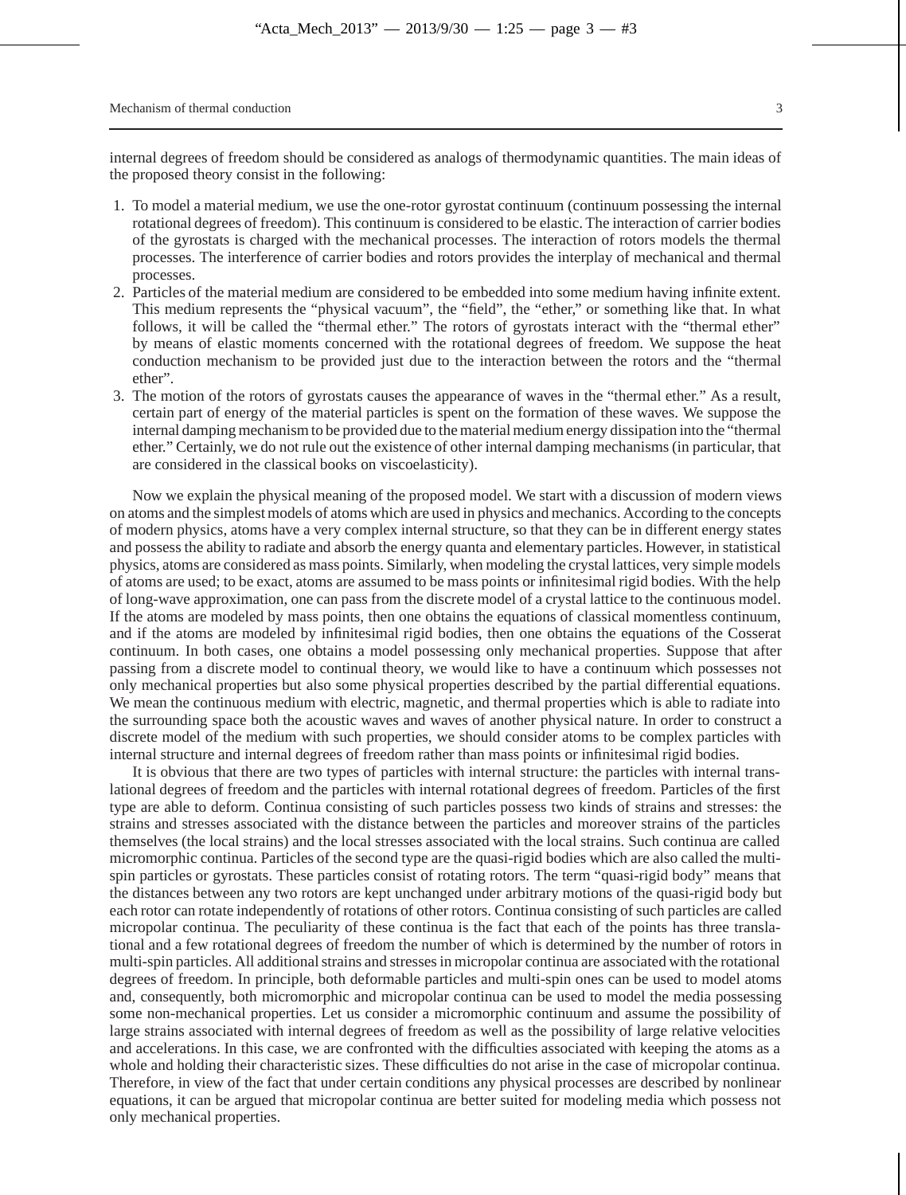internal degrees of freedom should be considered as analogs of thermodynamic quantities. The main ideas of the proposed theory consist in the following:

1. To model a material medium, we use the one-rotor gyrostat continuum (continuum possessing the internal rotational degrees of freedom). This continuum is considered to be elastic. The interaction of carrier bodies of the gyrostats is charged with the mechanical processes. The interaction of rotors models the thermal processes. The interference of carrier bodies and rotors provides the interplay of mechanical and thermal processes.
2. Particles of the material medium are considered to be embedded into some medium having infinite extent. This medium represents the "physical vacuum", the "field", the "ether," or something like that. In what follows, it will be called the "thermal ether." The rotors of gyrostats interact with the "thermal ether" by means of elastic moments concerned with the rotational degrees of freedom. We suppose the heat conduction mechanism to be provided just due to the interaction between the rotors and the "thermal ether".
3. The motion of the rotors of gyrostats causes the appearance of waves in the "thermal ether." As a result, certain part of energy of the material particles is spent on the formation of these waves. We suppose the internal damping mechanism to be provided due to the material medium energy dissipation into the "thermal ether." Certainly, we do not rule out the existence of other internal damping mechanisms (in particular, that are considered in the classical books on viscoelasticity).

Now we explain the physical meaning of the proposed model. We start with a discussion of modern views on atoms and the simplest models of atoms which are used in physics and mechanics. According to the concepts of modern physics, atoms have a very complex internal structure, so that they can be in different energy states and possess the ability to radiate and absorb the energy quanta and elementary particles. However, in statistical physics, atoms are considered as mass points. Similarly, when modeling the crystal lattices, very simple models of atoms are used; to be exact, atoms are assumed to be mass points or infinitesimal rigid bodies. With the help of long-wave approximation, one can pass from the discrete model of a crystal lattice to the continuous model. If the atoms are modeled by mass points, then one obtains the equations of classical momentless continuum, and if the atoms are modeled by infinitesimal rigid bodies, then one obtains the equations of the Cosserat continuum. In both cases, one obtains a model possessing only mechanical properties. Suppose that after passing from a discrete model to continual theory, we would like to have a continuum which possesses not only mechanical properties but also some physical properties described by the partial differential equations. We mean the continuous medium with electric, magnetic, and thermal properties which is able to radiate into the surrounding space both the acoustic waves and waves of another physical nature. In order to construct a discrete model of the medium with such properties, we should consider atoms to be complex particles with internal structure and internal degrees of freedom rather than mass points or infinitesimal rigid bodies.

It is obvious that there are two types of particles with internal structure: the particles with internal translational degrees of freedom and the particles with internal rotational degrees of freedom. Particles of the first type are able to deform. Continua consisting of such particles possess two kinds of strains and stresses: the strains and stresses associated with the distance between the particles and moreover strains of the particles themselves (the local strains) and the local stresses associated with the local strains. Such continua are called micromorphic continua. Particles of the second type are the quasi-rigid bodies which are also called the multi-spin particles or gyrostats. These particles consist of rotating rotors. The term "quasi-rigid body" means that the distances between any two rotors are kept unchanged under arbitrary motions of the quasi-rigid body but each rotor can rotate independently of rotations of other rotors. Continua consisting of such particles are called micropolar continua. The peculiarity of these continua is the fact that each of the points has three translational and a few rotational degrees of freedom the number of which is determined by the number of rotors in multi-spin particles. All additional strains and stresses in micropolar continua are associated with the rotational degrees of freedom. In principle, both deformable particles and multi-spin ones can be used to model atoms and, consequently, both micromorphic and micropolar continua can be used to model the media possessing some non-mechanical properties. Let us consider a micromorphic continuum and assume the possibility of large strains associated with internal degrees of freedom as well as the possibility of large relative velocities and accelerations. In this case, we are confronted with the difficulties associated with keeping the atoms as a whole and holding their characteristic sizes. These difficulties do not arise in the case of micropolar continua. Therefore, in view of the fact that under certain conditions any physical processes are described by nonlinear equations, it can be argued that micropolar continua are better suited for modeling media which possess not only mechanical properties.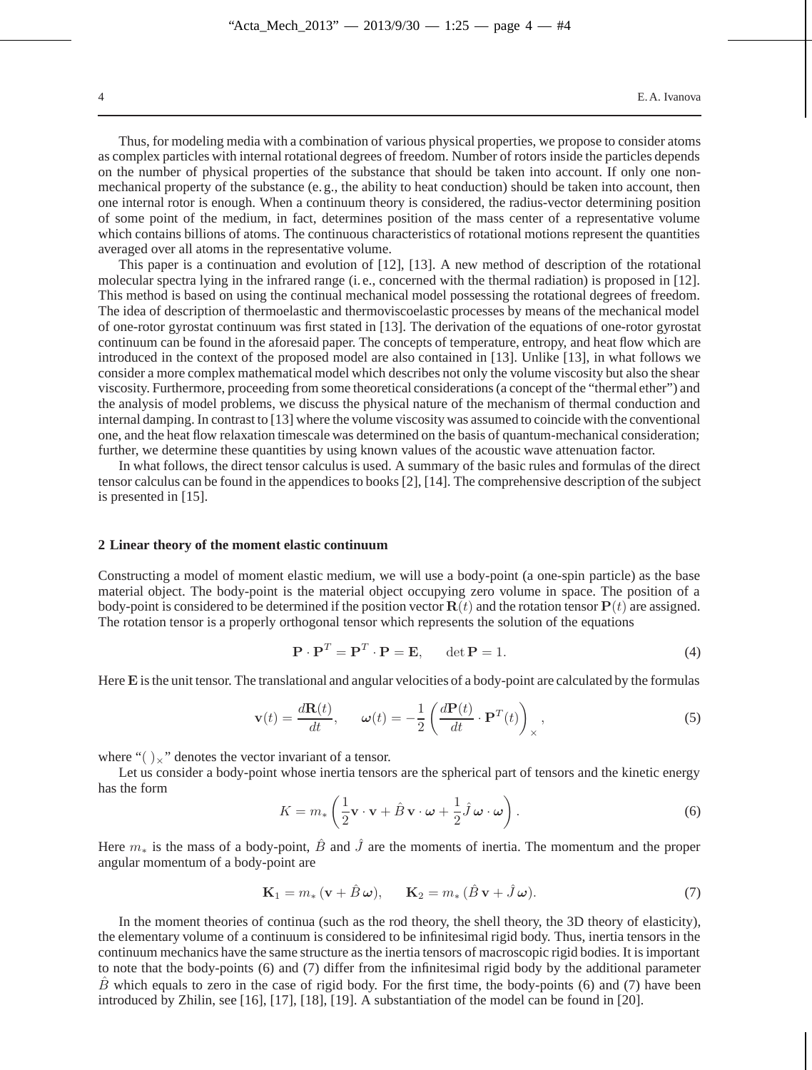Thus, for modeling media with a combination of various physical properties, we propose to consider atoms as complex particles with internal rotational degrees of freedom. Number of rotors inside the particles depends on the number of physical properties of the substance that should be taken into account. If only one non-mechanical property of the substance (e. g., the ability to heat conduction) should be taken into account, then one internal rotor is enough. When a continuum theory is considered, the radius-vector determining position of some point of the medium, in fact, determines position of the mass center of a representative volume which contains billions of atoms. The continuous characteristics of rotational motions represent the quantities averaged over all atoms in the representative volume.

This paper is a continuation and evolution of [12], [13]. A new method of description of the rotational molecular spectra lying in the infrared range (i. e., concerned with the thermal radiation) is proposed in [12]. This method is based on using the continual mechanical model possessing the rotational degrees of freedom. The idea of description of thermoelastic and thermoviscoelastic processes by means of the mechanical model of one-rotor gyrostat continuum was first stated in [13]. The derivation of the equations of one-rotor gyrostat continuum can be found in the aforesaid paper. The concepts of temperature, entropy, and heat flow which are introduced in the context of the proposed model are also contained in [13]. Unlike [13], in what follows we consider a more complex mathematical model which describes not only the volume viscosity but also the shear viscosity. Furthermore, proceeding from some theoretical considerations (a concept of the "thermal ether") and the analysis of model problems, we discuss the physical nature of the mechanism of thermal conduction and internal damping. In contrast to [13] where the volume viscosity was assumed to coincide with the conventional one, and the heat flow relaxation timescale was determined on the basis of quantum-mechanical consideration; further, we determine these quantities by using known values of the acoustic wave attenuation factor.

In what follows, the direct tensor calculus is used. A summary of the basic rules and formulas of the direct tensor calculus can be found in the appendices to books [2], [14]. The comprehensive description of the subject is presented in [15].

## 2 Linear theory of the moment elastic continuum

Constructing a model of moment elastic medium, we will use a body-point (a one-spin particle) as the base material object. The body-point is the material object occupying zero volume in space. The position of a body-point is considered to be determined if the position vector $\mathbf{R}(t)$ and the rotation tensor $\mathbf{P}(t)$ are assigned. The rotation tensor is a properly orthogonal tensor which represents the solution of the equations

$$\mathbf{P} \cdot \mathbf{P}^T = \mathbf{P}^T \cdot \mathbf{P} = \mathbf{E}, \qquad \det \mathbf{P} = 1. \tag{4}$$

Here $\mathbf{E}$ is the unit tensor. The translational and angular velocities of a body-point are calculated by the formulas

$$\mathbf{v}(t) = \frac{d\mathbf{R}(t)}{dt}, \qquad \boldsymbol{\omega}(t) = -\frac{1}{2}\left(\frac{d\mathbf{P}(t)}{dt} \cdot \mathbf{P}^T(t)\right)_\times, \tag{5}$$

where "$(\,)_\times$" denotes the vector invariant of a tensor.

Let us consider a body-point whose inertia tensors are the spherical part of tensors and the kinetic energy has the form

$$K = m_*\left(\frac{1}{2}\mathbf{v} \cdot \mathbf{v} + \hat{B}\,\mathbf{v} \cdot \boldsymbol{\omega} + \frac{1}{2}\hat{J}\,\boldsymbol{\omega} \cdot \boldsymbol{\omega}\right). \tag{6}$$

Here $m_*$ is the mass of a body-point, $\hat{B}$ and $\hat{J}$ are the moments of inertia. The momentum and the proper angular momentum of a body-point are

$$\mathbf{K}_1 = m_*\,(\mathbf{v} + \hat{B}\,\boldsymbol{\omega}), \qquad \mathbf{K}_2 = m_*\,(\hat{B}\,\mathbf{v} + \hat{J}\,\boldsymbol{\omega}). \tag{7}$$

In the moment theories of continua (such as the rod theory, the shell theory, the 3D theory of elasticity), the elementary volume of a continuum is considered to be infinitesimal rigid body. Thus, inertia tensors in the continuum mechanics have the same structure as the inertia tensors of macroscopic rigid bodies. It is important to note that the body-points (6) and (7) differ from the infinitesimal rigid body by the additional parameter $\hat{B}$ which equals to zero in the case of rigid body. For the first time, the body-points (6) and (7) have been introduced by Zhilin, see [16], [17], [18], [19]. A substantiation of the model can be found in [20].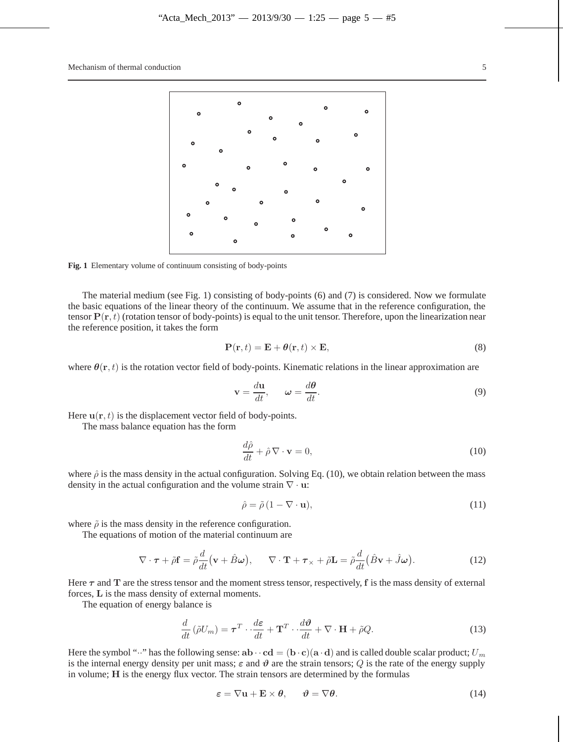**Fig. 1** Elementary volume of continuum consisting of body-points

The material medium (see Fig. 1) consisting of body-points (6) and (7) is considered. Now we formulate the basic equations of the linear theory of the continuum. We assume that in the reference configuration, the tensor $\mathbf{P}(\mathbf{r}, t)$ (rotation tensor of body-points) is equal to the unit tensor. Therefore, upon the linearization near the reference position, it takes the form

$$\mathbf{P}(\mathbf{r}, t) = \mathbf{E} + \boldsymbol{\theta}(\mathbf{r}, t) \times \mathbf{E}, \tag{8}$$

where $\boldsymbol{\theta}(\mathbf{r}, t)$ is the rotation vector field of body-points. Kinematic relations in the linear approximation are

$$\mathbf{v} = \frac{d\mathbf{u}}{dt}, \qquad \boldsymbol{\omega} = \frac{d\boldsymbol{\theta}}{dt}. \tag{9}$$

Here $\mathbf{u}(\mathbf{r}, t)$ is the displacement vector field of body-points.

The mass balance equation has the form

$$\frac{d\hat{\rho}}{dt} + \hat{\rho}\, \nabla \cdot \mathbf{v} = 0, \tag{10}$$

where $\hat{\rho}$ is the mass density in the actual configuration. Solving Eq. (10), we obtain relation between the mass density in the actual configuration and the volume strain $\nabla \cdot \mathbf{u}$:

$$\hat{\rho} = \tilde{\rho}\,(1 - \nabla \cdot \mathbf{u}), \tag{11}$$

where $\tilde{\rho}$ is the mass density in the reference configuration.

The equations of motion of the material continuum are

$$\nabla \cdot \boldsymbol{\tau} + \tilde{\rho}\mathbf{f} = \tilde{\rho}\frac{d}{dt}\big(\mathbf{v} + \hat{B}\boldsymbol{\omega}\big), \qquad \nabla \cdot \mathbf{T} + \boldsymbol{\tau}_{\times} + \tilde{\rho}\mathbf{L} = \tilde{\rho}\frac{d}{dt}\big(\hat{B}\mathbf{v} + \hat{J}\boldsymbol{\omega}\big). \tag{12}$$

Here $\boldsymbol{\tau}$ and $\mathbf{T}$ are the stress tensor and the moment stress tensor, respectively, $\mathbf{f}$ is the mass density of external forces, $\mathbf{L}$ is the mass density of external moments.

The equation of energy balance is

$$\frac{d}{dt}\,(\tilde{\rho} U_m) = \boldsymbol{\tau}^T \cdot\cdot \frac{d\boldsymbol{\varepsilon}}{dt} + \mathbf{T}^T \cdot\cdot \frac{d\boldsymbol{\vartheta}}{dt} + \nabla \cdot \mathbf{H} + \tilde{\rho} Q. \tag{13}$$

Here the symbol "$\cdot\cdot$" has the following sense: $\mathbf{ab} \cdot\cdot\, \mathbf{cd} = (\mathbf{b} \cdot \mathbf{c})(\mathbf{a} \cdot \mathbf{d})$ and is called double scalar product; $U_m$ is the internal energy density per unit mass; $\boldsymbol{\varepsilon}$ and $\boldsymbol{\vartheta}$ are the strain tensors; $Q$ is the rate of the energy supply in volume; $\mathbf{H}$ is the energy flux vector. The strain tensors are determined by the formulas

$$\boldsymbol{\varepsilon} = \nabla \mathbf{u} + \mathbf{E} \times \boldsymbol{\theta}, \qquad \boldsymbol{\vartheta} = \nabla \boldsymbol{\theta}. \tag{14}$$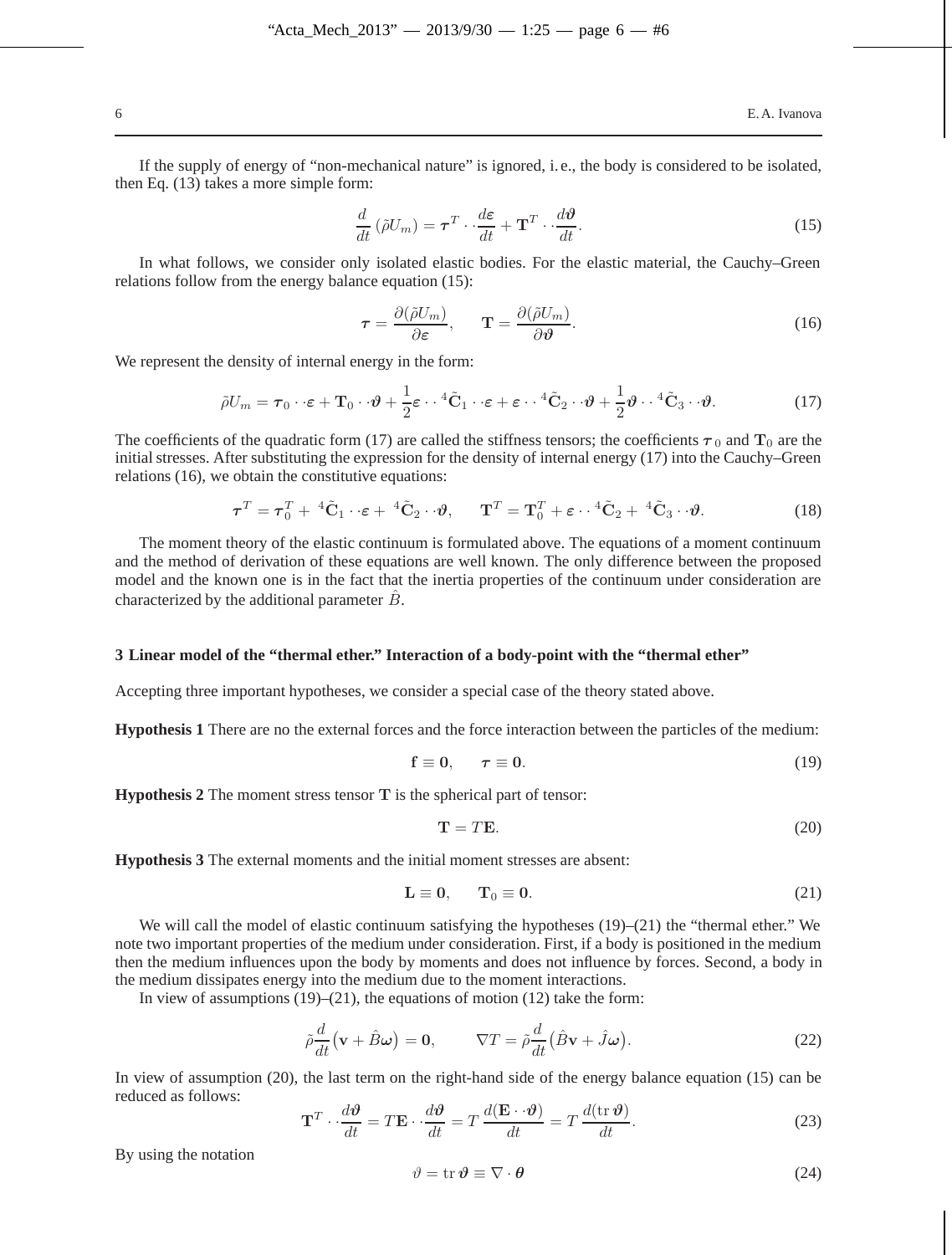If the supply of energy of "non-mechanical nature" is ignored, i. e., the body is considered to be isolated, then Eq. (13) takes a more simple form:

$$\frac{d}{dt}\left(\tilde{\rho} U_m\right) = \boldsymbol{\tau}^T \cdot\cdot \frac{d\boldsymbol{\varepsilon}}{dt} + \mathbf{T}^T \cdot\cdot \frac{d\boldsymbol{\vartheta}}{dt}. \tag{15}$$

In what follows, we consider only isolated elastic bodies. For the elastic material, the Cauchy–Green relations follow from the energy balance equation (15):

$$\boldsymbol{\tau} = \frac{\partial(\tilde{\rho} U_m)}{\partial \boldsymbol{\varepsilon}}, \qquad \mathbf{T} = \frac{\partial(\tilde{\rho} U_m)}{\partial \boldsymbol{\vartheta}}. \tag{16}$$

We represent the density of internal energy in the form:

$$\tilde{\rho} U_m = \boldsymbol{\tau}_0 \cdot\cdot \boldsymbol{\varepsilon} + \mathbf{T}_0 \cdot\cdot \boldsymbol{\vartheta} + \frac{1}{2} \boldsymbol{\varepsilon} \cdot\cdot {}^4\tilde{\mathbf{C}}_1 \cdot\cdot \boldsymbol{\varepsilon} + \boldsymbol{\varepsilon} \cdot\cdot {}^4\tilde{\mathbf{C}}_2 \cdot\cdot \boldsymbol{\vartheta} + \frac{1}{2} \boldsymbol{\vartheta} \cdot\cdot {}^4\tilde{\mathbf{C}}_3 \cdot\cdot \boldsymbol{\vartheta}. \tag{17}$$

The coefficients of the quadratic form (17) are called the stiffness tensors; the coefficients $\boldsymbol{\tau}_0$ and $\mathbf{T}_0$ are the initial stresses. After substituting the expression for the density of internal energy (17) into the Cauchy–Green relations (16), we obtain the constitutive equations:

$$\boldsymbol{\tau}^T = \boldsymbol{\tau}_0^T + {}^4\tilde{\mathbf{C}}_1 \cdot\cdot \boldsymbol{\varepsilon} + {}^4\tilde{\mathbf{C}}_2 \cdot\cdot \boldsymbol{\vartheta}, \qquad \mathbf{T}^T = \mathbf{T}_0^T + \boldsymbol{\varepsilon} \cdot\cdot {}^4\tilde{\mathbf{C}}_2 + {}^4\tilde{\mathbf{C}}_3 \cdot\cdot \boldsymbol{\vartheta}. \tag{18}$$

The moment theory of the elastic continuum is formulated above. The equations of a moment continuum and the method of derivation of these equations are well known. The only difference between the proposed model and the known one is in the fact that the inertia properties of the continuum under consideration are characterized by the additional parameter $\hat{B}$.

## 3 Linear model of the "thermal ether." Interaction of a body-point with the "thermal ether"

Accepting three important hypotheses, we consider a special case of the theory stated above.

**Hypothesis 1** There are no the external forces and the force interaction between the particles of the medium:

$$\mathbf{f} \equiv \mathbf{0}, \qquad \boldsymbol{\tau} \equiv \mathbf{0}. \tag{19}$$

**Hypothesis 2** The moment stress tensor $\mathbf{T}$ is the spherical part of tensor:

$$\mathbf{T} = T\mathbf{E}. \tag{20}$$

**Hypothesis 3** The external moments and the initial moment stresses are absent:

$$\mathbf{L} \equiv \mathbf{0}, \qquad \mathbf{T}_0 \equiv \mathbf{0}. \tag{21}$$

We will call the model of elastic continuum satisfying the hypotheses (19)–(21) the "thermal ether." We note two important properties of the medium under consideration. First, if a body is positioned in the medium then the medium influences upon the body by moments and does not influence by forces. Second, a body in the medium dissipates energy into the medium due to the moment interactions.

In view of assumptions (19)–(21), the equations of motion (12) take the form:

$$\tilde{\rho} \frac{d}{dt}\left(\mathbf{v} + \hat{B}\boldsymbol{\omega}\right) = \mathbf{0}, \qquad \nabla T = \tilde{\rho} \frac{d}{dt}\left(\hat{B}\mathbf{v} + \hat{J}\boldsymbol{\omega}\right). \tag{22}$$

In view of assumption (20), the last term on the right-hand side of the energy balance equation (15) can be reduced as follows:

$$\mathbf{T}^T \cdot\cdot \frac{d\boldsymbol{\vartheta}}{dt} = T\mathbf{E} \cdot\cdot \frac{d\boldsymbol{\vartheta}}{dt} = T\, \frac{d(\mathbf{E} \cdot\cdot \boldsymbol{\vartheta})}{dt} = T\, \frac{d(\operatorname{tr} \boldsymbol{\vartheta})}{dt}. \tag{23}$$

By using the notation

$$\vartheta = \operatorname{tr} \boldsymbol{\vartheta} \equiv \nabla \cdot \boldsymbol{\theta} \tag{24}$$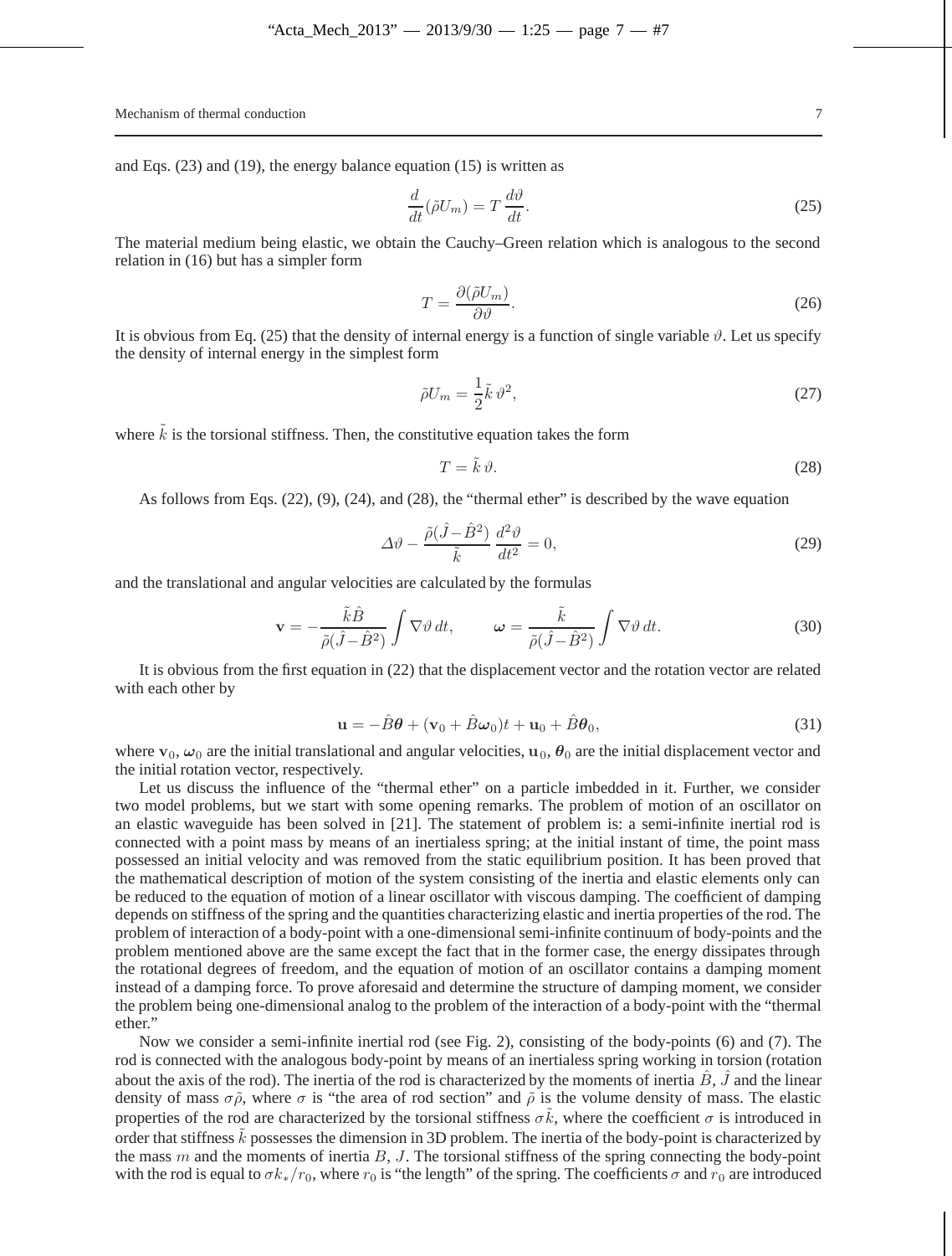and Eqs. (23) and (19), the energy balance equation (15) is written as

$$\frac{d}{dt}(\tilde{\rho}U_m) = T\,\frac{d\vartheta}{dt}. \tag{25}$$

The material medium being elastic, we obtain the Cauchy–Green relation which is analogous to the second relation in (16) but has a simpler form

$$T = \frac{\partial(\tilde{\rho}U_m)}{\partial\vartheta}. \tag{26}$$

It is obvious from Eq. (25) that the density of internal energy is a function of single variable $\vartheta$. Let us specify the density of internal energy in the simplest form

$$\tilde{\rho}U_m = \frac{1}{2}\tilde{k}\,\vartheta^2, \tag{27}$$

where $\tilde{k}$ is the torsional stiffness. Then, the constitutive equation takes the form

$$T = \tilde{k}\,\vartheta. \tag{28}$$

As follows from Eqs. (22), (9), (24), and (28), the "thermal ether" is described by the wave equation

$$\varDelta\vartheta - \frac{\tilde{\rho}(\hat{J}-\hat{B}^2)}{\tilde{k}}\,\frac{d^2\vartheta}{dt^2} = 0, \tag{29}$$

and the translational and angular velocities are calculated by the formulas

$$\mathbf{v} = -\frac{\tilde{k}\hat{B}}{\tilde{\rho}(\hat{J}-\hat{B}^2)}\int\nabla\vartheta\,dt, \qquad \boldsymbol{\omega} = \frac{\tilde{k}}{\tilde{\rho}(\hat{J}-\hat{B}^2)}\int\nabla\vartheta\,dt. \tag{30}$$

It is obvious from the first equation in (22) that the displacement vector and the rotation vector are related with each other by

$$\mathbf{u} = -\hat{B}\boldsymbol{\theta} + (\mathbf{v}_0 + \hat{B}\boldsymbol{\omega}_0)t + \mathbf{u}_0 + \hat{B}\boldsymbol{\theta}_0, \tag{31}$$

where $\mathbf{v}_0$, $\boldsymbol{\omega}_0$ are the initial translational and angular velocities, $\mathbf{u}_0$, $\boldsymbol{\theta}_0$ are the initial displacement vector and the initial rotation vector, respectively.

Let us discuss the influence of the "thermal ether" on a particle imbedded in it. Further, we consider two model problems, but we start with some opening remarks. The problem of motion of an oscillator on an elastic waveguide has been solved in [21]. The statement of problem is: a semi-infinite inertial rod is connected with a point mass by means of an inertialess spring; at the initial instant of time, the point mass possessed an initial velocity and was removed from the static equilibrium position. It has been proved that the mathematical description of motion of the system consisting of the inertia and elastic elements only can be reduced to the equation of motion of a linear oscillator with viscous damping. The coefficient of damping depends on stiffness of the spring and the quantities characterizing elastic and inertia properties of the rod. The problem of interaction of a body-point with a one-dimensional semi-infinite continuum of body-points and the problem mentioned above are the same except the fact that in the former case, the energy dissipates through the rotational degrees of freedom, and the equation of motion of an oscillator contains a damping moment instead of a damping force. To prove aforesaid and determine the structure of damping moment, we consider the problem being one-dimensional analog to the problem of the interaction of a body-point with the "thermal ether."

Now we consider a semi-infinite inertial rod (see Fig. 2), consisting of the body-points (6) and (7). The rod is connected with the analogous body-point by means of an inertialess spring working in torsion (rotation about the axis of the rod). The inertia of the rod is characterized by the moments of inertia $\hat{B}$, $\hat{J}$ and the linear density of mass $\sigma\tilde{\rho}$, where $\sigma$ is "the area of rod section" and $\tilde{\rho}$ is the volume density of mass. The elastic properties of the rod are characterized by the torsional stiffness $\sigma\tilde{k}$, where the coefficient $\sigma$ is introduced in order that stiffness $\tilde{k}$ possesses the dimension in 3D problem. The inertia of the body-point is characterized by the mass $m$ and the moments of inertia $B$, $J$. The torsional stiffness of the spring connecting the body-point with the rod is equal to $\sigma k_*/r_0$, where $r_0$ is "the length" of the spring. The coefficients $\sigma$ and $r_0$ are introduced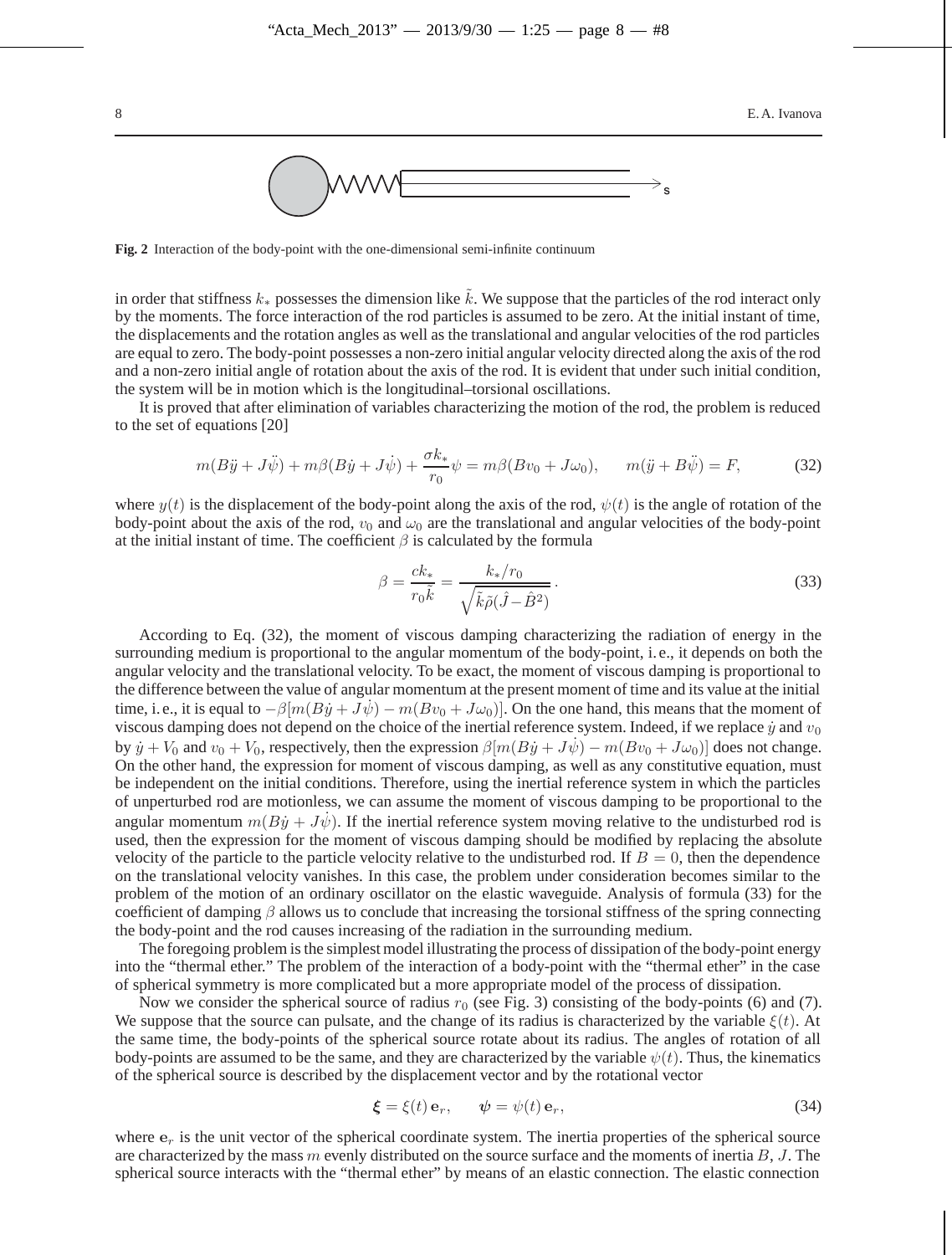Fig. 2 Interaction of the body-point with the one-dimensional semi-infinite continuum

in order that stiffness $k_*$ possesses the dimension like $\tilde{k}$. We suppose that the particles of the rod interact only by the moments. The force interaction of the rod particles is assumed to be zero. At the initial instant of time, the displacements and the rotation angles as well as the translational and angular velocities of the rod particles are equal to zero. The body-point possesses a non-zero initial angular velocity directed along the axis of the rod and a non-zero initial angle of rotation about the axis of the rod. It is evident that under such initial condition, the system will be in motion which is the longitudinal–torsional oscillations.

It is proved that after elimination of variables characterizing the motion of the rod, the problem is reduced to the set of equations [20]

$$m(B\ddot{y} + J\ddot{\psi}) + m\beta(B\dot{y} + J\dot{\psi}) + \frac{\sigma k_*}{r_0}\psi = m\beta(Bv_0 + J\omega_0), \qquad m(\ddot{y} + B\ddot{\psi}) = F, \tag{32}$$

where $y(t)$ is the displacement of the body-point along the axis of the rod, $\psi(t)$ is the angle of rotation of the body-point about the axis of the rod, $v_0$ and $\omega_0$ are the translational and angular velocities of the body-point at the initial instant of time. The coefficient $\beta$ is calculated by the formula

$$\beta = \frac{ck_*}{r_0\tilde{k}} = \frac{k_*/r_0}{\sqrt{\tilde{k}\tilde{\rho}(\hat{J} - \hat{B}^2)}}\,. \tag{33}$$

According to Eq. (32), the moment of viscous damping characterizing the radiation of energy in the surrounding medium is proportional to the angular momentum of the body-point, i. e., it depends on both the angular velocity and the translational velocity. To be exact, the moment of viscous damping is proportional to the difference between the value of angular momentum at the present moment of time and its value at the initial time, i. e., it is equal to $-\beta[m(B\dot{y} + J\dot{\psi}) - m(Bv_0 + J\omega_0)]$. On the one hand, this means that the moment of viscous damping does not depend on the choice of the inertial reference system. Indeed, if we replace $\dot{y}$ and $v_0$ by $\dot{y} + V_0$ and $v_0 + V_0$, respectively, then the expression $\beta[m(B\dot{y} + J\dot{\psi}) - m(Bv_0 + J\omega_0)]$ does not change. On the other hand, the expression for moment of viscous damping, as well as any constitutive equation, must be independent on the initial conditions. Therefore, using the inertial reference system in which the particles of unperturbed rod are motionless, we can assume the moment of viscous damping to be proportional to the angular momentum $m(B\dot{y} + J\dot{\psi})$. If the inertial reference system moving relative to the undisturbed rod is used, then the expression for the moment of viscous damping should be modified by replacing the absolute velocity of the particle to the particle velocity relative to the undisturbed rod. If $B = 0$, then the dependence on the translational velocity vanishes. In this case, the problem under consideration becomes similar to the problem of the motion of an ordinary oscillator on the elastic waveguide. Analysis of formula (33) for the coefficient of damping $\beta$ allows us to conclude that increasing the torsional stiffness of the spring connecting the body-point and the rod causes increasing of the radiation in the surrounding medium.

The foregoing problem is the simplest model illustrating the process of dissipation of the body-point energy into the "thermal ether." The problem of the interaction of a body-point with the "thermal ether" in the case of spherical symmetry is more complicated but a more appropriate model of the process of dissipation.

Now we consider the spherical source of radius $r_0$ (see Fig. 3) consisting of the body-points (6) and (7). We suppose that the source can pulsate, and the change of its radius is characterized by the variable $\xi(t)$. At the same time, the body-points of the spherical source rotate about its radius. The angles of rotation of all body-points are assumed to be the same, and they are characterized by the variable $\psi(t)$. Thus, the kinematics of the spherical source is described by the displacement vector and by the rotational vector

$$\boldsymbol{\xi} = \xi(t)\,\mathbf{e}_r, \qquad \boldsymbol{\psi} = \psi(t)\,\mathbf{e}_r, \tag{34}$$

where $\mathbf{e}_r$ is the unit vector of the spherical coordinate system. The inertia properties of the spherical source are characterized by the mass $m$ evenly distributed on the source surface and the moments of inertia $B$, $J$. The spherical source interacts with the "thermal ether" by means of an elastic connection. The elastic connection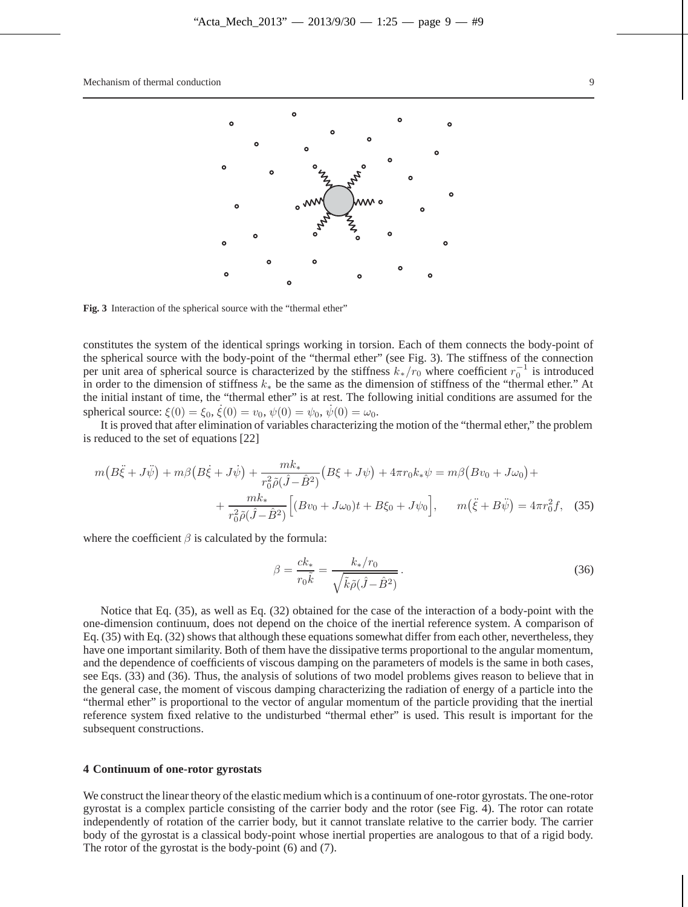Fig. 3 Interaction of the spherical source with the "thermal ether"

constitutes the system of the identical springs working in torsion. Each of them connects the body-point of the spherical source with the body-point of the "thermal ether" (see Fig. 3). The stiffness of the connection per unit area of spherical source is characterized by the stiffness $k_*/r_0$ where coefficient $r_0^{-1}$ is introduced in order to the dimension of stiffness $k_*$ be the same as the dimension of stiffness of the "thermal ether." At the initial instant of time, the "thermal ether" is at rest. The following initial conditions are assumed for the spherical source: $\xi(0) = \xi_0$, $\dot{\xi}(0) = v_0$, $\psi(0) = \psi_0$, $\dot{\psi}(0) = \omega_0$.

It is proved that after elimination of variables characterizing the motion of the "thermal ether," the problem is reduced to the set of equations [22]

$$
m\big(B\ddot{\xi} + J\ddot{\psi}\big) + m\beta\big(B\dot{\xi} + J\dot{\psi}\big) + \frac{mk_*}{r_0^2\tilde{\rho}(\hat{J} - \hat{B}^2)}\big(B\xi + J\psi\big) + 4\pi r_0 k_* \psi = m\beta\big(Bv_0 + J\omega_0\big) + 
+ \frac{mk_*}{r_0^2\tilde{\rho}(\hat{J} - \hat{B}^2)}\Big[(Bv_0 + J\omega_0)t + B\xi_0 + J\psi_0\Big], \qquad m\big(\ddot{\xi} + B\ddot{\psi}\big) = 4\pi r_0^2 f, \quad (35)
$$

where the coefficient $\beta$ is calculated by the formula:

$$
\beta = \frac{ck_*}{r_0\tilde{k}} = \frac{k_*/r_0}{\sqrt{\tilde{k}\tilde{\rho}(\hat{J} - \hat{B}^2)}}. \quad (36)
$$

Notice that Eq. (35), as well as Eq. (32) obtained for the case of the interaction of a body-point with the one-dimension continuum, does not depend on the choice of the inertial reference system. A comparison of Eq. (35) with Eq. (32) shows that although these equations somewhat differ from each other, nevertheless, they have one important similarity. Both of them have the dissipative terms proportional to the angular momentum, and the dependence of coefficients of viscous damping on the parameters of models is the same in both cases, see Eqs. (33) and (36). Thus, the analysis of solutions of two model problems gives reason to believe that in the general case, the moment of viscous damping characterizing the radiation of energy of a particle into the "thermal ether" is proportional to the vector of angular momentum of the particle providing that the inertial reference system fixed relative to the undisturbed "thermal ether" is used. This result is important for the subsequent constructions.

## 4 Continuum of one-rotor gyrostats

We construct the linear theory of the elastic medium which is a continuum of one-rotor gyrostats. The one-rotor gyrostat is a complex particle consisting of the carrier body and the rotor (see Fig. 4). The rotor can rotate independently of rotation of the carrier body, but it cannot translate relative to the carrier body. The carrier body of the gyrostat is a classical body-point whose inertial properties are analogous to that of a rigid body. The rotor of the gyrostat is the body-point (6) and (7).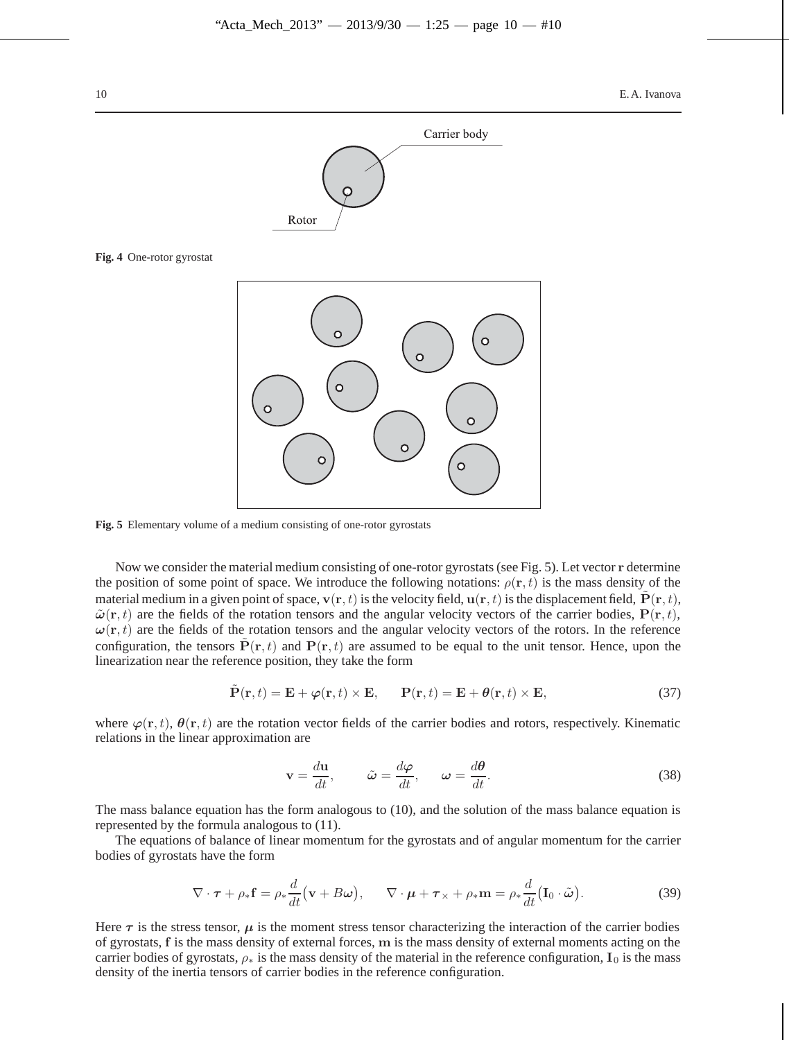**Fig. 4** One-rotor gyrostat

**Fig. 5** Elementary volume of a medium consisting of one-rotor gyrostats

Now we consider the material medium consisting of one-rotor gyrostats (see Fig. 5). Let vector $\mathbf{r}$ determine the position of some point of space. We introduce the following notations: $\rho(\mathbf{r}, t)$ is the mass density of the material medium in a given point of space, $\mathbf{v}(\mathbf{r}, t)$ is the velocity field, $\mathbf{u}(\mathbf{r}, t)$ is the displacement field, $\tilde{\mathbf{P}}(\mathbf{r}, t)$, $\tilde{\boldsymbol{\omega}}(\mathbf{r}, t)$ are the fields of the rotation tensors and the angular velocity vectors of the carrier bodies, $\mathbf{P}(\mathbf{r}, t)$, $\boldsymbol{\omega}(\mathbf{r}, t)$ are the fields of the rotation tensors and the angular velocity vectors of the rotors. In the reference configuration, the tensors $\tilde{\mathbf{P}}(\mathbf{r}, t)$ and $\mathbf{P}(\mathbf{r}, t)$ are assumed to be equal to the unit tensor. Hence, upon the linearization near the reference position, they take the form

$$\tilde{\mathbf{P}}(\mathbf{r}, t) = \mathbf{E} + \boldsymbol{\varphi}(\mathbf{r}, t) \times \mathbf{E}, \qquad \mathbf{P}(\mathbf{r}, t) = \mathbf{E} + \boldsymbol{\theta}(\mathbf{r}, t) \times \mathbf{E}, \tag{37}$$

where $\boldsymbol{\varphi}(\mathbf{r}, t)$, $\boldsymbol{\theta}(\mathbf{r}, t)$ are the rotation vector fields of the carrier bodies and rotors, respectively. Kinematic relations in the linear approximation are

$$\mathbf{v} = \frac{d\mathbf{u}}{dt}, \qquad \tilde{\boldsymbol{\omega}} = \frac{d\boldsymbol{\varphi}}{dt}, \qquad \boldsymbol{\omega} = \frac{d\boldsymbol{\theta}}{dt}. \tag{38}$$

The mass balance equation has the form analogous to (10), and the solution of the mass balance equation is represented by the formula analogous to (11).

The equations of balance of linear momentum for the gyrostats and of angular momentum for the carrier bodies of gyrostats have the form

$$\nabla \cdot \boldsymbol{\tau} + \rho_* \mathbf{f} = \rho_* \frac{d}{dt}\big(\mathbf{v} + B\boldsymbol{\omega}\big), \qquad \nabla \cdot \boldsymbol{\mu} + \boldsymbol{\tau}_\times + \rho_* \mathbf{m} = \rho_* \frac{d}{dt}\big(\mathbf{I}_0 \cdot \tilde{\boldsymbol{\omega}}\big). \tag{39}$$

Here $\boldsymbol{\tau}$ is the stress tensor, $\boldsymbol{\mu}$ is the moment stress tensor characterizing the interaction of the carrier bodies of gyrostats, $\mathbf{f}$ is the mass density of external forces, $\mathbf{m}$ is the mass density of external moments acting on the carrier bodies of gyrostats, $\rho_*$ is the mass density of the material in the reference configuration, $\mathbf{I}_0$ is the mass density of the inertia tensors of carrier bodies in the reference configuration.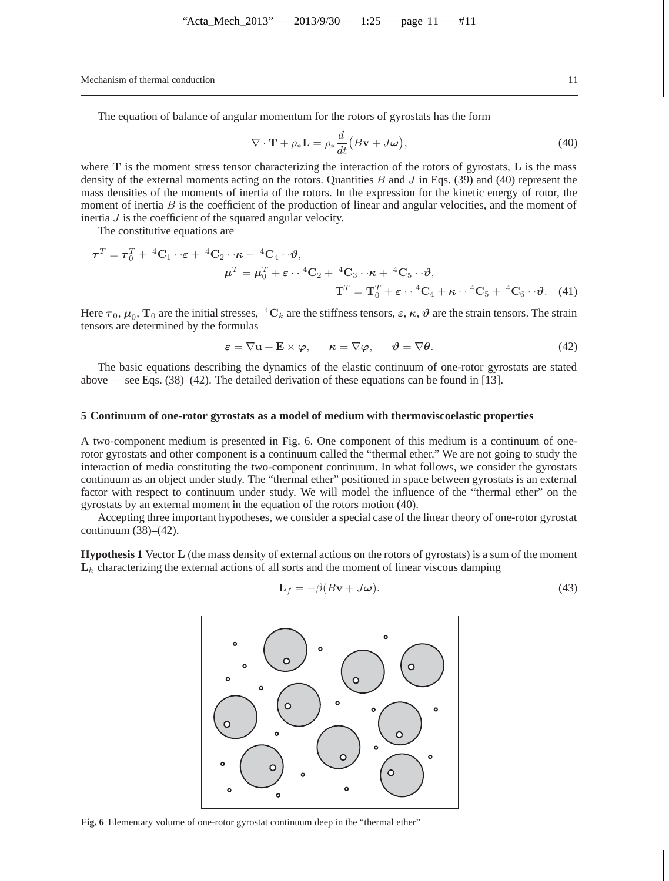The equation of balance of angular momentum for the rotors of gyrostats has the form

$$\nabla \cdot \mathbf{T} + \rho_* \mathbf{L} = \rho_* \frac{d}{dt}\big(B\mathbf{v} + J\boldsymbol{\omega}\big), \tag{40}$$

where $\mathbf{T}$ is the moment stress tensor characterizing the interaction of the rotors of gyrostats, $\mathbf{L}$ is the mass density of the external moments acting on the rotors. Quantities $B$ and $J$ in Eqs. (39) and (40) represent the mass densities of the moments of inertia of the rotors. In the expression for the kinetic energy of rotor, the moment of inertia $B$ is the coefficient of the production of linear and angular velocities, and the moment of inertia $J$ is the coefficient of the squared angular velocity.

The constitutive equations are

$$\begin{aligned}
\boldsymbol{\tau}^T &= \boldsymbol{\tau}_0^T + {}^4\mathbf{C}_1 \cdot\cdot \boldsymbol{\varepsilon} + {}^4\mathbf{C}_2 \cdot\cdot \boldsymbol{\kappa} + {}^4\mathbf{C}_4 \cdot\cdot \boldsymbol{\vartheta}, \\
\boldsymbol{\mu}^T &= \boldsymbol{\mu}_0^T + \boldsymbol{\varepsilon} \cdot\cdot {}^4\mathbf{C}_2 + {}^4\mathbf{C}_3 \cdot\cdot \boldsymbol{\kappa} + {}^4\mathbf{C}_5 \cdot\cdot \boldsymbol{\vartheta}, \\
\mathbf{T}^T &= \mathbf{T}_0^T + \boldsymbol{\varepsilon} \cdot\cdot {}^4\mathbf{C}_4 + \boldsymbol{\kappa} \cdot\cdot {}^4\mathbf{C}_5 + {}^4\mathbf{C}_6 \cdot\cdot \boldsymbol{\vartheta}.
\end{aligned} \tag{41}$$

Here $\boldsymbol{\tau}_0$, $\boldsymbol{\mu}_0$, $\mathbf{T}_0$ are the initial stresses, ${}^4\mathbf{C}_k$ are the stiffness tensors, $\boldsymbol{\varepsilon}$, $\boldsymbol{\kappa}$, $\boldsymbol{\vartheta}$ are the strain tensors. The strain tensors are determined by the formulas

$$\boldsymbol{\varepsilon} = \nabla \mathbf{u} + \mathbf{E} \times \boldsymbol{\varphi}, \qquad \boldsymbol{\kappa} = \nabla \boldsymbol{\varphi}, \qquad \boldsymbol{\vartheta} = \nabla \boldsymbol{\theta}. \tag{42}$$

The basic equations describing the dynamics of the elastic continuum of one-rotor gyrostats are stated above — see Eqs. (38)–(42). The detailed derivation of these equations can be found in [13].

## 5 Continuum of one-rotor gyrostats as a model of medium with thermoviscoelastic properties

A two-component medium is presented in Fig. 6. One component of this medium is a continuum of one-rotor gyrostats and other component is a continuum called the "thermal ether." We are not going to study the interaction of media constituting the two-component continuum. In what follows, we consider the gyrostats continuum as an object under study. The "thermal ether" positioned in space between gyrostats is an external factor with respect to continuum under study. We will model the influence of the "thermal ether" on the gyrostats by an external moment in the equation of the rotors motion (40).

Accepting three important hypotheses, we consider a special case of the linear theory of one-rotor gyrostat continuum (38)–(42).

**Hypothesis 1** Vector $\mathbf{L}$ (the mass density of external actions on the rotors of gyrostats) is a sum of the moment $\mathbf{L}_h$ characterizing the external actions of all sorts and the moment of linear viscous damping

$$\mathbf{L}_f = -\beta(B\mathbf{v} + J\boldsymbol{\omega}). \tag{43}$$

**Fig. 6** Elementary volume of one-rotor gyrostat continuum deep in the "thermal ether"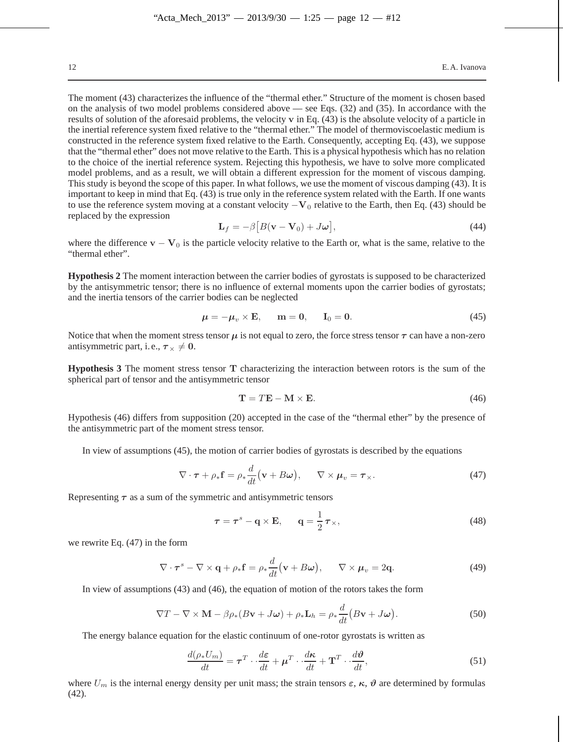The moment (43) characterizes the influence of the "thermal ether." Structure of the moment is chosen based on the analysis of two model problems considered above — see Eqs. (32) and (35). In accordance with the results of solution of the aforesaid problems, the velocity $\mathbf{v}$ in Eq. (43) is the absolute velocity of a particle in the inertial reference system fixed relative to the "thermal ether." The model of thermoviscoelastic medium is constructed in the reference system fixed relative to the Earth. Consequently, accepting Eq. (43), we suppose that the "thermal ether" does not move relative to the Earth. This is a physical hypothesis which has no relation to the choice of the inertial reference system. Rejecting this hypothesis, we have to solve more complicated model problems, and as a result, we will obtain a different expression for the moment of viscous damping. This study is beyond the scope of this paper. In what follows, we use the moment of viscous damping (43). It is important to keep in mind that Eq. (43) is true only in the reference system related with the Earth. If one wants to use the reference system moving at a constant velocity $-\mathbf{V}_0$ relative to the Earth, then Eq. (43) should be replaced by the expression

$$\mathbf{L}_f = -\beta\big[B(\mathbf{v} - \mathbf{V}_0) + J\boldsymbol{\omega}\big], \tag{44}$$

where the difference $\mathbf{v} - \mathbf{V}_0$ is the particle velocity relative to the Earth or, what is the same, relative to the "thermal ether".

**Hypothesis 2** The moment interaction between the carrier bodies of gyrostats is supposed to be characterized by the antisymmetric tensor; there is no influence of external moments upon the carrier bodies of gyrostats; and the inertia tensors of the carrier bodies can be neglected

$$\boldsymbol{\mu} = -\boldsymbol{\mu}_v \times \mathbf{E}, \qquad \mathbf{m} = \mathbf{0}, \qquad \mathbf{I}_0 = \mathbf{0}. \tag{45}$$

Notice that when the moment stress tensor $\boldsymbol{\mu}$ is not equal to zero, the force stress tensor $\boldsymbol{\tau}$ can have a non-zero antisymmetric part, i.e., $\boldsymbol{\tau}_\times \neq \mathbf{0}$.

**Hypothesis 3** The moment stress tensor $\mathbf{T}$ characterizing the interaction between rotors is the sum of the spherical part of tensor and the antisymmetric tensor

$$\mathbf{T} = T\mathbf{E} - \mathbf{M} \times \mathbf{E}. \tag{46}$$

Hypothesis (46) differs from supposition (20) accepted in the case of the "thermal ether" by the presence of the antisymmetric part of the moment stress tensor.

In view of assumptions (45), the motion of carrier bodies of gyrostats is described by the equations

$$\nabla \cdot \boldsymbol{\tau} + \rho_* \mathbf{f} = \rho_* \frac{d}{dt}\big(\mathbf{v} + B\boldsymbol{\omega}\big), \qquad \nabla \times \boldsymbol{\mu}_v = \boldsymbol{\tau}_\times. \tag{47}$$

Representing $\boldsymbol{\tau}$ as a sum of the symmetric and antisymmetric tensors

$$\boldsymbol{\tau} = \boldsymbol{\tau}^s - \mathbf{q} \times \mathbf{E}, \qquad \mathbf{q} = \frac{1}{2}\,\boldsymbol{\tau}_\times, \tag{48}$$

we rewrite Eq. (47) in the form

$$\nabla \cdot \boldsymbol{\tau}^s - \nabla \times \mathbf{q} + \rho_* \mathbf{f} = \rho_* \frac{d}{dt}\big(\mathbf{v} + B\boldsymbol{\omega}\big), \qquad \nabla \times \boldsymbol{\mu}_v = 2\mathbf{q}. \tag{49}$$

In view of assumptions (43) and (46), the equation of motion of the rotors takes the form

$$\nabla T - \nabla \times \mathbf{M} - \beta\rho_*(B\mathbf{v} + J\boldsymbol{\omega}) + \rho_* \mathbf{L}_h = \rho_* \frac{d}{dt}\big(B\mathbf{v} + J\boldsymbol{\omega}\big). \tag{50}$$

The energy balance equation for the elastic continuum of one-rotor gyrostats is written as

$$\frac{d(\rho_* U_m)}{dt} = \boldsymbol{\tau}^T \cdot\cdot \frac{d\boldsymbol{\varepsilon}}{dt} + \boldsymbol{\mu}^T \cdot\cdot \frac{d\boldsymbol{\kappa}}{dt} + \mathbf{T}^T \cdot\cdot \frac{d\boldsymbol{\vartheta}}{dt}, \tag{51}$$

where $U_m$ is the internal energy density per unit mass; the strain tensors $\boldsymbol{\varepsilon}$, $\boldsymbol{\kappa}$, $\boldsymbol{\vartheta}$ are determined by formulas (42).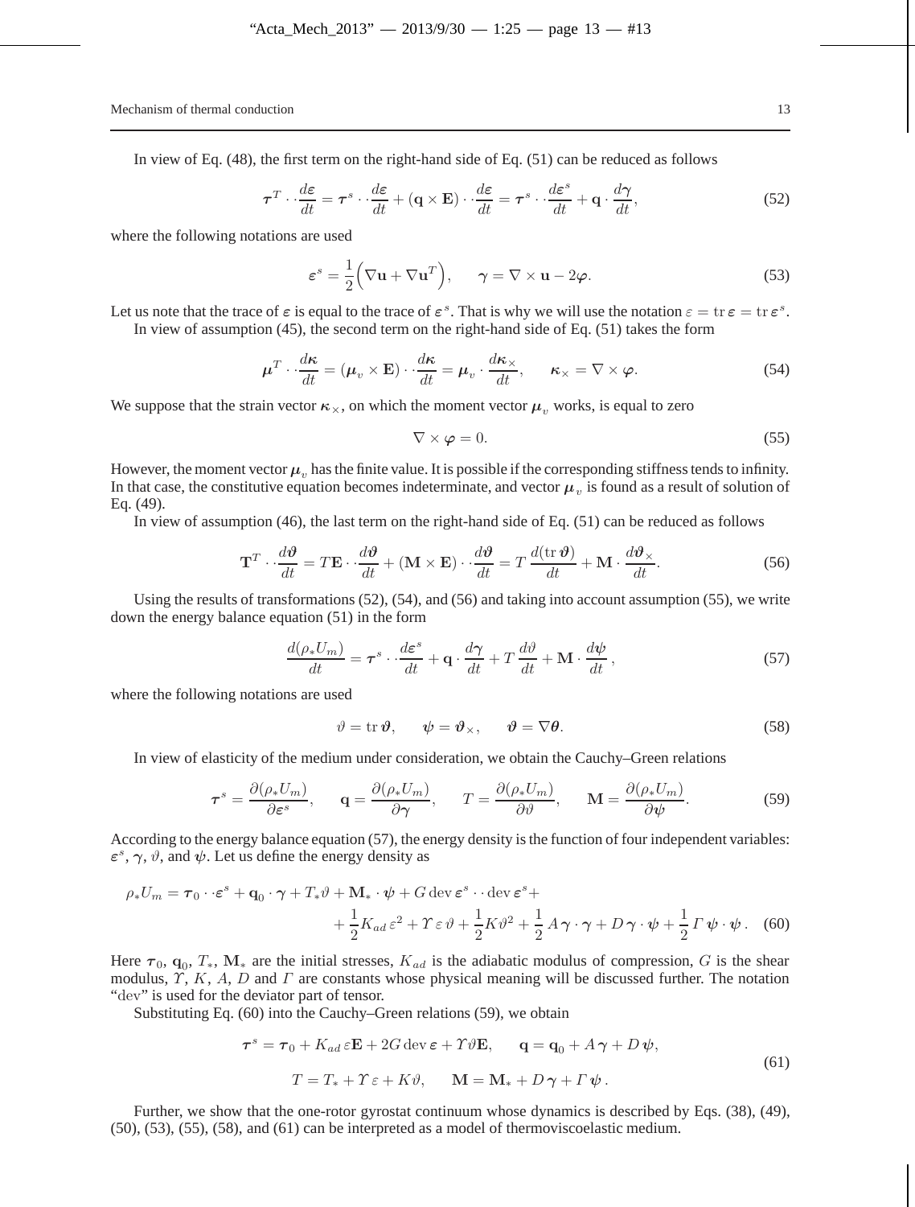In view of Eq. (48), the first term on the right-hand side of Eq. (51) can be reduced as follows

$$\boldsymbol{\tau}^T \cdot \cdot \frac{d\boldsymbol{\varepsilon}}{dt} = \boldsymbol{\tau}^s \cdot \cdot \frac{d\boldsymbol{\varepsilon}}{dt} + (\mathbf{q} \times \mathbf{E}) \cdot \cdot \frac{d\boldsymbol{\varepsilon}}{dt} = \boldsymbol{\tau}^s \cdot \cdot \frac{d\boldsymbol{\varepsilon}^s}{dt} + \mathbf{q} \cdot \frac{d\boldsymbol{\gamma}}{dt}, \tag{52}$$

where the following notations are used

$$\boldsymbol{\varepsilon}^s = \frac{1}{2}\Big(\nabla \mathbf{u} + \nabla \mathbf{u}^T\Big), \qquad \boldsymbol{\gamma} = \nabla \times \mathbf{u} - 2\boldsymbol{\varphi}. \tag{53}$$

Let us note that the trace of $\boldsymbol{\varepsilon}$ is equal to the trace of $\boldsymbol{\varepsilon}^s$. That is why we will use the notation $\varepsilon = \operatorname{tr} \boldsymbol{\varepsilon} = \operatorname{tr} \boldsymbol{\varepsilon}^s$.

In view of assumption (45), the second term on the right-hand side of Eq. (51) takes the form

$$\boldsymbol{\mu}^T \cdot \cdot \frac{d\boldsymbol{\kappa}}{dt} = (\boldsymbol{\mu}_v \times \mathbf{E}) \cdot \cdot \frac{d\boldsymbol{\kappa}}{dt} = \boldsymbol{\mu}_v \cdot \frac{d\boldsymbol{\kappa}_\times}{dt}, \qquad \boldsymbol{\kappa}_\times = \nabla \times \boldsymbol{\varphi}. \tag{54}$$

We suppose that the strain vector $\boldsymbol{\kappa}_\times$, on which the moment vector $\boldsymbol{\mu}_v$ works, is equal to zero

$$\nabla \times \boldsymbol{\varphi} = 0. \tag{55}$$

However, the moment vector $\boldsymbol{\mu}_v$ has the finite value. It is possible if the corresponding stiffness tends to infinity. In that case, the constitutive equation becomes indeterminate, and vector $\boldsymbol{\mu}_v$ is found as a result of solution of Eq. (49).

In view of assumption (46), the last term on the right-hand side of Eq. (51) can be reduced as follows

$$\mathbf{T}^T \cdot \frac{d\boldsymbol{\vartheta}}{dt} = T\mathbf{E} \cdot \cdot \frac{d\boldsymbol{\vartheta}}{dt} + (\mathbf{M} \times \mathbf{E}) \cdot \cdot \frac{d\boldsymbol{\vartheta}}{dt} = T\,\frac{d(\operatorname{tr}\boldsymbol{\vartheta})}{dt} + \mathbf{M} \cdot \frac{d\boldsymbol{\vartheta}_\times}{dt}. \tag{56}$$

Using the results of transformations (52), (54), and (56) and taking into account assumption (55), we write down the energy balance equation (51) in the form

$$\frac{d(\rho_* U_m)}{dt} = \boldsymbol{\tau}^s \cdot \cdot \frac{d\boldsymbol{\varepsilon}^s}{dt} + \mathbf{q} \cdot \frac{d\boldsymbol{\gamma}}{dt} + T\,\frac{d\vartheta}{dt} + \mathbf{M} \cdot \frac{d\boldsymbol{\psi}}{dt}\,, \tag{57}$$

where the following notations are used

$$\vartheta = \operatorname{tr} \boldsymbol{\vartheta}, \qquad \boldsymbol{\psi} = \boldsymbol{\vartheta}_\times, \qquad \boldsymbol{\vartheta} = \nabla \boldsymbol{\theta}. \tag{58}$$

In view of elasticity of the medium under consideration, we obtain the Cauchy–Green relations

$$\boldsymbol{\tau}^s = \frac{\partial(\rho_* U_m)}{\partial \boldsymbol{\varepsilon}^s}, \qquad \mathbf{q} = \frac{\partial(\rho_* U_m)}{\partial \boldsymbol{\gamma}}, \qquad T = \frac{\partial(\rho_* U_m)}{\partial \vartheta}, \qquad \mathbf{M} = \frac{\partial(\rho_* U_m)}{\partial \boldsymbol{\psi}}. \tag{59}$$

According to the energy balance equation (57), the energy density is the function of four independent variables: $\boldsymbol{\varepsilon}^s$, $\boldsymbol{\gamma}$, $\vartheta$, and $\boldsymbol{\psi}$. Let us define the energy density as

$$\begin{aligned}\rho_* U_m = \boldsymbol{\tau}_0 \cdot \cdot \boldsymbol{\varepsilon}^s + \mathbf{q}_0 \cdot \boldsymbol{\gamma} + T_* \vartheta + \mathbf{M}_* \cdot \boldsymbol{\psi} + G \operatorname{dev} \boldsymbol{\varepsilon}^s \cdot \cdot \operatorname{dev} \boldsymbol{\varepsilon}^s + \\ + \frac{1}{2} K_{ad}\, \varepsilon^2 + \varUpsilon\, \varepsilon\, \vartheta + \frac{1}{2} K \vartheta^2 + \frac{1}{2}\, A\, \boldsymbol{\gamma} \cdot \boldsymbol{\gamma} + D\, \boldsymbol{\gamma} \cdot \boldsymbol{\psi} + \frac{1}{2}\, \varGamma\, \boldsymbol{\psi} \cdot \boldsymbol{\psi}\,. \end{aligned} \tag{60}$$

Here $\boldsymbol{\tau}_0$, $\mathbf{q}_0$, $T_*$, $\mathbf{M}_*$ are the initial stresses, $K_{ad}$ is the adiabatic modulus of compression, $G$ is the shear modulus, $\varUpsilon$, $K$, $A$, $D$ and $\varGamma$ are constants whose physical meaning will be discussed further. The notation "dev" is used for the deviator part of tensor.

Substituting Eq. (60) into the Cauchy–Green relations (59), we obtain

$$\begin{aligned} \boldsymbol{\tau}^s = \boldsymbol{\tau}_0 + K_{ad}\, \varepsilon \mathbf{E} + 2G \operatorname{dev} \boldsymbol{\varepsilon} + \varUpsilon \vartheta \mathbf{E}, \qquad \mathbf{q} = \mathbf{q}_0 + A\, \boldsymbol{\gamma} + D\, \boldsymbol{\psi}, \\ T = T_* + \varUpsilon\, \varepsilon + K \vartheta, \qquad \mathbf{M} = \mathbf{M}_* + D\, \boldsymbol{\gamma} + \varGamma\, \boldsymbol{\psi}\,. \end{aligned} \tag{61}$$

Further, we show that the one-rotor gyrostat continuum whose dynamics is described by Eqs. (38), (49), (50), (53), (55), (58), and (61) can be interpreted as a model of thermoviscoelastic medium.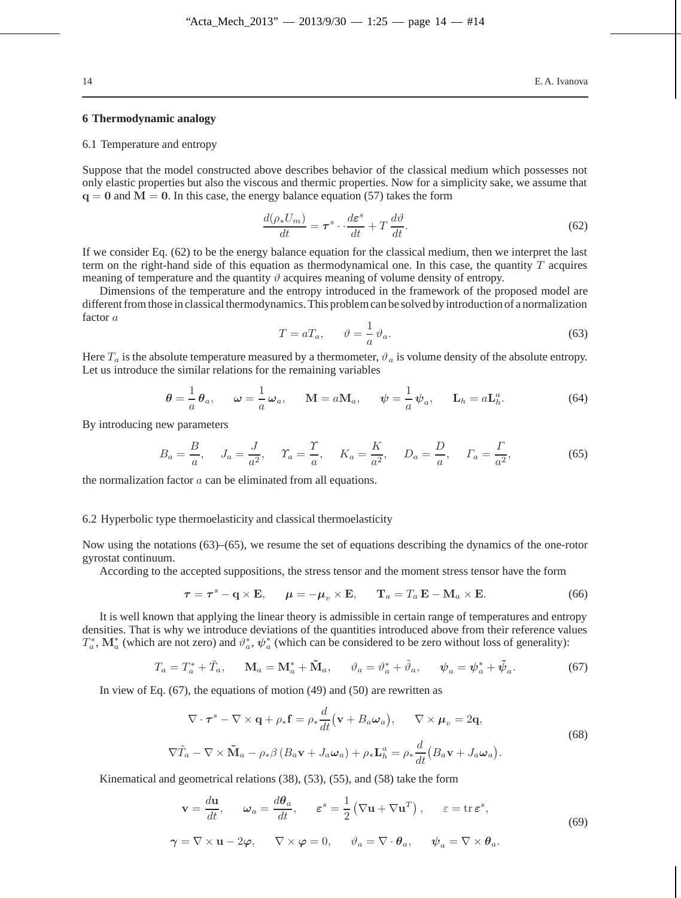## 6 Thermodynamic analogy

### 6.1 Temperature and entropy

Suppose that the model constructed above describes behavior of the classical medium which possesses not only elastic properties but also the viscous and thermic properties. Now for a simplicity sake, we assume that $\mathbf{q} = \mathbf{0}$ and $\mathbf{M} = \mathbf{0}$. In this case, the energy balance equation (57) takes the form

$$\frac{d(\rho_* U_m)}{dt} = \boldsymbol{\tau}^s \cdot\cdot \frac{d\boldsymbol{\varepsilon}^s}{dt} + T\,\frac{d\vartheta}{dt}. \tag{62}$$

If we consider Eq. (62) to be the energy balance equation for the classical medium, then we interpret the last term on the right-hand side of this equation as thermodynamical one. In this case, the quantity $T$ acquires meaning of temperature and the quantity $\vartheta$ acquires meaning of volume density of entropy.

Dimensions of the temperature and the entropy introduced in the framework of the proposed model are different from those in classical thermodynamics. This problem can be solved by introduction of a normalization factor $a$

$$T = aT_a, \qquad \vartheta = \frac{1}{a}\,\vartheta_a. \tag{63}$$

Here $T_a$ is the absolute temperature measured by a thermometer, $\vartheta_a$ is volume density of the absolute entropy. Let us introduce the similar relations for the remaining variables

$$\boldsymbol{\theta} = \frac{1}{a}\,\boldsymbol{\theta}_a, \qquad \boldsymbol{\omega} = \frac{1}{a}\,\boldsymbol{\omega}_a, \qquad \mathbf{M} = a\mathbf{M}_a, \qquad \boldsymbol{\psi} = \frac{1}{a}\,\boldsymbol{\psi}_a, \qquad \mathbf{L}_h = a\mathbf{L}_h^a. \tag{64}$$

By introducing new parameters

$$B_a = \frac{B}{a}, \quad J_a = \frac{J}{a^2}, \quad \Upsilon_a = \frac{\Upsilon}{a}, \quad K_a = \frac{K}{a^2}, \quad D_a = \frac{D}{a}, \quad \Gamma_a = \frac{\Gamma}{a^2}, \tag{65}$$

the normalization factor $a$ can be eliminated from all equations.

### 6.2 Hyperbolic type thermoelasticity and classical thermoelasticity

Now using the notations (63)–(65), we resume the set of equations describing the dynamics of the one-rotor gyrostat continuum.

According to the accepted suppositions, the stress tensor and the moment stress tensor have the form

$$\boldsymbol{\tau} = \boldsymbol{\tau}^s - \mathbf{q}\times\mathbf{E}, \qquad \boldsymbol{\mu} = -\boldsymbol{\mu}_v \times \mathbf{E}, \qquad \mathbf{T}_a = T_a\,\mathbf{E} - \mathbf{M}_a \times \mathbf{E}. \tag{66}$$

It is well known that applying the linear theory is admissible in certain range of temperatures and entropy densities. That is why we introduce deviations of the quantities introduced above from their reference values $T_a^*$, $\mathbf{M}_a^*$ (which are not zero) and $\vartheta_a^*$, $\boldsymbol{\psi}_a^*$ (which can be considered to be zero without loss of generality):

$$T_a = T_a^* + \tilde{T}_a, \qquad \mathbf{M}_a = \mathbf{M}_a^* + \tilde{\mathbf{M}}_a, \qquad \vartheta_a = \vartheta_a^* + \tilde{\vartheta}_a, \qquad \boldsymbol{\psi}_a = \boldsymbol{\psi}_a^* + \tilde{\boldsymbol{\psi}}_a. \tag{67}$$

In view of Eq. (67), the equations of motion (49) and (50) are rewritten as

$$\begin{gathered}
\nabla\cdot\boldsymbol{\tau}^s - \nabla\times\mathbf{q} + \rho_*\mathbf{f} = \rho_*\frac{d}{dt}\big(\mathbf{v} + B_a\boldsymbol{\omega}_a\big), \qquad \nabla\times\boldsymbol{\mu}_v = 2\mathbf{q}, \\
\nabla\tilde{T}_a - \nabla\times\tilde{\mathbf{M}}_a - \rho_*\beta\,(B_a\mathbf{v} + J_a\boldsymbol{\omega}_a) + \rho_*\mathbf{L}_h^a = \rho_*\frac{d}{dt}\big(B_a\mathbf{v} + J_a\boldsymbol{\omega}_a\big).
\end{gathered} \tag{68}$$

Kinematical and geometrical relations (38), (53), (55), and (58) take the form

$$\begin{gathered}
\mathbf{v} = \frac{d\mathbf{u}}{dt}, \qquad \boldsymbol{\omega}_a = \frac{d\boldsymbol{\theta}_a}{dt}, \qquad \boldsymbol{\varepsilon}^s = \frac{1}{2}\left(\nabla\mathbf{u} + \nabla\mathbf{u}^T\right), \qquad \varepsilon = \operatorname{tr}\boldsymbol{\varepsilon}^s, \\
\boldsymbol{\gamma} = \nabla\times\mathbf{u} - 2\boldsymbol{\varphi}, \qquad \nabla\times\boldsymbol{\varphi} = 0, \qquad \vartheta_a = \nabla\cdot\boldsymbol{\theta}_a, \qquad \boldsymbol{\psi}_a = \nabla\times\boldsymbol{\theta}_a.
\end{gathered} \tag{69}$$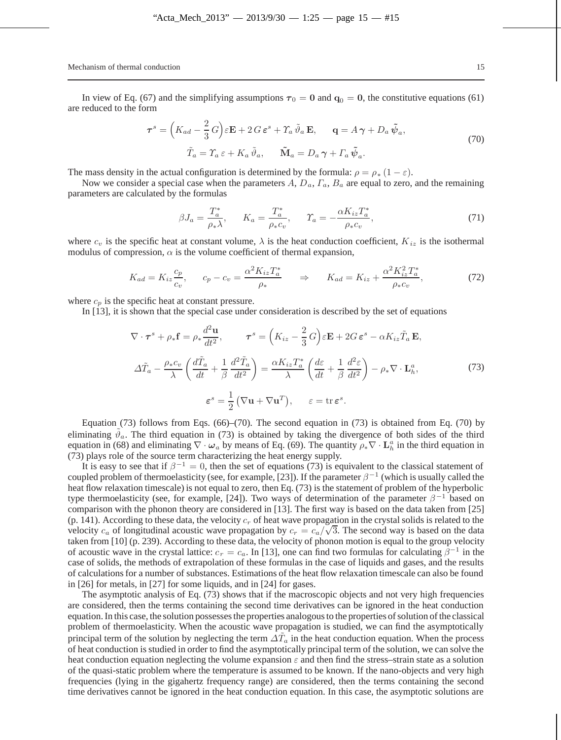In view of Eq. (67) and the simplifying assumptions $\boldsymbol{\tau}_0 = \mathbf{0}$ and $\mathbf{q}_0 = \mathbf{0}$, the constitutive equations (61) are reduced to the form

$$
\boldsymbol{\tau}^s = \Big(K_{ad} - \frac{2}{3}\,G\Big)\varepsilon\mathbf{E} + 2\,G\,\boldsymbol{\varepsilon}^s + \Upsilon_a\,\tilde{\vartheta}_a\,\mathbf{E}, \qquad \mathbf{q} = A\,\boldsymbol{\gamma} + D_a\,\tilde{\boldsymbol{\psi}}_a,
$$
$$
\tilde{T}_a = \Upsilon_a\,\varepsilon + K_a\,\tilde{\vartheta}_a, \qquad \tilde{\mathbf{M}}_a = D_a\,\boldsymbol{\gamma} + \Gamma_a\,\tilde{\boldsymbol{\psi}}_a. \tag{70}
$$

The mass density in the actual configuration is determined by the formula: $\rho = \rho_*\,(1-\varepsilon)$.

Now we consider a special case when the parameters $A$, $D_a$, $\Gamma_a$, $B_a$ are equal to zero, and the remaining parameters are calculated by the formulas

$$
\beta J_a = \frac{T_a^*}{\rho_*\lambda}, \qquad K_a = \frac{T_a^*}{\rho_* c_v}, \qquad \Upsilon_a = -\frac{\alpha K_{iz} T_a^*}{\rho_* c_v}, \tag{71}
$$

where $c_v$ is the specific heat at constant volume, $\lambda$ is the heat conduction coefficient, $K_{iz}$ is the isothermal modulus of compression, $\alpha$ is the volume coefficient of thermal expansion,

$$
K_{ad} = K_{iz}\frac{c_p}{c_v}, \qquad c_p - c_v = \frac{\alpha^2 K_{iz} T_a^*}{\rho_*} \qquad \Rightarrow \qquad K_{ad} = K_{iz} + \frac{\alpha^2 K_{iz}^2 T_a^*}{\rho_* c_v}, \tag{72}
$$

where $c_p$ is the specific heat at constant pressure.

In [13], it is shown that the special case under consideration is described by the set of equations

$$
\nabla\cdot\boldsymbol{\tau}^s + \rho_*\mathbf{f} = \rho_*\frac{d^2\mathbf{u}}{dt^2}, \qquad \boldsymbol{\tau}^s = \Big(K_{iz} - \frac{2}{3}\,G\Big)\varepsilon\mathbf{E} + 2G\,\boldsymbol{\varepsilon}^s - \alpha K_{iz}\tilde{T}_a\,\mathbf{E},
$$
$$
\Delta\tilde{T}_a - \frac{\rho_* c_v}{\lambda}\left(\frac{d\tilde{T}_a}{dt} + \frac{1}{\beta}\,\frac{d^2\tilde{T}_a}{dt^2}\right) = \frac{\alpha K_{iz} T_a^*}{\lambda}\left(\frac{d\varepsilon}{dt} + \frac{1}{\beta}\,\frac{d^2\varepsilon}{dt^2}\right) - \rho_*\nabla\cdot\mathbf{L}_h^a, \tag{73}
$$
$$
\boldsymbol{\varepsilon}^s = \frac{1}{2}\left(\nabla\mathbf{u} + \nabla\mathbf{u}^T\right), \qquad \varepsilon = \operatorname{tr}\boldsymbol{\varepsilon}^s.
$$

Equation (73) follows from Eqs. (66)–(70). The second equation in (73) is obtained from Eq. (70) by eliminating $\tilde{\vartheta}_a$. The third equation in (73) is obtained by taking the divergence of both sides of the third equation in (68) and eliminating $\nabla\cdot\boldsymbol{\omega}_a$ by means of Eq. (69). The quantity $\rho_*\nabla\cdot\mathbf{L}_h^a$ in the third equation in (73) plays role of the source term characterizing the heat energy supply.

It is easy to see that if $\beta^{-1} = 0$, then the set of equations (73) is equivalent to the classical statement of coupled problem of thermoelasticity (see, for example, [23]). If the parameter $\beta^{-1}$ (which is usually called the heat flow relaxation timescale) is not equal to zero, then Eq. (73) is the statement of problem of the hyperbolic type thermoelasticity (see, for example, [24]). Two ways of determination of the parameter $\beta^{-1}$ based on comparison with the phonon theory are considered in [13]. The first way is based on the data taken from [25] (p. 141). According to these data, the velocity $c_r$ of heat wave propagation in the crystal solids is related to the velocity $c_a$ of longitudinal acoustic wave propagation by $c_r = c_a/\sqrt{3}$. The second way is based on the data taken from [10] (p. 239). According to these data, the velocity of phonon motion is equal to the group velocity of acoustic wave in the crystal lattice: $c_r = c_a$. In [13], one can find two formulas for calculating $\beta^{-1}$ in the case of solids, the methods of extrapolation of these formulas in the case of liquids and gases, and the results of calculations for a number of substances. Estimations of the heat flow relaxation timescale can also be found in [26] for metals, in [27] for some liquids, and in [24] for gases.

The asymptotic analysis of Eq. (73) shows that if the macroscopic objects and not very high frequencies are considered, then the terms containing the second time derivatives can be ignored in the heat conduction equation. In this case, the solution possesses the properties analogous to the properties of solution of the classical problem of thermoelasticity. When the acoustic wave propagation is studied, we can find the asymptotically principal term of the solution by neglecting the term $\Delta\tilde{T}_a$ in the heat conduction equation. When the process of heat conduction is studied in order to find the asymptotically principal term of the solution, we can solve the heat conduction equation neglecting the volume expansion $\varepsilon$ and then find the stress–strain state as a solution of the quasi-static problem where the temperature is assumed to be known. If the nano-objects and very high frequencies (lying in the gigahertz frequency range) are considered, then the terms containing the second time derivatives cannot be ignored in the heat conduction equation. In this case, the asymptotic solutions are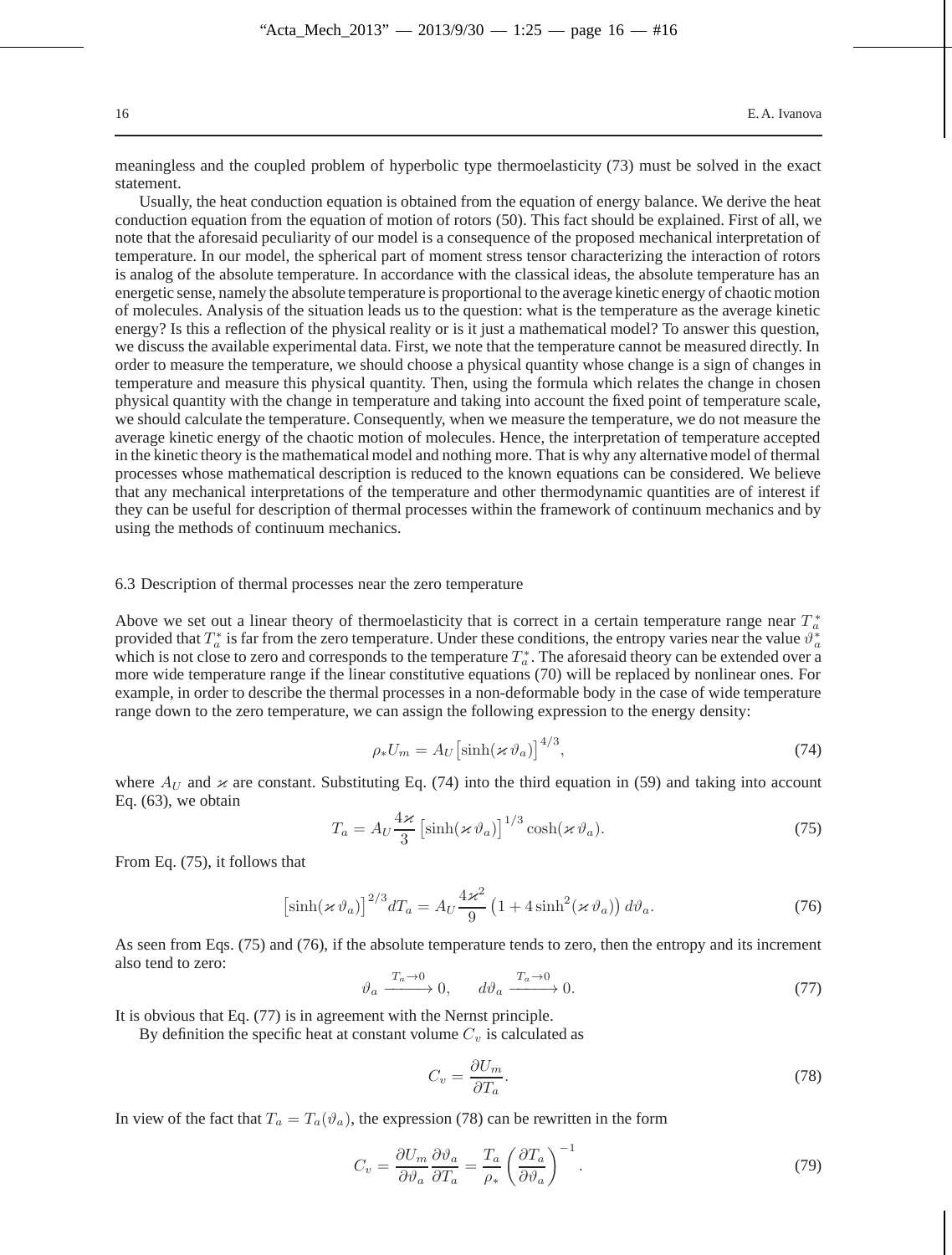meaningless and the coupled problem of hyperbolic type thermoelasticity (73) must be solved in the exact statement.

Usually, the heat conduction equation is obtained from the equation of energy balance. We derive the heat conduction equation from the equation of motion of rotors (50). This fact should be explained. First of all, we note that the aforesaid peculiarity of our model is a consequence of the proposed mechanical interpretation of temperature. In our model, the spherical part of moment stress tensor characterizing the interaction of rotors is analog of the absolute temperature. In accordance with the classical ideas, the absolute temperature has an energetic sense, namely the absolute temperature is proportional to the average kinetic energy of chaotic motion of molecules. Analysis of the situation leads us to the question: what is the temperature as the average kinetic energy? Is this a reflection of the physical reality or is it just a mathematical model? To answer this question, we discuss the available experimental data. First, we note that the temperature cannot be measured directly. In order to measure the temperature, we should choose a physical quantity whose change is a sign of changes in temperature and measure this physical quantity. Then, using the formula which relates the change in chosen physical quantity with the change in temperature and taking into account the fixed point of temperature scale, we should calculate the temperature. Consequently, when we measure the temperature, we do not measure the average kinetic energy of the chaotic motion of molecules. Hence, the interpretation of temperature accepted in the kinetic theory is the mathematical model and nothing more. That is why any alternative model of thermal processes whose mathematical description is reduced to the known equations can be considered. We believe that any mechanical interpretations of the temperature and other thermodynamic quantities are of interest if they can be useful for description of thermal processes within the framework of continuum mechanics and by using the methods of continuum mechanics.

### 6.3 Description of thermal processes near the zero temperature

Above we set out a linear theory of thermoelasticity that is correct in a certain temperature range near $T_a^*$ provided that $T_a^*$ is far from the zero temperature. Under these conditions, the entropy varies near the value $\vartheta_a^*$ which is not close to zero and corresponds to the temperature $T_a^*$. The aforesaid theory can be extended over a more wide temperature range if the linear constitutive equations (70) will be replaced by nonlinear ones. For example, in order to describe the thermal processes in a non-deformable body in the case of wide temperature range down to the zero temperature, we can assign the following expression to the energy density:

$$\rho_* U_m = A_U \big[\sinh(\varkappa\,\vartheta_a)\big]^{4/3}, \tag{74}$$

where $A_U$ and $\varkappa$ are constant. Substituting Eq. (74) into the third equation in (59) and taking into account Eq. (63), we obtain

$$T_a = A_U \frac{4\varkappa}{3} \big[\sinh(\varkappa\,\vartheta_a)\big]^{1/3} \cosh(\varkappa\,\vartheta_a). \tag{75}$$

From Eq. (75), it follows that

$$\big[\sinh(\varkappa\,\vartheta_a)\big]^{2/3} dT_a = A_U \frac{4\varkappa^2}{9} \big(1 + 4\sinh^2(\varkappa\,\vartheta_a)\big)\, d\vartheta_a. \tag{76}$$

As seen from Eqs. (75) and (76), if the absolute temperature tends to zero, then the entropy and its increment also tend to zero:

$$\vartheta_a \xrightarrow{T_a \to 0} 0, \qquad d\vartheta_a \xrightarrow{T_a \to 0} 0. \tag{77}$$

It is obvious that Eq. (77) is in agreement with the Nernst principle.

By definition the specific heat at constant volume $C_v$ is calculated as

$$C_v = \frac{\partial U_m}{\partial T_a}. \tag{78}$$

In view of the fact that $T_a = T_a(\vartheta_a)$, the expression (78) can be rewritten in the form

$$C_v = \frac{\partial U_m}{\partial \vartheta_a} \frac{\partial \vartheta_a}{\partial T_a} = \frac{T_a}{\rho_*} \left(\frac{\partial T_a}{\partial \vartheta_a}\right)^{-1}. \tag{79}$$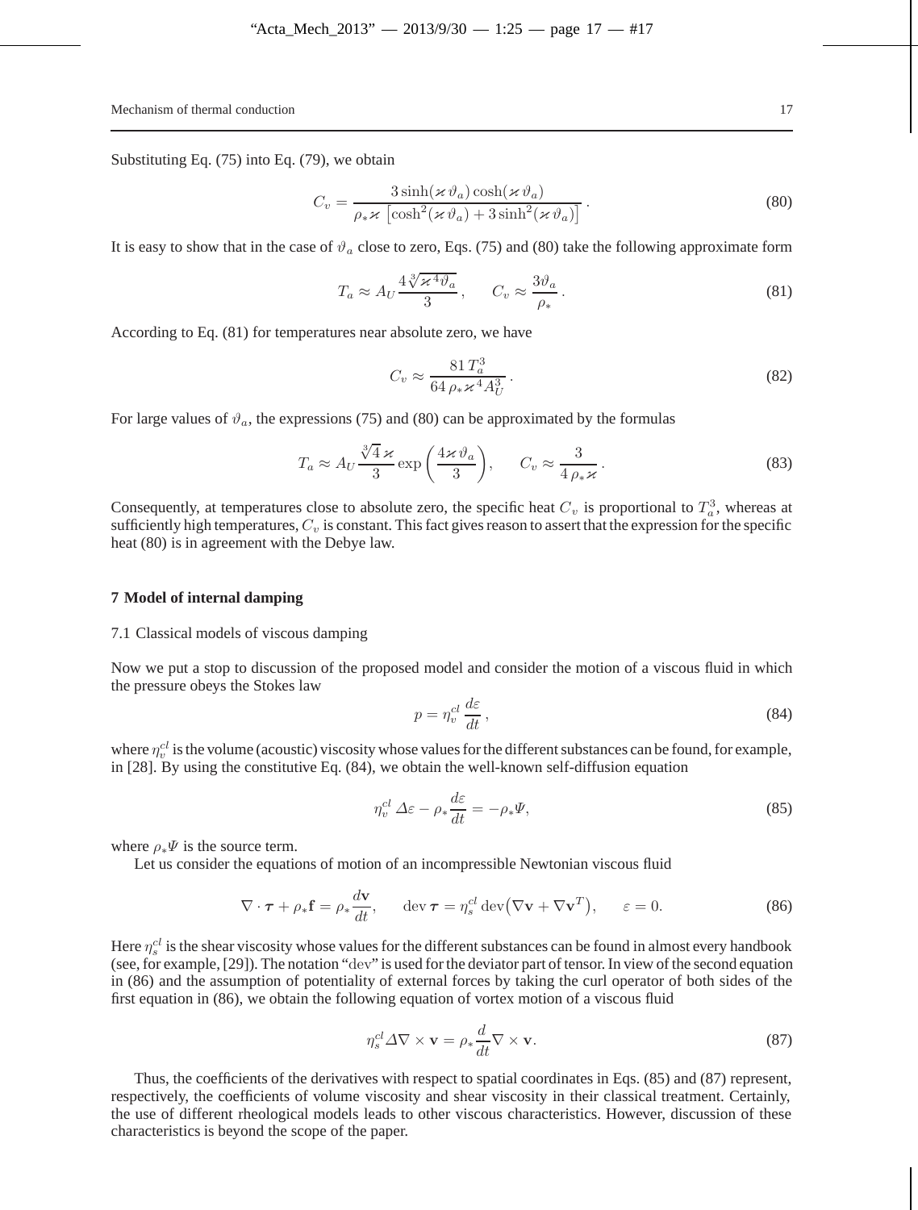Substituting Eq. (75) into Eq. (79), we obtain

$$C_v = \frac{3\sinh(\varkappa\vartheta_a)\cosh(\varkappa\vartheta_a)}{\rho_*\varkappa\left[\cosh^2(\varkappa\vartheta_a) + 3\sinh^2(\varkappa\vartheta_a)\right]}. \tag{80}$$

It is easy to show that in the case of $\vartheta_a$ close to zero, Eqs. (75) and (80) take the following approximate form

$$T_a \approx A_U \frac{4\sqrt[3]{\varkappa^4\vartheta_a}}{3}, \qquad C_v \approx \frac{3\vartheta_a}{\rho_*}. \tag{81}$$

According to Eq. (81) for temperatures near absolute zero, we have

$$C_v \approx \frac{81\,T_a^3}{64\,\rho_*\varkappa^4 A_U^3}. \tag{82}$$

For large values of $\vartheta_a$, the expressions (75) and (80) can be approximated by the formulas

$$T_a \approx A_U \frac{\sqrt[3]{4}\,\varkappa}{3}\exp\left(\frac{4\varkappa\vartheta_a}{3}\right), \qquad C_v \approx \frac{3}{4\,\rho_*\varkappa}. \tag{83}$$

Consequently, at temperatures close to absolute zero, the specific heat $C_v$ is proportional to $T_a^3$, whereas at sufficiently high temperatures, $C_v$ is constant. This fact gives reason to assert that the expression for the specific heat (80) is in agreement with the Debye law.

## 7 Model of internal damping

### 7.1 Classical models of viscous damping

Now we put a stop to discussion of the proposed model and consider the motion of a viscous fluid in which the pressure obeys the Stokes law

$$p = \eta_v^{cl}\,\frac{d\varepsilon}{dt}, \tag{84}$$

where $\eta_v^{cl}$ is the volume (acoustic) viscosity whose values for the different substances can be found, for example, in [28]. By using the constitutive Eq. (84), we obtain the well-known self-diffusion equation

$$\eta_v^{cl}\,\Delta\varepsilon - \rho_*\frac{d\varepsilon}{dt} = -\rho_*\Psi, \tag{85}$$

where $\rho_*\Psi$ is the source term.

Let us consider the equations of motion of an incompressible Newtonian viscous fluid

$$\nabla\cdot\boldsymbol{\tau} + \rho_*\mathbf{f} = \rho_*\frac{d\mathbf{v}}{dt}, \qquad \operatorname{dev}\boldsymbol{\tau} = \eta_s^{cl}\operatorname{dev}\left(\nabla\mathbf{v} + \nabla\mathbf{v}^T\right), \qquad \varepsilon = 0. \tag{86}$$

Here $\eta_s^{cl}$ is the shear viscosity whose values for the different substances can be found in almost every handbook (see, for example, [29]). The notation "dev" is used for the deviator part of tensor. In view of the second equation in (86) and the assumption of potentiality of external forces by taking the curl operator of both sides of the first equation in (86), we obtain the following equation of vortex motion of a viscous fluid

$$\eta_s^{cl}\Delta\nabla\times\mathbf{v} = \rho_*\frac{d}{dt}\nabla\times\mathbf{v}. \tag{87}$$

Thus, the coefficients of the derivatives with respect to spatial coordinates in Eqs. (85) and (87) represent, respectively, the coefficients of volume viscosity and shear viscosity in their classical treatment. Certainly, the use of different rheological models leads to other viscous characteristics. However, discussion of these characteristics is beyond the scope of the paper.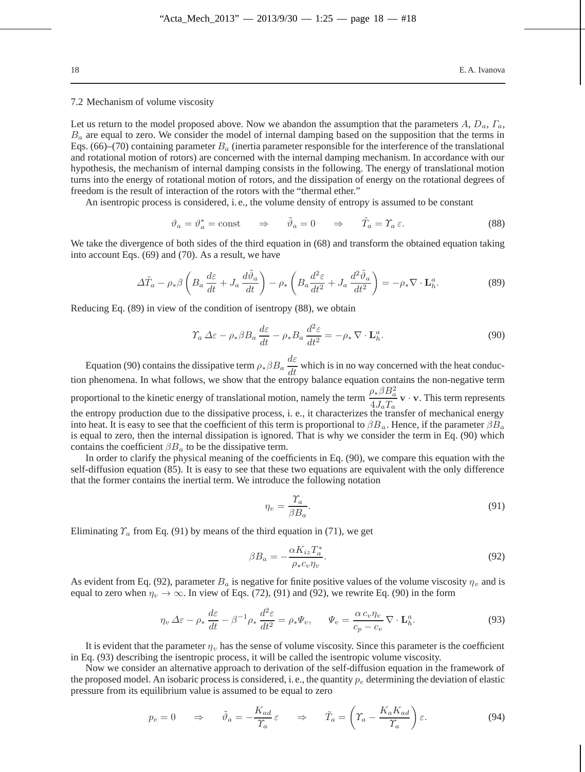### 7.2 Mechanism of volume viscosity

Let us return to the model proposed above. Now we abandon the assumption that the parameters $A$, $D_a$, $\Gamma_a$, $B_a$ are equal to zero. We consider the model of internal damping based on the supposition that the terms in Eqs. (66)–(70) containing parameter $B_a$ (inertia parameter responsible for the interference of the translational and rotational motion of rotors) are concerned with the internal damping mechanism. In accordance with our hypothesis, the mechanism of internal damping consists in the following. The energy of translational motion turns into the energy of rotational motion of rotors, and the dissipation of energy on the rotational degrees of freedom is the result of interaction of the rotors with the "thermal ether."

An isentropic process is considered, i. e., the volume density of entropy is assumed to be constant

$$\vartheta_a = \vartheta_a^* = \text{const} \qquad \Rightarrow \qquad \tilde{\vartheta}_a = 0 \qquad \Rightarrow \qquad \tilde{T}_a = \varUpsilon_a \, \varepsilon. \tag{88}$$

We take the divergence of both sides of the third equation in (68) and transform the obtained equation taking into account Eqs. (69) and (70). As a result, we have

$$\Delta\tilde{T}_a - \rho_*\beta \left( B_a \frac{d\varepsilon}{dt} + J_a \frac{d\tilde{\vartheta}_a}{dt} \right) - \rho_* \left( B_a \frac{d^2\varepsilon}{dt^2} + J_a \frac{d^2\tilde{\vartheta}_a}{dt^2} \right) = -\rho_* \nabla \cdot \mathbf{L}_h^a. \tag{89}$$

Reducing Eq. (89) in view of the condition of isentropy (88), we obtain

$$\varUpsilon_a \, \Delta\varepsilon - \rho_*\beta B_a \frac{d\varepsilon}{dt} - \rho_* B_a \frac{d^2\varepsilon}{dt^2} = -\rho_* \, \nabla \cdot \mathbf{L}_h^a. \tag{90}$$

Equation (90) contains the dissipative term $\rho_*\beta B_a \dfrac{d\varepsilon}{dt}$ which is in no way concerned with the heat conduction phenomena. In what follows, we show that the entropy balance equation contains the non-negative term proportional to the kinetic energy of translational motion, namely the term $\dfrac{\rho_*\beta B_a^2}{4 J_a T_a} \mathbf{v} \cdot \mathbf{v}$. This term represents the entropy production due to the dissipative process, i. e., it characterizes the transfer of mechanical energy into heat. It is easy to see that the coefficient of this term is proportional to $\beta B_a$. Hence, if the parameter $\beta B_a$ is equal to zero, then the internal dissipation is ignored. That is why we consider the term in Eq. (90) which contains the coefficient $\beta B_a$ to be the dissipative term.

In order to clarify the physical meaning of the coefficients in Eq. (90), we compare this equation with the self-diffusion equation (85). It is easy to see that these two equations are equivalent with the only difference that the former contains the inertial term. We introduce the following notation

$$\eta_v = \frac{\varUpsilon_a}{\beta B_a}. \tag{91}$$

Eliminating $\varUpsilon_a$ from Eq. (91) by means of the third equation in (71), we get

$$\beta B_a = -\frac{\alpha K_{iz} T_a^*}{\rho_* c_v \eta_v}. \tag{92}$$

As evident from Eq. (92), parameter $B_a$ is negative for finite positive values of the volume viscosity $\eta_v$ and is equal to zero when $\eta_v \to \infty$. In view of Eqs. (72), (91) and (92), we rewrite Eq. (90) in the form

$$\eta_v \, \Delta\varepsilon - \rho_* \frac{d\varepsilon}{dt} - \beta^{-1}\rho_* \frac{d^2\varepsilon}{dt^2} = \rho_* \varPsi_v, \qquad \varPsi_v = \frac{\alpha \, c_v \eta_v}{c_p - c_v} \, \nabla \cdot \mathbf{L}_h^a. \tag{93}$$

It is evident that the parameter $\eta_v$ has the sense of volume viscosity. Since this parameter is the coefficient in Eq. (93) describing the isentropic process, it will be called the isentropic volume viscosity.

Now we consider an alternative approach to derivation of the self-diffusion equation in the framework of the proposed model. An isobaric process is considered, i. e., the quantity $p_e$ determining the deviation of elastic pressure from its equilibrium value is assumed to be equal to zero

$$p_e = 0 \qquad \Rightarrow \qquad \tilde{\vartheta}_a = -\frac{K_{ad}}{\varUpsilon_a} \, \varepsilon \qquad \Rightarrow \qquad \tilde{T}_a = \left( \varUpsilon_a - \frac{K_a K_{ad}}{\varUpsilon_a} \right) \varepsilon. \tag{94}$$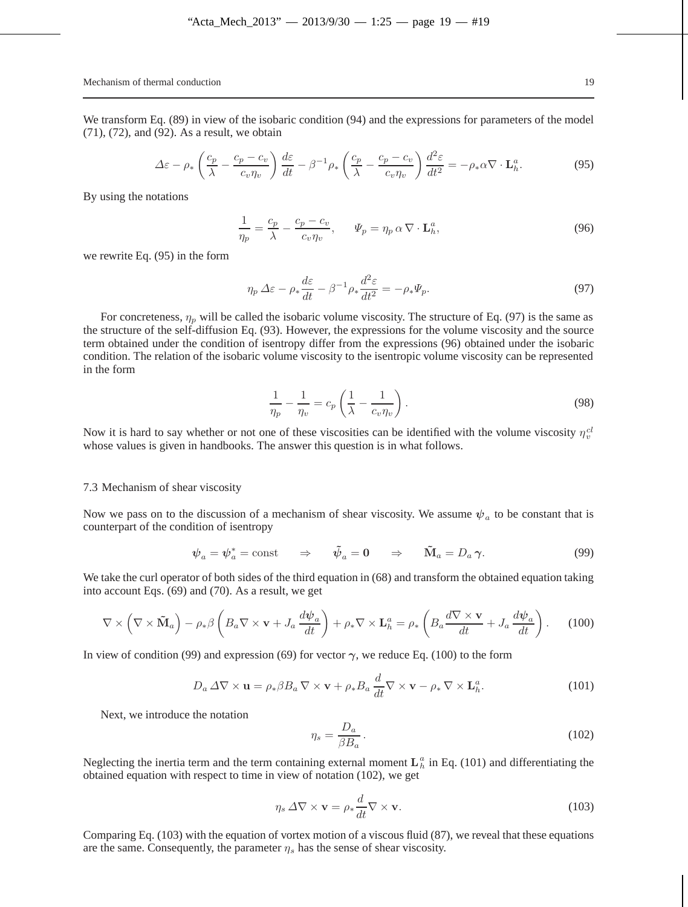We transform Eq. (89) in view of the isobaric condition (94) and the expressions for parameters of the model (71), (72), and (92). As a result, we obtain

$$\Delta\varepsilon - \rho_* \left( \frac{c_p}{\lambda} - \frac{c_p - c_v}{c_v \eta_v} \right) \frac{d\varepsilon}{dt} - \beta^{-1} \rho_* \left( \frac{c_p}{\lambda} - \frac{c_p - c_v}{c_v \eta_v} \right) \frac{d^2\varepsilon}{dt^2} = -\rho_* \alpha \nabla \cdot \mathbf{L}_h^a. \tag{95}$$

By using the notations

$$\frac{1}{\eta_p} = \frac{c_p}{\lambda} - \frac{c_p - c_v}{c_v \eta_v}, \qquad \Psi_p = \eta_p \, \alpha \, \nabla \cdot \mathbf{L}_h^a, \tag{96}$$

we rewrite Eq. (95) in the form

$$\eta_p \, \Delta\varepsilon - \rho_* \frac{d\varepsilon}{dt} - \beta^{-1} \rho_* \frac{d^2\varepsilon}{dt^2} = -\rho_* \Psi_p. \tag{97}$$

For concreteness, $\eta_p$ will be called the isobaric volume viscosity. The structure of Eq. (97) is the same as the structure of the self-diffusion Eq. (93). However, the expressions for the volume viscosity and the source term obtained under the condition of isentropy differ from the expressions (96) obtained under the isobaric condition. The relation of the isobaric volume viscosity to the isentropic volume viscosity can be represented in the form

$$\frac{1}{\eta_p} - \frac{1}{\eta_v} = c_p \left( \frac{1}{\lambda} - \frac{1}{c_v \eta_v} \right). \tag{98}$$

Now it is hard to say whether or not one of these viscosities can be identified with the volume viscosity $\eta_v^{cl}$ whose values is given in handbooks. The answer this question is in what follows.

### 7.3 Mechanism of shear viscosity

Now we pass on to the discussion of a mechanism of shear viscosity. We assume $\boldsymbol{\psi}_a$ to be constant that is counterpart of the condition of isentropy

$$\boldsymbol{\psi}_a = \boldsymbol{\psi}_a^* = \text{const} \qquad \Rightarrow \qquad \tilde{\boldsymbol{\psi}}_a = \mathbf{0} \qquad \Rightarrow \qquad \tilde{\mathbf{M}}_a = D_a \, \boldsymbol{\gamma}. \tag{99}$$

We take the curl operator of both sides of the third equation in (68) and transform the obtained equation taking into account Eqs. (69) and (70). As a result, we get

$$\nabla \times \left( \nabla \times \tilde{\mathbf{M}}_a \right) - \rho_* \beta \left( B_a \nabla \times \mathbf{v} + J_a \frac{d\boldsymbol{\psi}_a}{dt} \right) + \rho_* \nabla \times \mathbf{L}_h^a = \rho_* \left( B_a \frac{d \nabla \times \mathbf{v}}{dt} + J_a \frac{d\boldsymbol{\psi}_a}{dt} \right). \tag{100}$$

In view of condition (99) and expression (69) for vector $\boldsymbol{\gamma}$, we reduce Eq. (100) to the form

$$D_a \, \Delta \nabla \times \mathbf{u} = \rho_* \beta B_a \, \nabla \times \mathbf{v} + \rho_* B_a \, \frac{d}{dt} \nabla \times \mathbf{v} - \rho_* \, \nabla \times \mathbf{L}_h^a. \tag{101}$$

Next, we introduce the notation

$$\eta_s = \frac{D_a}{\beta B_a}. \tag{102}$$

Neglecting the inertia term and the term containing external moment $\mathbf{L}_h^a$ in Eq. (101) and differentiating the obtained equation with respect to time in view of notation (102), we get

$$\eta_s \, \Delta \nabla \times \mathbf{v} = \rho_* \frac{d}{dt} \nabla \times \mathbf{v}. \tag{103}$$

Comparing Eq. (103) with the equation of vortex motion of a viscous fluid (87), we reveal that these equations are the same. Consequently, the parameter $\eta_s$ has the sense of shear viscosity.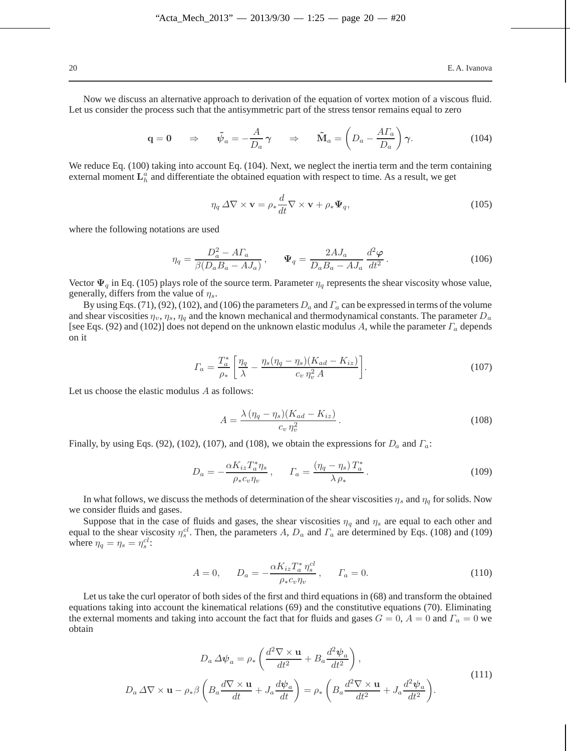Now we discuss an alternative approach to derivation of the equation of vortex motion of a viscous fluid. Let us consider the process such that the antisymmetric part of the stress tensor remains equal to zero

$$\mathbf{q} = \mathbf{0} \quad \Rightarrow \quad \tilde{\boldsymbol{\psi}}_a = -\frac{A}{D_a}\,\boldsymbol{\gamma} \quad \Rightarrow \quad \tilde{\mathbf{M}}_a = \left(D_a - \frac{A\varGamma_a}{D_a}\right)\boldsymbol{\gamma}. \tag{104}$$

We reduce Eq. (100) taking into account Eq. (104). Next, we neglect the inertia term and the term containing external moment $\mathbf{L}_h^a$ and differentiate the obtained equation with respect to time. As a result, we get

$$\eta_q\,\Delta\nabla\times\mathbf{v} = \rho_*\frac{d}{dt}\nabla\times\mathbf{v} + \rho_*\boldsymbol{\Psi}_q, \tag{105}$$

where the following notations are used

$$\eta_q = \frac{D_a^2 - A\varGamma_a}{\beta(D_aB_a - AJ_a)}\,, \qquad \boldsymbol{\Psi}_q = \frac{2AJ_a}{D_aB_a - AJ_a}\,\frac{d^2\boldsymbol{\varphi}}{dt^2}\,. \tag{106}$$

Vector $\boldsymbol{\Psi}_q$ in Eq. (105) plays role of the source term. Parameter $\eta_q$ represents the shear viscosity whose value, generally, differs from the value of $\eta_s$.

By using Eqs. (71), (92), (102), and (106) the parameters $D_a$ and $\varGamma_a$ can be expressed in terms of the volume and shear viscosities $\eta_v$, $\eta_s$, $\eta_q$ and the known mechanical and thermodynamical constants. The parameter $D_a$ [see Eqs. (92) and (102)] does not depend on the unknown elastic modulus $A$, while the parameter $\varGamma_a$ depends on it

$$\varGamma_a = \frac{T_a^*}{\rho_*}\left[\frac{\eta_q}{\lambda} - \frac{\eta_s(\eta_q - \eta_s)(K_{ad} - K_{iz})}{c_v\,\eta_v^2\,A}\right]. \tag{107}$$

Let us choose the elastic modulus $A$ as follows:

$$A = \frac{\lambda\,(\eta_q - \eta_s)(K_{ad} - K_{iz})}{c_v\,\eta_v^2}\,. \tag{108}$$

Finally, by using Eqs. (92), (102), (107), and (108), we obtain the expressions for $D_a$ and $\varGamma_a$:

$$D_a = -\frac{\alpha K_{iz}T_a^*\eta_s}{\rho_* c_v\eta_v}\,, \qquad \varGamma_a = \frac{(\eta_q - \eta_s)\,T_a^*}{\lambda\,\rho_*}\,. \tag{109}$$

In what follows, we discuss the methods of determination of the shear viscosities $\eta_s$ and $\eta_q$ for solids. Now we consider fluids and gases.

Suppose that in the case of fluids and gases, the shear viscosities $\eta_q$ and $\eta_s$ are equal to each other and equal to the shear viscosity $\eta_s^{cl}$. Then, the parameters $A$, $D_a$ and $\varGamma_a$ are determined by Eqs. (108) and (109) where $\eta_q = \eta_s = \eta_s^{cl}$:

$$A = 0, \qquad D_a = -\frac{\alpha K_{iz}T_a^*\,\eta_s^{cl}}{\rho_* c_v\eta_v}\,, \qquad \varGamma_a = 0. \tag{110}$$

Let us take the curl operator of both sides of the first and third equations in (68) and transform the obtained equations taking into account the kinematical relations (69) and the constitutive equations (70). Eliminating the external moments and taking into account the fact that for fluids and gases $G = 0$, $A = 0$ and $\varGamma_a = 0$ we obtain

$$\begin{gathered}
D_a\,\Delta\boldsymbol{\psi}_a = \rho_*\left(\frac{d^2\nabla\times\mathbf{u}}{dt^2} + B_a\frac{d^2\boldsymbol{\psi}_a}{dt^2}\right), \\
D_a\,\Delta\nabla\times\mathbf{u} - \rho_*\beta\left(B_a\frac{d\nabla\times\mathbf{u}}{dt} + J_a\frac{d\boldsymbol{\psi}_a}{dt}\right) = \rho_*\left(B_a\frac{d^2\nabla\times\mathbf{u}}{dt^2} + J_a\frac{d^2\boldsymbol{\psi}_a}{dt^2}\right).
\end{gathered} \tag{111}$$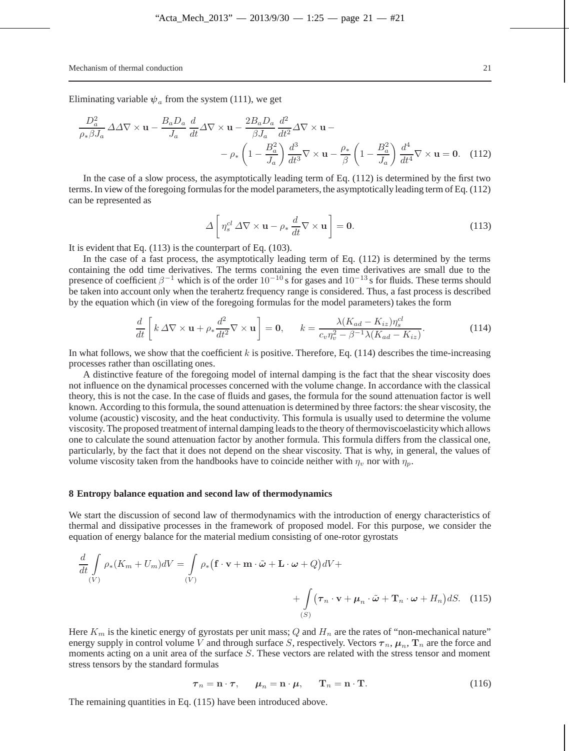Eliminating variable $\boldsymbol{\psi}_a$ from the system (111), we get

$$\frac{D_a^2}{\rho_*\beta J_a}\,\Delta\Delta\nabla\times\mathbf{u}-\frac{B_aD_a}{J_a}\,\frac{d}{dt}\Delta\nabla\times\mathbf{u}-\frac{2B_aD_a}{\beta J_a}\,\frac{d^2}{dt^2}\Delta\nabla\times\mathbf{u}-\\-\rho_*\left(1-\frac{B_a^2}{J_a}\right)\frac{d^3}{dt^3}\nabla\times\mathbf{u}-\frac{\rho_*}{\beta}\left(1-\frac{B_a^2}{J_a}\right)\frac{d^4}{dt^4}\nabla\times\mathbf{u}=\mathbf{0}. \quad (112)$$

In the case of a slow process, the asymptotically leading term of Eq. (112) is determined by the first two terms. In view of the foregoing formulas for the model parameters, the asymptotically leading term of Eq. (112) can be represented as

$$\Delta\left[\,\eta_s^{cl}\,\Delta\nabla\times\mathbf{u}-\rho_*\,\frac{d}{dt}\nabla\times\mathbf{u}\right]=\mathbf{0}. \quad (113)$$

It is evident that Eq. (113) is the counterpart of Eq. (103).

In the case of a fast process, the asymptotically leading term of Eq. (112) is determined by the terms containing the odd time derivatives. The terms containing the even time derivatives are small due to the presence of coefficient $\beta^{-1}$ which is of the order $10^{-10}$ s for gases and $10^{-13}$ s for fluids. These terms should be taken into account only when the terahertz frequency range is considered. Thus, a fast process is described by the equation which (in view of the foregoing formulas for the model parameters) takes the form

$$\frac{d}{dt}\left[\,k\,\Delta\nabla\times\mathbf{u}+\rho_*\frac{d^2}{dt^2}\nabla\times\mathbf{u}\right]=\mathbf{0},\qquad k=\frac{\lambda(K_{ad}-K_{iz})\eta_s^{cl}}{c_v\eta_v^2-\beta^{-1}\lambda(K_{ad}-K_{iz})}. \quad (114)$$

In what follows, we show that the coefficient $k$ is positive. Therefore, Eq. (114) describes the time-increasing processes rather than oscillating ones.

A distinctive feature of the foregoing model of internal damping is the fact that the shear viscosity does not influence on the dynamical processes concerned with the volume change. In accordance with the classical theory, this is not the case. In the case of fluids and gases, the formula for the sound attenuation factor is well known. According to this formula, the sound attenuation is determined by three factors: the shear viscosity, the volume (acoustic) viscosity, and the heat conductivity. This formula is usually used to determine the volume viscosity. The proposed treatment of internal damping leads to the theory of thermoviscoelasticity which allows one to calculate the sound attenuation factor by another formula. This formula differs from the classical one, particularly, by the fact that it does not depend on the shear viscosity. That is why, in general, the values of volume viscosity taken from the handbooks have to coincide neither with $\eta_v$ nor with $\eta_p$.

## 8 Entropy balance equation and second law of thermodynamics

We start the discussion of second law of thermodynamics with the introduction of energy characteristics of thermal and dissipative processes in the framework of proposed model. For this purpose, we consider the equation of energy balance for the material medium consisting of one-rotor gyrostats

$$\frac{d}{dt}\int\limits_{(V)}\rho_*(K_m+U_m)dV=\int\limits_{(V)}\rho_*\big(\mathbf{f}\cdot\mathbf{v}+\mathbf{m}\cdot\tilde{\boldsymbol{\omega}}+\mathbf{L}\cdot\boldsymbol{\omega}+Q\big)dV+\\+\int\limits_{(S)}\big(\boldsymbol{\tau}_n\cdot\mathbf{v}+\boldsymbol{\mu}_n\cdot\tilde{\boldsymbol{\omega}}+\mathbf{T}_n\cdot\boldsymbol{\omega}+H_n\big)dS. \quad (115)$$

Here $K_m$ is the kinetic energy of gyrostats per unit mass; $Q$ and $H_n$ are the rates of "non-mechanical nature" energy supply in control volume $V$ and through surface $S$, respectively. Vectors $\boldsymbol{\tau}_n$, $\boldsymbol{\mu}_n$, $\mathbf{T}_n$ are the force and moments acting on a unit area of the surface $S$. These vectors are related with the stress tensor and moment stress tensors by the standard formulas

$$\boldsymbol{\tau}_n=\mathbf{n}\cdot\boldsymbol{\tau},\qquad \boldsymbol{\mu}_n=\mathbf{n}\cdot\boldsymbol{\mu},\qquad \mathbf{T}_n=\mathbf{n}\cdot\mathbf{T}. \quad (116)$$

The remaining quantities in Eq. (115) have been introduced above.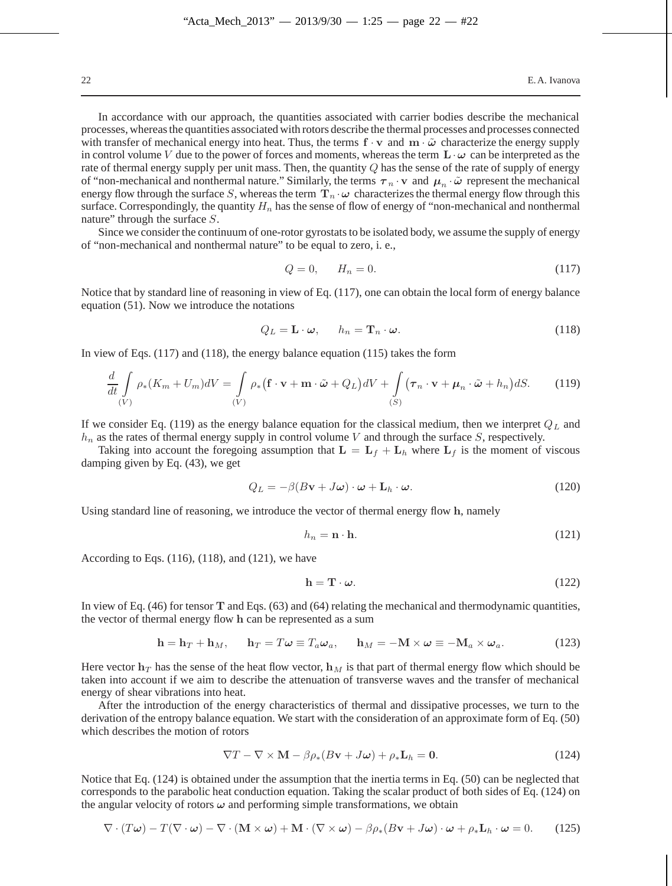In accordance with our approach, the quantities associated with carrier bodies describe the mechanical processes, whereas the quantities associated with rotors describe the thermal processes and processes connected with transfer of mechanical energy into heat. Thus, the terms $\mathbf{f} \cdot \mathbf{v}$ and $\mathbf{m} \cdot \tilde{\boldsymbol{\omega}}$ characterize the energy supply in control volume $V$ due to the power of forces and moments, whereas the term $\mathbf{L} \cdot \boldsymbol{\omega}$ can be interpreted as the rate of thermal energy supply per unit mass. Then, the quantity $Q$ has the sense of the rate of supply of energy of "non-mechanical and nonthermal nature." Similarly, the terms $\boldsymbol{\tau}_n \cdot \mathbf{v}$ and $\boldsymbol{\mu}_n \cdot \tilde{\boldsymbol{\omega}}$ represent the mechanical energy flow through the surface $S$, whereas the term $\mathbf{T}_n \cdot \boldsymbol{\omega}$ characterizes the thermal energy flow through this surface. Correspondingly, the quantity $H_n$ has the sense of flow of energy of "non-mechanical and nonthermal nature" through the surface $S$.

Since we consider the continuum of one-rotor gyrostats to be isolated body, we assume the supply of energy of "non-mechanical and nonthermal nature" to be equal to zero, i. e.,

$$Q = 0, \qquad H_n = 0. \tag{117}$$

Notice that by standard line of reasoning in view of Eq. (117), one can obtain the local form of energy balance equation (51). Now we introduce the notations

$$Q_L = \mathbf{L} \cdot \boldsymbol{\omega}, \qquad h_n = \mathbf{T}_n \cdot \boldsymbol{\omega}. \tag{118}$$

In view of Eqs. (117) and (118), the energy balance equation (115) takes the form

$$\frac{d}{dt} \int\limits_{(V)} \rho_* (K_m + U_m) dV = \int\limits_{(V)} \rho_* \big( \mathbf{f} \cdot \mathbf{v} + \mathbf{m} \cdot \tilde{\boldsymbol{\omega}} + Q_L \big) dV + \int\limits_{(S)} \big( \boldsymbol{\tau}_n \cdot \mathbf{v} + \boldsymbol{\mu}_n \cdot \tilde{\boldsymbol{\omega}} + h_n \big) dS. \tag{119}$$

If we consider Eq. (119) as the energy balance equation for the classical medium, then we interpret $Q_L$ and $h_n$ as the rates of thermal energy supply in control volume $V$ and through the surface $S$, respectively.

Taking into account the foregoing assumption that $\mathbf{L} = \mathbf{L}_f + \mathbf{L}_h$ where $\mathbf{L}_f$ is the moment of viscous damping given by Eq. (43), we get

$$Q_L = -\beta (B\mathbf{v} + J\boldsymbol{\omega}) \cdot \boldsymbol{\omega} + \mathbf{L}_h \cdot \boldsymbol{\omega}. \tag{120}$$

Using standard line of reasoning, we introduce the vector of thermal energy flow $\mathbf{h}$, namely

$$h_n = \mathbf{n} \cdot \mathbf{h}. \tag{121}$$

According to Eqs. (116), (118), and (121), we have

$$\mathbf{h} = \mathbf{T} \cdot \boldsymbol{\omega}. \tag{122}$$

In view of Eq. (46) for tensor $\mathbf{T}$ and Eqs. (63) and (64) relating the mechanical and thermodynamic quantities, the vector of thermal energy flow $\mathbf{h}$ can be represented as a sum

$$\mathbf{h} = \mathbf{h}_T + \mathbf{h}_M, \qquad \mathbf{h}_T = T\boldsymbol{\omega} \equiv T_a \boldsymbol{\omega}_a, \qquad \mathbf{h}_M = -\mathbf{M} \times \boldsymbol{\omega} \equiv -\mathbf{M}_a \times \boldsymbol{\omega}_a. \tag{123}$$

Here vector $\mathbf{h}_T$ has the sense of the heat flow vector, $\mathbf{h}_M$ is that part of thermal energy flow which should be taken into account if we aim to describe the attenuation of transverse waves and the transfer of mechanical energy of shear vibrations into heat.

After the introduction of the energy characteristics of thermal and dissipative processes, we turn to the derivation of the entropy balance equation. We start with the consideration of an approximate form of Eq. (50) which describes the motion of rotors

$$\nabla T - \nabla \times \mathbf{M} - \beta \rho_* (B\mathbf{v} + J\boldsymbol{\omega}) + \rho_* \mathbf{L}_h = \mathbf{0}. \tag{124}$$

Notice that Eq. (124) is obtained under the assumption that the inertia terms in Eq. (50) can be neglected that corresponds to the parabolic heat conduction equation. Taking the scalar product of both sides of Eq. (124) on the angular velocity of rotors $\boldsymbol{\omega}$ and performing simple transformations, we obtain

$$\nabla \cdot (T\boldsymbol{\omega}) - T(\nabla \cdot \boldsymbol{\omega}) - \nabla \cdot (\mathbf{M} \times \boldsymbol{\omega}) + \mathbf{M} \cdot (\nabla \times \boldsymbol{\omega}) - \beta \rho_* (B\mathbf{v} + J\boldsymbol{\omega}) \cdot \boldsymbol{\omega} + \rho_* \mathbf{L}_h \cdot \boldsymbol{\omega} = 0. \tag{125}$$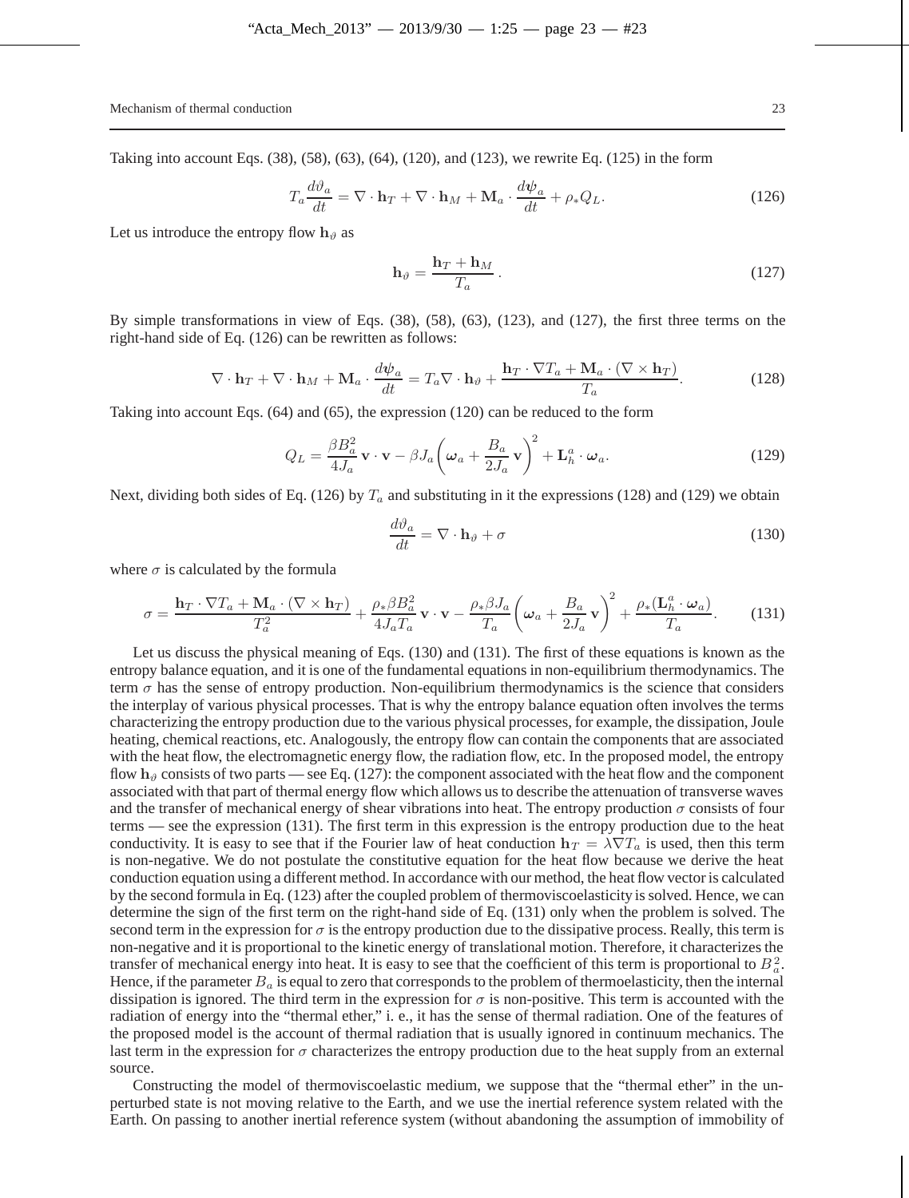Taking into account Eqs. (38), (58), (63), (64), (120), and (123), we rewrite Eq. (125) in the form

$$T_a \frac{d\vartheta_a}{dt} = \nabla \cdot \mathbf{h}_T + \nabla \cdot \mathbf{h}_M + \mathbf{M}_a \cdot \frac{d\boldsymbol{\psi}_a}{dt} + \rho_* Q_L. \tag{126}$$

Let us introduce the entropy flow $\mathbf{h}_\vartheta$ as

$$\mathbf{h}_\vartheta = \frac{\mathbf{h}_T + \mathbf{h}_M}{T_a}. \tag{127}$$

By simple transformations in view of Eqs. (38), (58), (63), (123), and (127), the first three terms on the right-hand side of Eq. (126) can be rewritten as follows:

$$\nabla \cdot \mathbf{h}_T + \nabla \cdot \mathbf{h}_M + \mathbf{M}_a \cdot \frac{d\boldsymbol{\psi}_a}{dt} = T_a \nabla \cdot \mathbf{h}_\vartheta + \frac{\mathbf{h}_T \cdot \nabla T_a + \mathbf{M}_a \cdot (\nabla \times \mathbf{h}_T)}{T_a}. \tag{128}$$

Taking into account Eqs. (64) and (65), the expression (120) can be reduced to the form

$$Q_L = \frac{\beta B_a^2}{4 J_a} \mathbf{v} \cdot \mathbf{v} - \beta J_a \left( \boldsymbol{\omega}_a + \frac{B_a}{2 J_a} \mathbf{v} \right)^2 + \mathbf{L}_h^a \cdot \boldsymbol{\omega}_a. \tag{129}$$

Next, dividing both sides of Eq. (126) by $T_a$ and substituting in it the expressions (128) and (129) we obtain

$$\frac{d\vartheta_a}{dt} = \nabla \cdot \mathbf{h}_\vartheta + \sigma \tag{130}$$

where $\sigma$ is calculated by the formula

$$\sigma = \frac{\mathbf{h}_T \cdot \nabla T_a + \mathbf{M}_a \cdot (\nabla \times \mathbf{h}_T)}{T_a^2} + \frac{\rho_* \beta B_a^2}{4 J_a T_a} \mathbf{v} \cdot \mathbf{v} - \frac{\rho_* \beta J_a}{T_a} \left( \boldsymbol{\omega}_a + \frac{B_a}{2 J_a} \mathbf{v} \right)^2 + \frac{\rho_* (\mathbf{L}_h^a \cdot \boldsymbol{\omega}_a)}{T_a}. \tag{131}$$

Let us discuss the physical meaning of Eqs. (130) and (131). The first of these equations is known as the entropy balance equation, and it is one of the fundamental equations in non-equilibrium thermodynamics. The term $\sigma$ has the sense of entropy production. Non-equilibrium thermodynamics is the science that considers the interplay of various physical processes. That is why the entropy balance equation often involves the terms characterizing the entropy production due to the various physical processes, for example, the dissipation, Joule heating, chemical reactions, etc. Analogously, the entropy flow can contain the components that are associated with the heat flow, the electromagnetic energy flow, the radiation flow, etc. In the proposed model, the entropy flow $\mathbf{h}_\vartheta$ consists of two parts — see Eq. (127): the component associated with the heat flow and the component associated with that part of thermal energy flow which allows us to describe the attenuation of transverse waves and the transfer of mechanical energy of shear vibrations into heat. The entropy production $\sigma$ consists of four terms — see the expression (131). The first term in this expression is the entropy production due to the heat conductivity. It is easy to see that if the Fourier law of heat conduction $\mathbf{h}_T = \lambda \nabla T_a$ is used, then this term is non-negative. We do not postulate the constitutive equation for the heat flow because we derive the heat conduction equation using a different method. In accordance with our method, the heat flow vector is calculated by the second formula in Eq. (123) after the coupled problem of thermoviscoelasticity is solved. Hence, we can determine the sign of the first term on the right-hand side of Eq. (131) only when the problem is solved. The second term in the expression for $\sigma$ is the entropy production due to the dissipative process. Really, this term is non-negative and it is proportional to the kinetic energy of translational motion. Therefore, it characterizes the transfer of mechanical energy into heat. It is easy to see that the coefficient of this term is proportional to $B_a^2$. Hence, if the parameter $B_a$ is equal to zero that corresponds to the problem of thermoelasticity, then the internal dissipation is ignored. The third term in the expression for $\sigma$ is non-positive. This term is accounted with the radiation of energy into the "thermal ether," i. e., it has the sense of thermal radiation. One of the features of the proposed model is the account of thermal radiation that is usually ignored in continuum mechanics. The last term in the expression for $\sigma$ characterizes the entropy production due to the heat supply from an external source.

Constructing the model of thermoviscoelastic medium, we suppose that the "thermal ether" in the unperturbed state is not moving relative to the Earth, and we use the inertial reference system related with the Earth. On passing to another inertial reference system (without abandoning the assumption of immobility of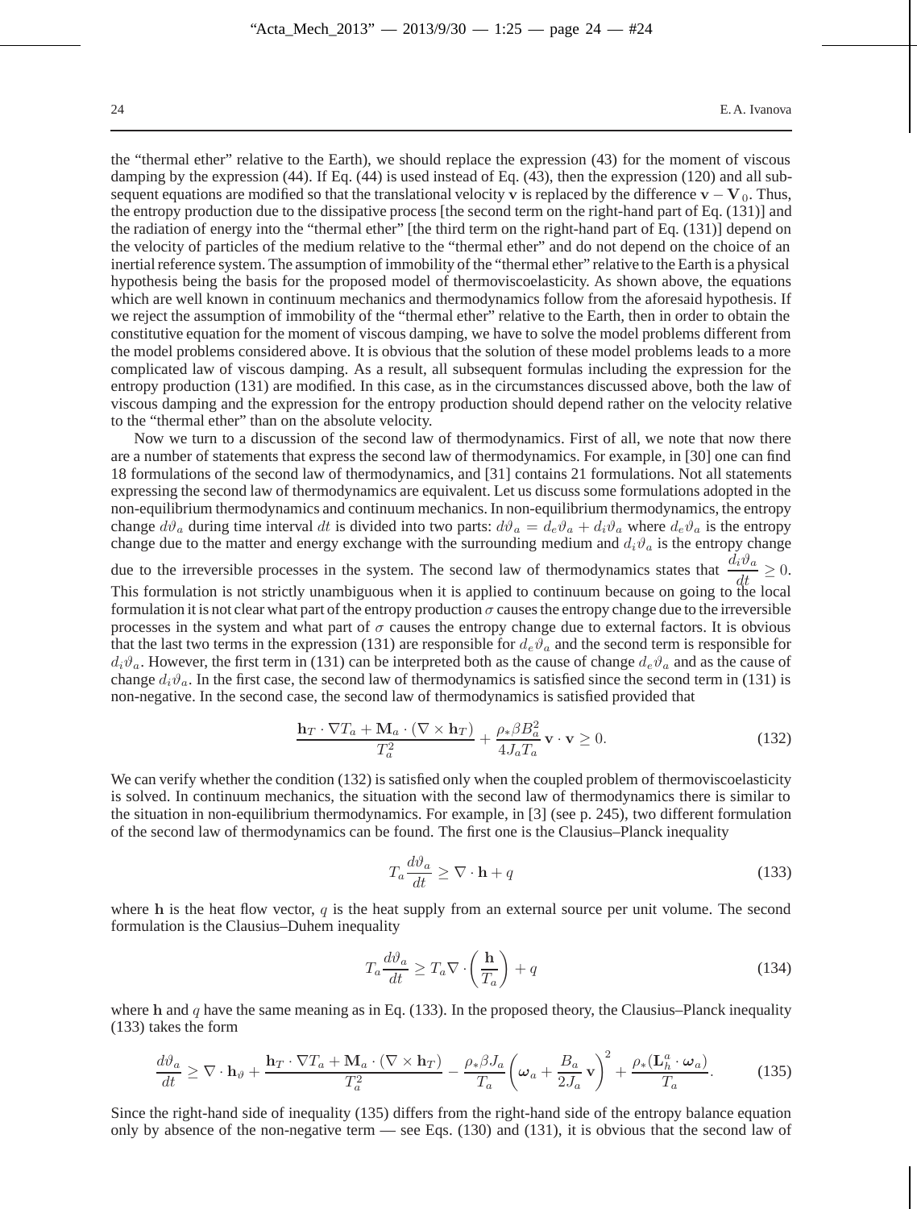the "thermal ether" relative to the Earth), we should replace the expression (43) for the moment of viscous damping by the expression (44). If Eq. (44) is used instead of Eq. (43), then the expression (120) and all subsequent equations are modified so that the translational velocity $\mathbf{v}$ is replaced by the difference $\mathbf{v} - \mathbf{V}_0$. Thus, the entropy production due to the dissipative process [the second term on the right-hand part of Eq. (131)] and the radiation of energy into the "thermal ether" [the third term on the right-hand part of Eq. (131)] depend on the velocity of particles of the medium relative to the "thermal ether" and do not depend on the choice of an inertial reference system. The assumption of immobility of the "thermal ether" relative to the Earth is a physical hypothesis being the basis for the proposed model of thermoviscoelasticity. As shown above, the equations which are well known in continuum mechanics and thermodynamics follow from the aforesaid hypothesis. If we reject the assumption of immobility of the "thermal ether" relative to the Earth, then in order to obtain the constitutive equation for the moment of viscous damping, we have to solve the model problems different from the model problems considered above. It is obvious that the solution of these model problems leads to a more complicated law of viscous damping. As a result, all subsequent formulas including the expression for the entropy production (131) are modified. In this case, as in the circumstances discussed above, both the law of viscous damping and the expression for the entropy production should depend rather on the velocity relative to the "thermal ether" than on the absolute velocity.

Now we turn to a discussion of the second law of thermodynamics. First of all, we note that now there are a number of statements that express the second law of thermodynamics. For example, in [30] one can find 18 formulations of the second law of thermodynamics, and [31] contains 21 formulations. Not all statements expressing the second law of thermodynamics are equivalent. Let us discuss some formulations adopted in the non-equilibrium thermodynamics and continuum mechanics. In non-equilibrium thermodynamics, the entropy change $d\vartheta_a$ during time interval $dt$ is divided into two parts: $d\vartheta_a = d_e\vartheta_a + d_i\vartheta_a$ where $d_e\vartheta_a$ is the entropy change due to the matter and energy exchange with the surrounding medium and $d_i\vartheta_a$ is the entropy change due to the irreversible processes in the system. The second law of thermodynamics states that $\frac{d_i\vartheta_a}{dt} \geq 0$. This formulation is not strictly unambiguous when it is applied to continuum because on going to the local formulation it is not clear what part of the entropy production $\sigma$ causes the entropy change due to the irreversible processes in the system and what part of $\sigma$ causes the entropy change due to external factors. It is obvious that the last two terms in the expression (131) are responsible for $d_e\vartheta_a$ and the second term is responsible for $d_i\vartheta_a$. However, the first term in (131) can be interpreted both as the cause of change $d_e\vartheta_a$ and as the cause of change $d_i\vartheta_a$. In the first case, the second law of thermodynamics is satisfied since the second term in (131) is non-negative. In the second case, the second law of thermodynamics is satisfied provided that

$$\frac{\mathbf{h}_T \cdot \nabla T_a + \mathbf{M}_a \cdot (\nabla \times \mathbf{h}_T)}{T_a^2} + \frac{\rho_* \beta B_a^2}{4 J_a T_a} \mathbf{v} \cdot \mathbf{v} \geq 0. \tag{132}$$

We can verify whether the condition (132) is satisfied only when the coupled problem of thermoviscoelasticity is solved. In continuum mechanics, the situation with the second law of thermodynamics there is similar to the situation in non-equilibrium thermodynamics. For example, in [3] (see p. 245), two different formulation of the second law of thermodynamics can be found. The first one is the Clausius–Planck inequality

$$T_a \frac{d\vartheta_a}{dt} \geq \nabla \cdot \mathbf{h} + q \tag{133}$$

where $\mathbf{h}$ is the heat flow vector, $q$ is the heat supply from an external source per unit volume. The second formulation is the Clausius–Duhem inequality

$$T_a \frac{d\vartheta_a}{dt} \geq T_a \nabla \cdot \left( \frac{\mathbf{h}}{T_a} \right) + q \tag{134}$$

where $\mathbf{h}$ and $q$ have the same meaning as in Eq. (133). In the proposed theory, the Clausius–Planck inequality (133) takes the form

$$\frac{d\vartheta_a}{dt} \geq \nabla \cdot \mathbf{h}_\vartheta + \frac{\mathbf{h}_T \cdot \nabla T_a + \mathbf{M}_a \cdot (\nabla \times \mathbf{h}_T)}{T_a^2} - \frac{\rho_* \beta J_a}{T_a} \left( \boldsymbol{\omega}_a + \frac{B_a}{2J_a} \mathbf{v} \right)^2 + \frac{\rho_* (\mathbf{L}_h^a \cdot \boldsymbol{\omega}_a)}{T_a}. \tag{135}$$

Since the right-hand side of inequality (135) differs from the right-hand side of the entropy balance equation only by absence of the non-negative term — see Eqs. (130) and (131), it is obvious that the second law of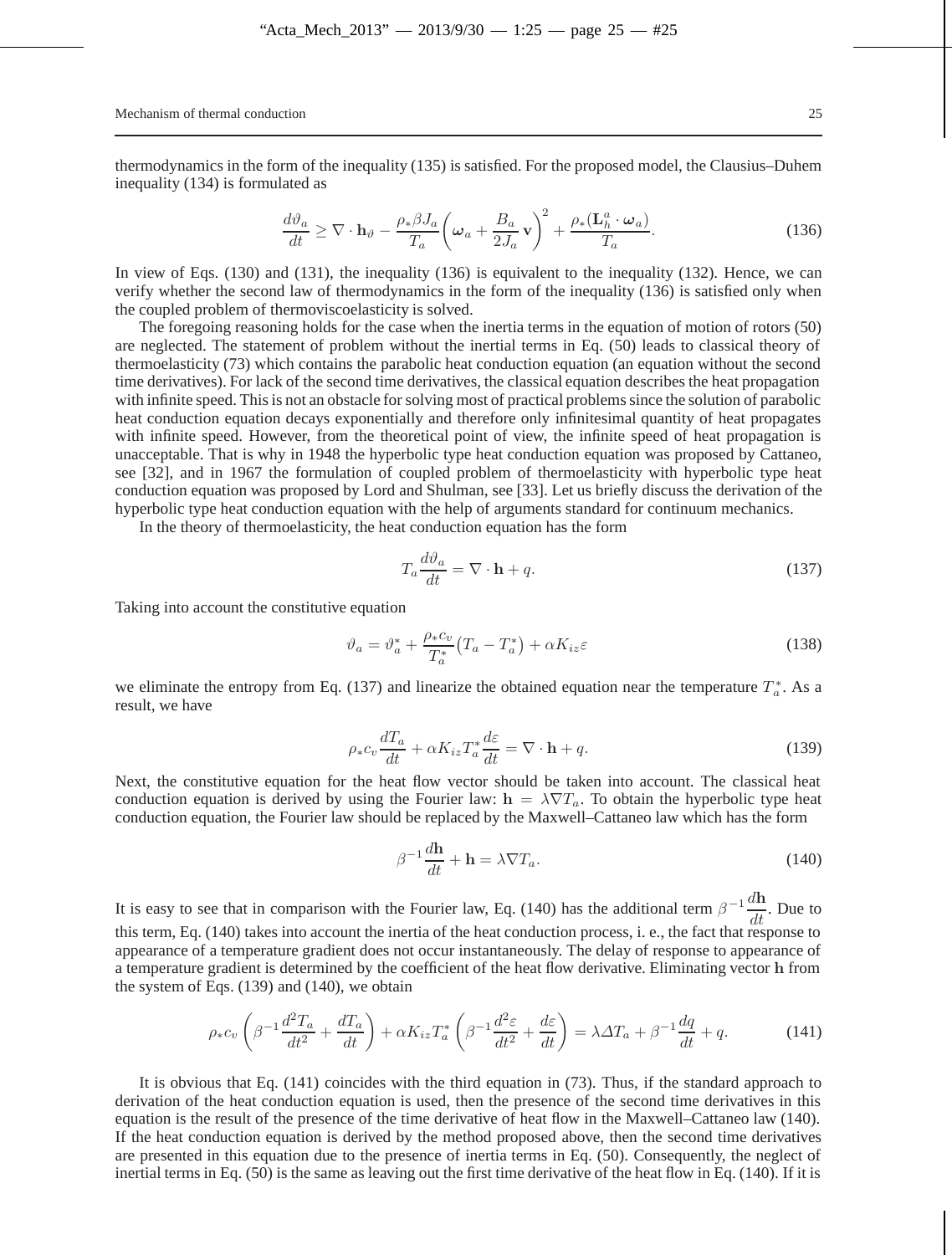thermodynamics in the form of the inequality (135) is satisfied. For the proposed model, the Clausius–Duhem inequality (134) is formulated as

$$\frac{d\vartheta_a}{dt} \geq \nabla \cdot \mathbf{h}_\vartheta - \frac{\rho_* \beta J_a}{T_a} \left( \boldsymbol{\omega}_a + \frac{B_a}{2J_a} \mathbf{v} \right)^2 + \frac{\rho_* (\mathbf{L}_h^a \cdot \boldsymbol{\omega}_a)}{T_a}. \tag{136}$$

In view of Eqs. (130) and (131), the inequality (136) is equivalent to the inequality (132). Hence, we can verify whether the second law of thermodynamics in the form of the inequality (136) is satisfied only when the coupled problem of thermoviscoelasticity is solved.

The foregoing reasoning holds for the case when the inertia terms in the equation of motion of rotors (50) are neglected. The statement of problem without the inertial terms in Eq. (50) leads to classical theory of thermoelasticity (73) which contains the parabolic heat conduction equation (an equation without the second time derivatives). For lack of the second time derivatives, the classical equation describes the heat propagation with infinite speed. This is not an obstacle for solving most of practical problems since the solution of parabolic heat conduction equation decays exponentially and therefore only infinitesimal quantity of heat propagates with infinite speed. However, from the theoretical point of view, the infinite speed of heat propagation is unacceptable. That is why in 1948 the hyperbolic type heat conduction equation was proposed by Cattaneo, see [32], and in 1967 the formulation of coupled problem of thermoelasticity with hyperbolic type heat conduction equation was proposed by Lord and Shulman, see [33]. Let us briefly discuss the derivation of the hyperbolic type heat conduction equation with the help of arguments standard for continuum mechanics.

In the theory of thermoelasticity, the heat conduction equation has the form

$$T_a \frac{d\vartheta_a}{dt} = \nabla \cdot \mathbf{h} + q. \tag{137}$$

Taking into account the constitutive equation

$$\vartheta_a = \vartheta_a^* + \frac{\rho_* c_v}{T_a^*} \big( T_a - T_a^* \big) + \alpha K_{iz} \varepsilon \tag{138}$$

we eliminate the entropy from Eq. (137) and linearize the obtained equation near the temperature $T_a^*$. As a result, we have

$$\rho_* c_v \frac{dT_a}{dt} + \alpha K_{iz} T_a^* \frac{d\varepsilon}{dt} = \nabla \cdot \mathbf{h} + q. \tag{139}$$

Next, the constitutive equation for the heat flow vector should be taken into account. The classical heat conduction equation is derived by using the Fourier law: $\mathbf{h} = \lambda \nabla T_a$. To obtain the hyperbolic type heat conduction equation, the Fourier law should be replaced by the Maxwell–Cattaneo law which has the form

$$\beta^{-1} \frac{d\mathbf{h}}{dt} + \mathbf{h} = \lambda \nabla T_a. \tag{140}$$

It is easy to see that in comparison with the Fourier law, Eq. (140) has the additional term $\beta^{-1} \dfrac{d\mathbf{h}}{dt}$. Due to this term, Eq. (140) takes into account the inertia of the heat conduction process, i. e., the fact that response to appearance of a temperature gradient does not occur instantaneously. The delay of response to appearance of a temperature gradient is determined by the coefficient of the heat flow derivative. Eliminating vector $\mathbf{h}$ from the system of Eqs. (139) and (140), we obtain

$$\rho_* c_v \left( \beta^{-1} \frac{d^2 T_a}{dt^2} + \frac{dT_a}{dt} \right) + \alpha K_{iz} T_a^* \left( \beta^{-1} \frac{d^2 \varepsilon}{dt^2} + \frac{d\varepsilon}{dt} \right) = \lambda \Delta T_a + \beta^{-1} \frac{dq}{dt} + q. \tag{141}$$

It is obvious that Eq. (141) coincides with the third equation in (73). Thus, if the standard approach to derivation of the heat conduction equation is used, then the presence of the second time derivatives in this equation is the result of the presence of the time derivative of heat flow in the Maxwell–Cattaneo law (140). If the heat conduction equation is derived by the method proposed above, then the second time derivatives are presented in this equation due to the presence of inertia terms in Eq. (50). Consequently, the neglect of inertial terms in Eq. (50) is the same as leaving out the first time derivative of the heat flow in Eq. (140). If it is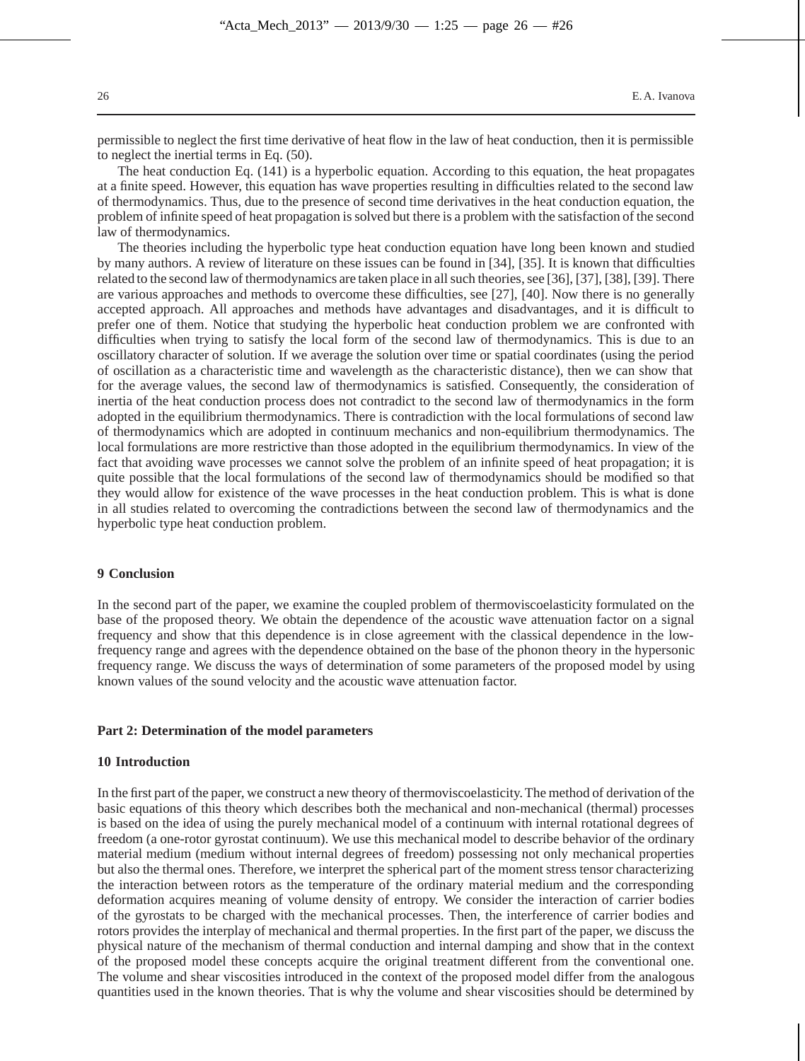permissible to neglect the first time derivative of heat flow in the law of heat conduction, then it is permissible to neglect the inertial terms in Eq. (50).

The heat conduction Eq. (141) is a hyperbolic equation. According to this equation, the heat propagates at a finite speed. However, this equation has wave properties resulting in difficulties related to the second law of thermodynamics. Thus, due to the presence of second time derivatives in the heat conduction equation, the problem of infinite speed of heat propagation is solved but there is a problem with the satisfaction of the second law of thermodynamics.

The theories including the hyperbolic type heat conduction equation have long been known and studied by many authors. A review of literature on these issues can be found in [34], [35]. It is known that difficulties related to the second law of thermodynamics are taken place in all such theories, see [36], [37], [38], [39]. There are various approaches and methods to overcome these difficulties, see [27], [40]. Now there is no generally accepted approach. All approaches and methods have advantages and disadvantages, and it is difficult to prefer one of them. Notice that studying the hyperbolic heat conduction problem we are confronted with difficulties when trying to satisfy the local form of the second law of thermodynamics. This is due to an oscillatory character of solution. If we average the solution over time or spatial coordinates (using the period of oscillation as a characteristic time and wavelength as the characteristic distance), then we can show that for the average values, the second law of thermodynamics is satisfied. Consequently, the consideration of inertia of the heat conduction process does not contradict to the second law of thermodynamics in the form adopted in the equilibrium thermodynamics. There is contradiction with the local formulations of second law of thermodynamics which are adopted in continuum mechanics and non-equilibrium thermodynamics. The local formulations are more restrictive than those adopted in the equilibrium thermodynamics. In view of the fact that avoiding wave processes we cannot solve the problem of an infinite speed of heat propagation; it is quite possible that the local formulations of the second law of thermodynamics should be modified so that they would allow for existence of the wave processes in the heat conduction problem. This is what is done in all studies related to overcoming the contradictions between the second law of thermodynamics and the hyperbolic type heat conduction problem.

## 9 Conclusion

In the second part of the paper, we examine the coupled problem of thermoviscoelasticity formulated on the base of the proposed theory. We obtain the dependence of the acoustic wave attenuation factor on a signal frequency and show that this dependence is in close agreement with the classical dependence in the low-frequency range and agrees with the dependence obtained on the base of the phonon theory in the hypersonic frequency range. We discuss the ways of determination of some parameters of the proposed model by using known values of the sound velocity and the acoustic wave attenuation factor.

# Part 2: Determination of the model parameters

## 10 Introduction

In the first part of the paper, we construct a new theory of thermoviscoelasticity. The method of derivation of the basic equations of this theory which describes both the mechanical and non-mechanical (thermal) processes is based on the idea of using the purely mechanical model of a continuum with internal rotational degrees of freedom (a one-rotor gyrostat continuum). We use this mechanical model to describe behavior of the ordinary material medium (medium without internal degrees of freedom) possessing not only mechanical properties but also the thermal ones. Therefore, we interpret the spherical part of the moment stress tensor characterizing the interaction between rotors as the temperature of the ordinary material medium and the corresponding deformation acquires meaning of volume density of entropy. We consider the interaction of carrier bodies of the gyrostats to be charged with the mechanical processes. Then, the interference of carrier bodies and rotors provides the interplay of mechanical and thermal properties. In the first part of the paper, we discuss the physical nature of the mechanism of thermal conduction and internal damping and show that in the context of the proposed model these concepts acquire the original treatment different from the conventional one. The volume and shear viscosities introduced in the context of the proposed model differ from the analogous quantities used in the known theories. That is why the volume and shear viscosities should be determined by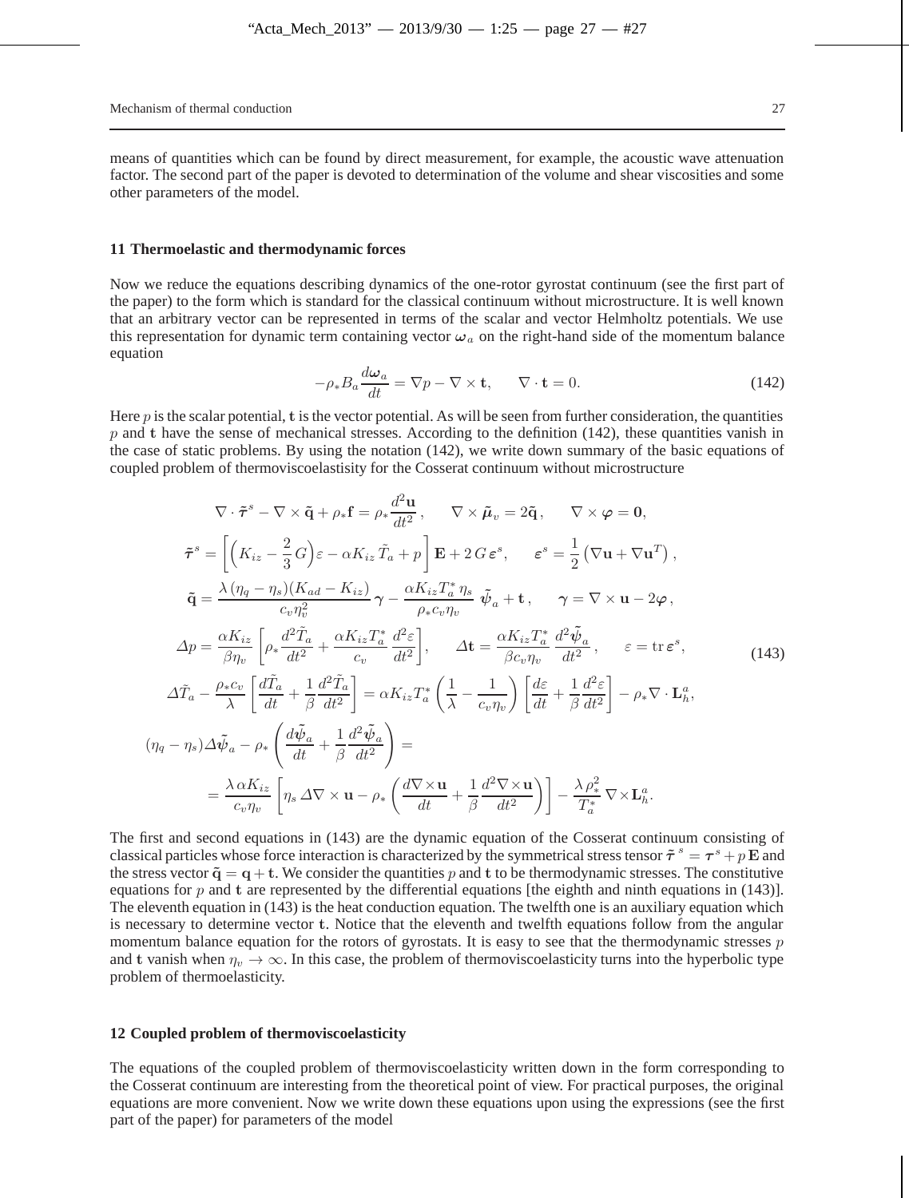means of quantities which can be found by direct measurement, for example, the acoustic wave attenuation factor. The second part of the paper is devoted to determination of the volume and shear viscosities and some other parameters of the model.

## 11 Thermoelastic and thermodynamic forces

Now we reduce the equations describing dynamics of the one-rotor gyrostat continuum (see the first part of the paper) to the form which is standard for the classical continuum without microstructure. It is well known that an arbitrary vector can be represented in terms of the scalar and vector Helmholtz potentials. We use this representation for dynamic term containing vector $\boldsymbol{\omega}_a$ on the right-hand side of the momentum balance equation

$$-\rho_* B_a \frac{d\boldsymbol{\omega}_a}{dt} = \nabla p - \nabla \times \mathbf{t}, \qquad \nabla \cdot \mathbf{t} = 0. \tag{142}$$

Here $p$ is the scalar potential, $\mathbf{t}$ is the vector potential. As will be seen from further consideration, the quantities $p$ and $\mathbf{t}$ have the sense of mechanical stresses. According to the definition (142), these quantities vanish in the case of static problems. By using the notation (142), we write down summary of the basic equations of coupled problem of thermoviscoelastisity for the Cosserat continuum without microstructure

$$\begin{gathered}
\nabla \cdot \tilde{\boldsymbol{\tau}}^s - \nabla \times \tilde{\mathbf{q}} + \rho_* \mathbf{f} = \rho_* \frac{d^2 \mathbf{u}}{dt^2}, \qquad \nabla \times \tilde{\boldsymbol{\mu}}_v = 2\tilde{\mathbf{q}}, \qquad \nabla \times \boldsymbol{\varphi} = \mathbf{0}, \\
\tilde{\boldsymbol{\tau}}^s = \left[ \Big( K_{iz} - \frac{2}{3} G \Big) \varepsilon - \alpha K_{iz} \tilde{T}_a + p \right] \mathbf{E} + 2\, G\, \boldsymbol{\varepsilon}^s, \qquad \boldsymbol{\varepsilon}^s = \frac{1}{2} \left( \nabla \mathbf{u} + \nabla \mathbf{u}^T \right), \\
\tilde{\mathbf{q}} = \frac{\lambda\, (\eta_q - \eta_s)(K_{ad} - K_{iz})}{c_v \eta_v^2} \boldsymbol{\gamma} - \frac{\alpha K_{iz} T_a^* \, \eta_s}{\rho_* c_v \eta_v} \, \tilde{\boldsymbol{\psi}}_a + \mathbf{t}, \qquad \boldsymbol{\gamma} = \nabla \times \mathbf{u} - 2\boldsymbol{\varphi}, \\
\Delta p = \frac{\alpha K_{iz}}{\beta \eta_v} \left[ \rho_* \frac{d^2 \tilde{T}_a}{dt^2} + \frac{\alpha K_{iz} T_a^*}{c_v} \frac{d^2 \varepsilon}{dt^2} \right], \qquad \Delta \mathbf{t} = \frac{\alpha K_{iz} T_a^*}{\beta c_v \eta_v} \frac{d^2 \tilde{\boldsymbol{\psi}}_a}{dt^2}, \qquad \varepsilon = \operatorname{tr} \boldsymbol{\varepsilon}^s, \\
\Delta \tilde{T}_a - \frac{\rho_* c_v}{\lambda} \left[ \frac{d\tilde{T}_a}{dt} + \frac{1}{\beta} \frac{d^2 \tilde{T}_a}{dt^2} \right] = \alpha K_{iz} T_a^* \left( \frac{1}{\lambda} - \frac{1}{c_v \eta_v} \right) \left[ \frac{d\varepsilon}{dt} + \frac{1}{\beta} \frac{d^2 \varepsilon}{dt^2} \right] - \rho_* \nabla \cdot \mathbf{L}_h^a, \\
(\eta_q - \eta_s) \Delta \tilde{\boldsymbol{\psi}}_a - \rho_* \left( \frac{d\tilde{\boldsymbol{\psi}}_a}{dt} + \frac{1}{\beta} \frac{d^2 \tilde{\boldsymbol{\psi}}_a}{dt^2} \right) = \\
= \frac{\lambda\, \alpha K_{iz}}{c_v \eta_v} \left[ \eta_s \, \Delta \nabla \times \mathbf{u} - \rho_* \left( \frac{d \nabla \times \mathbf{u}}{dt} + \frac{1}{\beta} \frac{d^2 \nabla \times \mathbf{u}}{dt^2} \right) \right] - \frac{\lambda\, \rho_*^2}{T_a^*} \nabla \times \mathbf{L}_h^a.
\end{gathered} \tag{143}$$

The first and second equations in (143) are the dynamic equation of the Cosserat continuum consisting of classical particles whose force interaction is characterized by the symmetrical stress tensor $\tilde{\boldsymbol{\tau}}^{\,s} = \boldsymbol{\tau}^s + p\,\mathbf{E}$ and the stress vector $\tilde{\mathbf{q}} = \mathbf{q} + \mathbf{t}$. We consider the quantities $p$ and $\mathbf{t}$ to be thermodynamic stresses. The constitutive equations for $p$ and $\mathbf{t}$ are represented by the differential equations [the eighth and ninth equations in (143)]. The eleventh equation in (143) is the heat conduction equation. The twelfth one is an auxiliary equation which is necessary to determine vector $\mathbf{t}$. Notice that the eleventh and twelfth equations follow from the angular momentum balance equation for the rotors of gyrostats. It is easy to see that the thermodynamic stresses $p$ and $\mathbf{t}$ vanish when $\eta_v \to \infty$. In this case, the problem of thermoviscoelasticity turns into the hyperbolic type problem of thermoelasticity.

## 12 Coupled problem of thermoviscoelasticity

The equations of the coupled problem of thermoviscoelasticity written down in the form corresponding to the Cosserat continuum are interesting from the theoretical point of view. For practical purposes, the original equations are more convenient. Now we write down these equations upon using the expressions (see the first part of the paper) for parameters of the model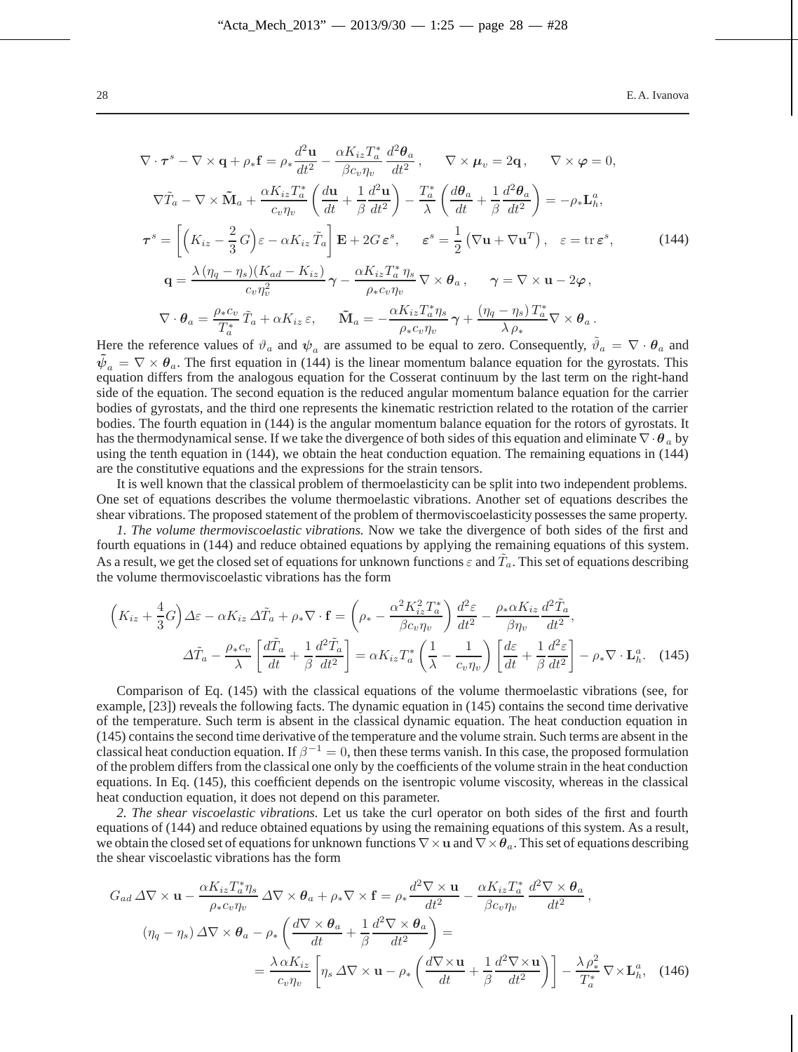$$
\begin{gathered}
\nabla \cdot \boldsymbol{\tau}^s - \nabla \times \mathbf{q} + \rho_* \mathbf{f} = \rho_* \frac{d^2 \mathbf{u}}{dt^2} - \frac{\alpha K_{iz} T_a^*}{\beta c_v \eta_v} \frac{d^2 \boldsymbol{\theta}_a}{dt^2}, \qquad \nabla \times \boldsymbol{\mu}_v = 2\mathbf{q}, \qquad \nabla \times \boldsymbol{\varphi} = 0, \\
\nabla \tilde{T}_a - \nabla \times \tilde{\mathbf{M}}_a + \frac{\alpha K_{iz} T_a^*}{c_v \eta_v} \left( \frac{d\mathbf{u}}{dt} + \frac{1}{\beta} \frac{d^2 \mathbf{u}}{dt^2} \right) - \frac{T_a^*}{\lambda} \left( \frac{d\boldsymbol{\theta}_a}{dt} + \frac{1}{\beta} \frac{d^2 \boldsymbol{\theta}_a}{dt^2} \right) = -\rho_* \mathbf{L}_h^a, \\
\boldsymbol{\tau}^s = \left[ \left( K_{iz} - \frac{2}{3} G \right) \varepsilon - \alpha K_{iz} \tilde{T}_a \right] \mathbf{E} + 2G \boldsymbol{\varepsilon}^s, \qquad \boldsymbol{\varepsilon}^s = \frac{1}{2} \left( \nabla \mathbf{u} + \nabla \mathbf{u}^T \right), \quad \varepsilon = \operatorname{tr} \boldsymbol{\varepsilon}^s, \qquad (144) \\
\mathbf{q} = \frac{\lambda (\eta_q - \eta_s)(K_{ad} - K_{iz})}{c_v \eta_v^2} \boldsymbol{\gamma} - \frac{\alpha K_{iz} T_a^* \eta_s}{\rho_* c_v \eta_v} \nabla \times \boldsymbol{\theta}_a, \qquad \boldsymbol{\gamma} = \nabla \times \mathbf{u} - 2\boldsymbol{\varphi}, \\
\nabla \cdot \boldsymbol{\theta}_a = \frac{\rho_* c_v}{T_a^*} \tilde{T}_a + \alpha K_{iz} \varepsilon, \qquad \tilde{\mathbf{M}}_a = -\frac{\alpha K_{iz} T_a^* \eta_s}{\rho_* c_v \eta_v} \boldsymbol{\gamma} + \frac{(\eta_q - \eta_s) T_a^*}{\lambda \rho_*} \nabla \times \boldsymbol{\theta}_a.
\end{gathered}
$$

Here the reference values of $\vartheta_a$ and $\boldsymbol{\psi}_a$ are assumed to be equal to zero. Consequently, $\tilde{\vartheta}_a = \nabla \cdot \boldsymbol{\theta}_a$ and $\tilde{\boldsymbol{\psi}}_a = \nabla \times \boldsymbol{\theta}_a$. The first equation in (144) is the linear momentum balance equation for the gyrostats. This equation differs from the analogous equation for the Cosserat continuum by the last term on the right-hand side of the equation. The second equation is the reduced angular momentum balance equation for the carrier bodies of gyrostats, and the third one represents the kinematic restriction related to the rotation of the carrier bodies. The fourth equation in (144) is the angular momentum balance equation for the rotors of gyrostats. It has the thermodynamical sense. If we take the divergence of both sides of this equation and eliminate $\nabla \cdot \boldsymbol{\theta}_a$ by using the tenth equation in (144), we obtain the heat conduction equation. The remaining equations in (144) are the constitutive equations and the expressions for the strain tensors.

It is well known that the classical problem of thermoelasticity can be split into two independent problems. One set of equations describes the volume thermoelastic vibrations. Another set of equations describes the shear vibrations. The proposed statement of the problem of thermoviscoelasticity possesses the same property.

*1. The volume thermoviscoelastic vibrations.* Now we take the divergence of both sides of the first and fourth equations in (144) and reduce obtained equations by applying the remaining equations of this system. As a result, we get the closed set of equations for unknown functions $\varepsilon$ and $\tilde{T}_a$. This set of equations describing the volume thermoviscoelastic vibrations has the form

$$
\begin{gathered}
\left( K_{iz} + \frac{4}{3} G \right) \Delta \varepsilon - \alpha K_{iz} \Delta \tilde{T}_a + \rho_* \nabla \cdot \mathbf{f} = \left( \rho_* - \frac{\alpha^2 K_{iz}^2 T_a^*}{\beta c_v \eta_v} \right) \frac{d^2 \varepsilon}{dt^2} - \frac{\rho_* \alpha K_{iz}}{\beta \eta_v} \frac{d^2 \tilde{T}_a}{dt^2}, \\
\Delta \tilde{T}_a - \frac{\rho_* c_v}{\lambda} \left[ \frac{d\tilde{T}_a}{dt} + \frac{1}{\beta} \frac{d^2 \tilde{T}_a}{dt^2} \right] = \alpha K_{iz} T_a^* \left( \frac{1}{\lambda} - \frac{1}{c_v \eta_v} \right) \left[ \frac{d\varepsilon}{dt} + \frac{1}{\beta} \frac{d^2 \varepsilon}{dt^2} \right] - \rho_* \nabla \cdot \mathbf{L}_h^a. \qquad (145)
\end{gathered}
$$

Comparison of Eq. (145) with the classical equations of the volume thermoelastic vibrations (see, for example, [23]) reveals the following facts. The dynamic equation in (145) contains the second time derivative of the temperature. Such term is absent in the classical dynamic equation. The heat conduction equation in (145) contains the second time derivative of the temperature and the volume strain. Such terms are absent in the classical heat conduction equation. If $\beta^{-1} = 0$, then these terms vanish. In this case, the proposed formulation of the problem differs from the classical one only by the coefficients of the volume strain in the heat conduction equations. In Eq. (145), this coefficient depends on the isentropic volume viscosity, whereas in the classical heat conduction equation, it does not depend on this parameter.

*2. The shear viscoelastic vibrations.* Let us take the curl operator on both sides of the first and fourth equations of (144) and reduce obtained equations by using the remaining equations of this system. As a result, we obtain the closed set of equations for unknown functions $\nabla \times \mathbf{u}$ and $\nabla \times \boldsymbol{\theta}_a$. This set of equations describing the shear viscoelastic vibrations has the form

$$
\begin{gathered}
G_{ad} \Delta \nabla \times \mathbf{u} - \frac{\alpha K_{iz} T_a^* \eta_s}{\rho_* c_v \eta_v} \Delta \nabla \times \boldsymbol{\theta}_a + \rho_* \nabla \times \mathbf{f} = \rho_* \frac{d^2 \nabla \times \mathbf{u}}{dt^2} - \frac{\alpha K_{iz} T_a^*}{\beta c_v \eta_v} \frac{d^2 \nabla \times \boldsymbol{\theta}_a}{dt^2}, \\
(\eta_q - \eta_s) \Delta \nabla \times \boldsymbol{\theta}_a - \rho_* \left( \frac{d \nabla \times \boldsymbol{\theta}_a}{dt} + \frac{1}{\beta} \frac{d^2 \nabla \times \boldsymbol{\theta}_a}{dt^2} \right) = \\
= \frac{\lambda \alpha K_{iz}}{c_v \eta_v} \left[ \eta_s \Delta \nabla \times \mathbf{u} - \rho_* \left( \frac{d \nabla \times \mathbf{u}}{dt} + \frac{1}{\beta} \frac{d^2 \nabla \times \mathbf{u}}{dt^2} \right) \right] - \frac{\lambda \rho_*^2}{T_a^*} \nabla \times \mathbf{L}_h^a, \qquad (146)
\end{gathered}
$$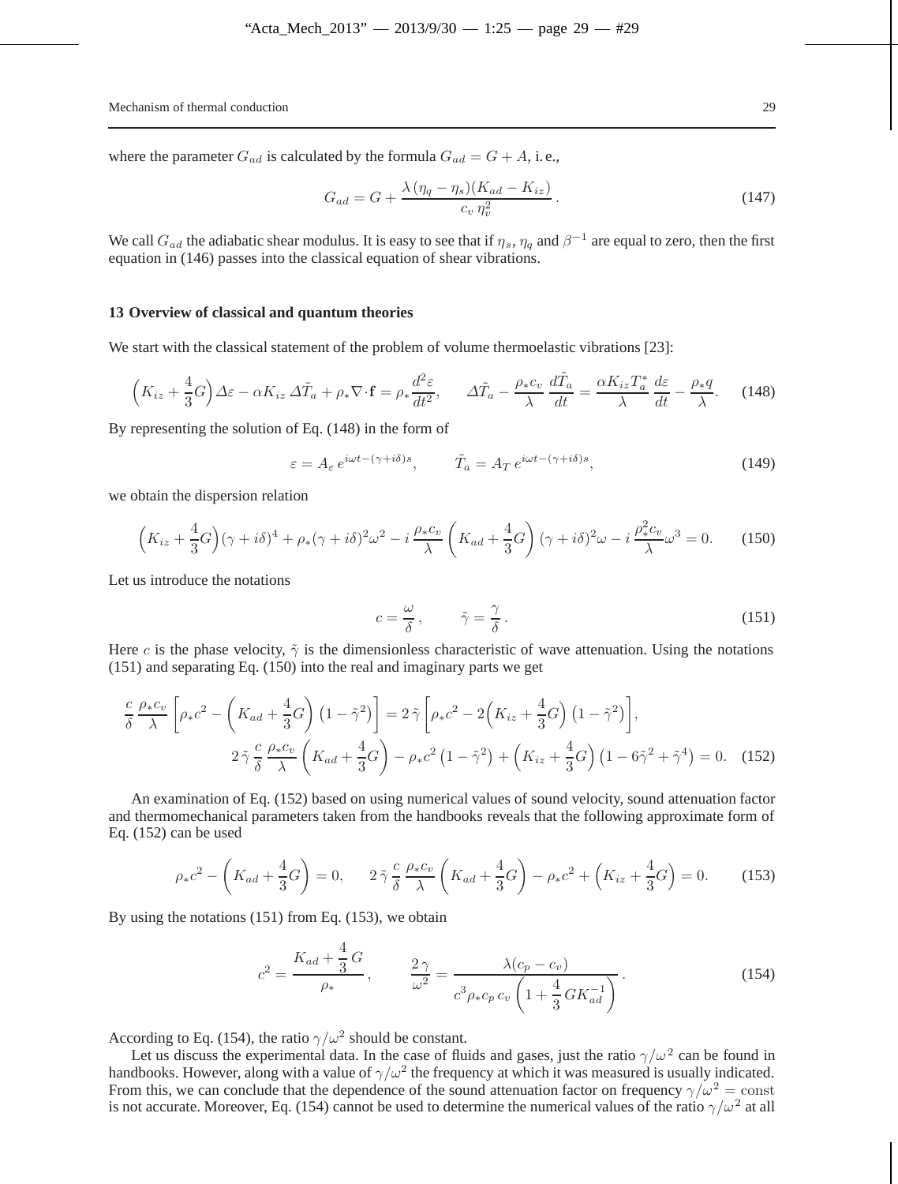where the parameter $G_{ad}$ is calculated by the formula $G_{ad} = G + A$, i.e.,

$$G_{ad} = G + \frac{\lambda\,(\eta_q - \eta_s)(K_{ad} - K_{iz})}{c_v\,\eta_v^2}\,. \tag{147}$$

We call $G_{ad}$ the adiabatic shear modulus. It is easy to see that if $\eta_s$, $\eta_q$ and $\beta^{-1}$ are equal to zero, then the first equation in (146) passes into the classical equation of shear vibrations.

## 13 Overview of classical and quantum theories

We start with the classical statement of the problem of volume thermoelastic vibrations [23]:

$$\Big(K_{iz} + \frac{4}{3}G\Big)\Delta\varepsilon - \alpha K_{iz}\,\Delta\tilde{T}_a + \rho_*\nabla\cdot\mathbf{f} = \rho_*\frac{d^2\varepsilon}{dt^2}, \qquad \Delta\tilde{T}_a - \frac{\rho_* c_v}{\lambda}\,\frac{d\tilde{T}_a}{dt} = \frac{\alpha K_{iz} T_a^*}{\lambda}\,\frac{d\varepsilon}{dt} - \frac{\rho_* q}{\lambda}. \tag{148}$$

By representing the solution of Eq. (148) in the form of

$$\varepsilon = A_\varepsilon\,e^{i\omega t - (\gamma + i\delta)s}, \qquad \tilde{T}_a = A_T\,e^{i\omega t - (\gamma + i\delta)s}, \tag{149}$$

we obtain the dispersion relation

$$\Big(K_{iz} + \frac{4}{3}G\Big)(\gamma + i\delta)^4 + \rho_*(\gamma + i\delta)^2\omega^2 - i\,\frac{\rho_* c_v}{\lambda}\left(K_{ad} + \frac{4}{3}G\right)(\gamma + i\delta)^2\omega - i\,\frac{\rho_*^2 c_v}{\lambda}\omega^3 = 0. \tag{150}$$

Let us introduce the notations

$$c = \frac{\omega}{\delta}\,, \qquad \tilde{\gamma} = \frac{\gamma}{\delta}\,. \tag{151}$$

Here $c$ is the phase velocity, $\tilde{\gamma}$ is the dimensionless characteristic of wave attenuation. Using the notations (151) and separating Eq. (150) into the real and imaginary parts we get

$$\begin{aligned}
\frac{c}{\delta}\,\frac{\rho_* c_v}{\lambda}\left[\rho_* c^2 - \left(K_{ad} + \frac{4}{3}G\right)\left(1 - \tilde{\gamma}^2\right)\right] &= 2\,\tilde{\gamma}\left[\rho_* c^2 - 2\Big(K_{iz} + \frac{4}{3}G\Big)\left(1 - \tilde{\gamma}^2\right)\right],\\
2\,\tilde{\gamma}\,\frac{c}{\delta}\,\frac{\rho_* c_v}{\lambda}\left(K_{ad} + \frac{4}{3}G\right) - \rho_* c^2\left(1 - \tilde{\gamma}^2\right) + \Big(K_{iz} + \frac{4}{3}G\Big)&\left(1 - 6\tilde{\gamma}^2 + \tilde{\gamma}^4\right) = 0.
\end{aligned} \tag{152}$$

An examination of Eq. (152) based on using numerical values of sound velocity, sound attenuation factor and thermomechanical parameters taken from the handbooks reveals that the following approximate form of Eq. (152) can be used

$$\rho_* c^2 - \left(K_{ad} + \frac{4}{3}G\right) = 0, \qquad 2\,\tilde{\gamma}\,\frac{c}{\delta}\,\frac{\rho_* c_v}{\lambda}\left(K_{ad} + \frac{4}{3}G\right) - \rho_* c^2 + \left(K_{iz} + \frac{4}{3}G\right) = 0. \tag{153}$$

By using the notations (151) from Eq. (153), we obtain

$$c^2 = \frac{K_{ad} + \dfrac{4}{3}\,G}{\rho_*}\,, \qquad \frac{2\,\gamma}{\omega^2} = \frac{\lambda(c_p - c_v)}{c^3\rho_* c_p\,c_v\left(1 + \dfrac{4}{3}\,GK_{ad}^{-1}\right)}\,. \tag{154}$$

According to Eq. (154), the ratio $\gamma/\omega^2$ should be constant.

Let us discuss the experimental data. In the case of fluids and gases, just the ratio $\gamma/\omega^2$ can be found in handbooks. However, along with a value of $\gamma/\omega^2$ the frequency at which it was measured is usually indicated. From this, we can conclude that the dependence of the sound attenuation factor on frequency $\gamma/\omega^2 = \mathrm{const}$ is not accurate. Moreover, Eq. (154) cannot be used to determine the numerical values of the ratio $\gamma/\omega^2$ at all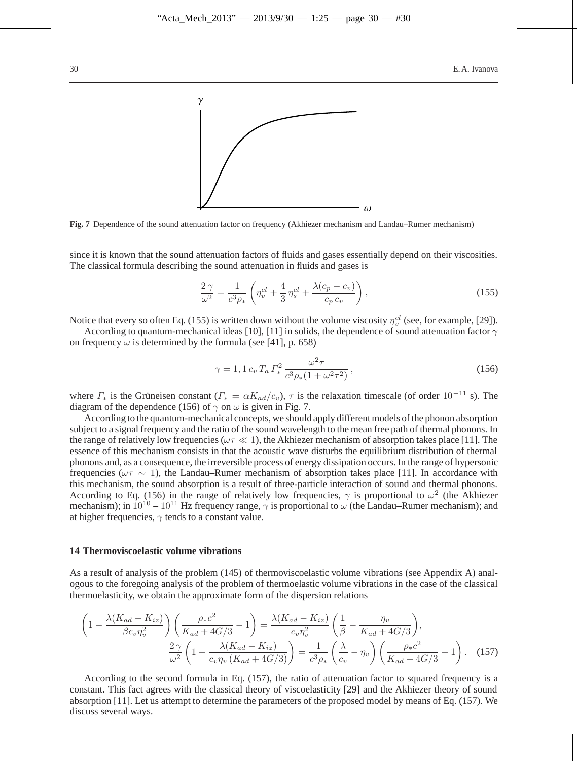Fig. 7 Dependence of the sound attenuation factor on frequency (Akhiezer mechanism and Landau–Rumer mechanism)

since it is known that the sound attenuation factors of fluids and gases essentially depend on their viscosities. The classical formula describing the sound attenuation in fluids and gases is

$$\frac{2\,\gamma}{\omega^2} = \frac{1}{c^3 \rho_*} \left( \eta_v^{cl} + \frac{4}{3}\,\eta_s^{cl} + \frac{\lambda (c_p - c_v)}{c_p\, c_v} \right), \tag{155}$$

Notice that every so often Eq. (155) is written down without the volume viscosity $\eta_v^{cl}$ (see, for example, [29]).

According to quantum-mechanical ideas [10], [11] in solids, the dependence of sound attenuation factor $\gamma$ on frequency $\omega$ is determined by the formula (see [41], p. 658)

$$\gamma = 1,1\, c_v\, T_a\, \Gamma_*^2\, \frac{\omega^2 \tau}{c^3 \rho_* (1 + \omega^2 \tau^2)}\,, \tag{156}$$

where $\Gamma_*$ is the Grüneisen constant ($\Gamma_* = \alpha K_{ad}/c_v$), $\tau$ is the relaxation timescale (of order $10^{-11}$ s). The diagram of the dependence (156) of $\gamma$ on $\omega$ is given in Fig. 7.

According to the quantum-mechanical concepts, we should apply different models of the phonon absorption subject to a signal frequency and the ratio of the sound wavelength to the mean free path of thermal phonons. In the range of relatively low frequencies ($\omega\tau \ll 1$), the Akhiezer mechanism of absorption takes place [11]. The essence of this mechanism consists in that the acoustic wave disturbs the equilibrium distribution of thermal phonons and, as a consequence, the irreversible process of energy dissipation occurs. In the range of hypersonic frequencies ($\omega\tau \sim 1$), the Landau–Rumer mechanism of absorption takes place [11]. In accordance with this mechanism, the sound absorption is a result of three-particle interaction of sound and thermal phonons. According to Eq. (156) in the range of relatively low frequencies, $\gamma$ is proportional to $\omega^2$ (the Akhiezer mechanism); in $10^{10} - 10^{11}$ Hz frequency range, $\gamma$ is proportional to $\omega$ (the Landau–Rumer mechanism); and at higher frequencies, $\gamma$ tends to a constant value.

## 14 Thermoviscoelastic volume vibrations

As a result of analysis of the problem (145) of thermoviscoelastic volume vibrations (see Appendix A) analogous to the foregoing analysis of the problem of thermoelastic volume vibrations in the case of the classical thermoelasticity, we obtain the approximate form of the dispersion relations

$$\left(1 - \frac{\lambda (K_{ad} - K_{iz})}{\beta c_v \eta_v^2}\right)\left(\frac{\rho_* c^2}{K_{ad} + 4G/3} - 1\right) = \frac{\lambda (K_{ad} - K_{iz})}{c_v \eta_v^2}\left(\frac{1}{\beta} - \frac{\eta_v}{K_{ad} + 4G/3}\right),$$
$$\frac{2\,\gamma}{\omega^2}\left(1 - \frac{\lambda (K_{ad} - K_{iz})}{c_v \eta_v\,(K_{ad} + 4G/3)}\right) = \frac{1}{c^3 \rho_*}\left(\frac{\lambda}{c_v} - \eta_v\right)\left(\frac{\rho_* c^2}{K_{ad} + 4G/3} - 1\right). \tag{157}$$

According to the second formula in Eq. (157), the ratio of attenuation factor to squared frequency is a constant. This fact agrees with the classical theory of viscoelasticity [29] and the Akhiezer theory of sound absorption [11]. Let us attempt to determine the parameters of the proposed model by means of Eq. (157). We discuss several ways.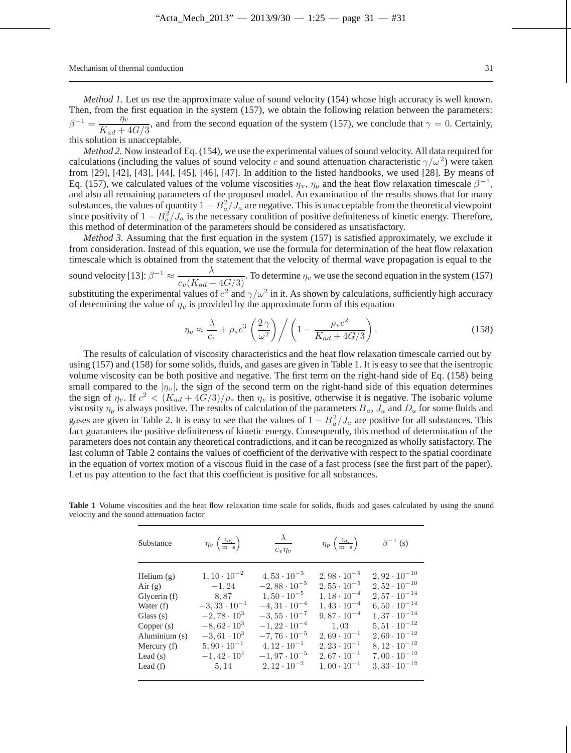*Method 1.* Let us use the approximate value of sound velocity (154) whose high accuracy is well known. Then, from the first equation in the system (157), we obtain the following relation between the parameters: $\beta^{-1} = \dfrac{\eta_v}{K_{ad} + 4G/3}$, and from the second equation of the system (157), we conclude that $\gamma = 0$. Certainly, this solution is unacceptable.

*Method 2.* Now instead of Eq. (154), we use the experimental values of sound velocity. All data required for calculations (including the values of sound velocity $c$ and sound attenuation characteristic $\gamma/\omega^2$) were taken from [29], [42], [43], [44], [45], [46], [47]. In addition to the listed handbooks, we used [28]. By means of Eq. (157), we calculated values of the volume viscosities $\eta_v$, $\eta_p$ and the heat flow relaxation timescale $\beta^{-1}$, and also all remaining parameters of the proposed model. An examination of the results shows that for many substances, the values of quantity $1 - B_a^2/J_a$ are negative. This is unacceptable from the theoretical viewpoint since positivity of $1 - B_a^2/J_a$ is the necessary condition of positive definiteness of kinetic energy. Therefore, this method of determination of the parameters should be considered as unsatisfactory.

*Method 3.* Assuming that the first equation in the system (157) is satisfied approximately, we exclude it from consideration. Instead of this equation, we use the formula for determination of the heat flow relaxation timescale which is obtained from the statement that the velocity of thermal wave propagation is equal to the sound velocity [13]: $\beta^{-1} \approx \dfrac{\lambda}{c_v(K_{ad} + 4G/3)}$. To determine $\eta_v$ we use the second equation in the system (157) substituting the experimental values of $c^2$ and $\gamma/\omega^2$ in it. As shown by calculations, sufficiently high accuracy of determining the value of $\eta_v$ is provided by the approximate form of this equation

$$\eta_v \approx \frac{\lambda}{c_v} + \rho_* c^3 \left(\frac{2\,\gamma}{\omega^2}\right) \bigg/ \left(1 - \frac{\rho_* c^2}{K_{ad} + 4G/3}\right). \tag{158}$$

The results of calculation of viscosity characteristics and the heat flow relaxation timescale carried out by using (157) and (158) for some solids, fluids, and gases are given in Table 1. It is easy to see that the isentropic volume viscosity can be both positive and negative. The first term on the right-hand side of Eq. (158) being small compared to the $|\eta_v|$, the sign of the second term on the right-hand side of this equation determines the sign of $\eta_v$. If $c^2 < (K_{ad} + 4G/3)/\rho_*$ then $\eta_v$ is positive, otherwise it is negative. The isobaric volume viscosity $\eta_p$ is always positive. The results of calculation of the parameters $B_a$, $J_a$ and $D_a$ for some fluids and gases are given in Table 2. It is easy to see that the values of $1 - B_a^2/J_a$ are positive for all substances. This fact guarantees the positive definiteness of kinetic energy. Consequently, this method of determination of the parameters does not contain any theoretical contradictions, and it can be recognized as wholly satisfactory. The last column of Table 2 contains the values of coefficient of the derivative with respect to the spatial coordinate in the equation of vortex motion of a viscous fluid in the case of a fast process (see the first part of the paper). Let us pay attention to the fact that this coefficient is positive for all substances.

**Table 1** Volume viscosities and the heat flow relaxation time scale for solids, fluids and gases calculated by using the sound velocity and the sound attenuation factor

| Substance | $\eta_v\ \left(\frac{\text{kg}}{\text{m}\cdot\text{s}}\right)$ | $\dfrac{\lambda}{c_v \eta_v}$ | $\eta_p\ \left(\frac{\text{kg}}{\text{m}\cdot\text{s}}\right)$ | $\beta^{-1}$ (s) |
|---|---|---|---|---|
| Helium (g) | $1,10 \cdot 10^{-2}$ | $4,53 \cdot 10^{-3}$ | $2,98 \cdot 10^{-5}$ | $2,92 \cdot 10^{-10}$ |
| Air (g) | $-1,24$ | $-2,88 \cdot 10^{-5}$ | $2,55 \cdot 10^{-5}$ | $2,52 \cdot 10^{-10}$ |
| Glycerin (f) | $8,87$ | $1,50 \cdot 10^{-5}$ | $1,18 \cdot 10^{-4}$ | $2,57 \cdot 10^{-14}$ |
| Water (f) | $-3,33 \cdot 10^{-1}$ | $-4,31 \cdot 10^{-4}$ | $1,43 \cdot 10^{-4}$ | $6,50 \cdot 10^{-14}$ |
| Glass (s) | $-2,78 \cdot 10^{3}$ | $-3,55 \cdot 10^{-7}$ | $9,87 \cdot 10^{-4}$ | $1,37 \cdot 10^{-14}$ |
| Copper (s) | $-8,62 \cdot 10^{3}$ | $-1,22 \cdot 10^{-4}$ | $1,03$ | $5,51 \cdot 10^{-12}$ |
| Aluminium (s) | $-3,61 \cdot 10^{3}$ | $-7,76 \cdot 10^{-5}$ | $2,69 \cdot 10^{-1}$ | $2,69 \cdot 10^{-12}$ |
| Mercury (f) | $5,90 \cdot 10^{-1}$ | $4,12 \cdot 10^{-1}$ | $2,23 \cdot 10^{-1}$ | $8,12 \cdot 10^{-12}$ |
| Lead (s) | $-1,42 \cdot 10^{4}$ | $-1,97 \cdot 10^{-5}$ | $2,67 \cdot 10^{-1}$ | $7,00 \cdot 10^{-12}$ |
| Lead (f) | $5,14$ | $2,12 \cdot 10^{-2}$ | $1,00 \cdot 10^{-1}$ | $3,33 \cdot 10^{-12}$ |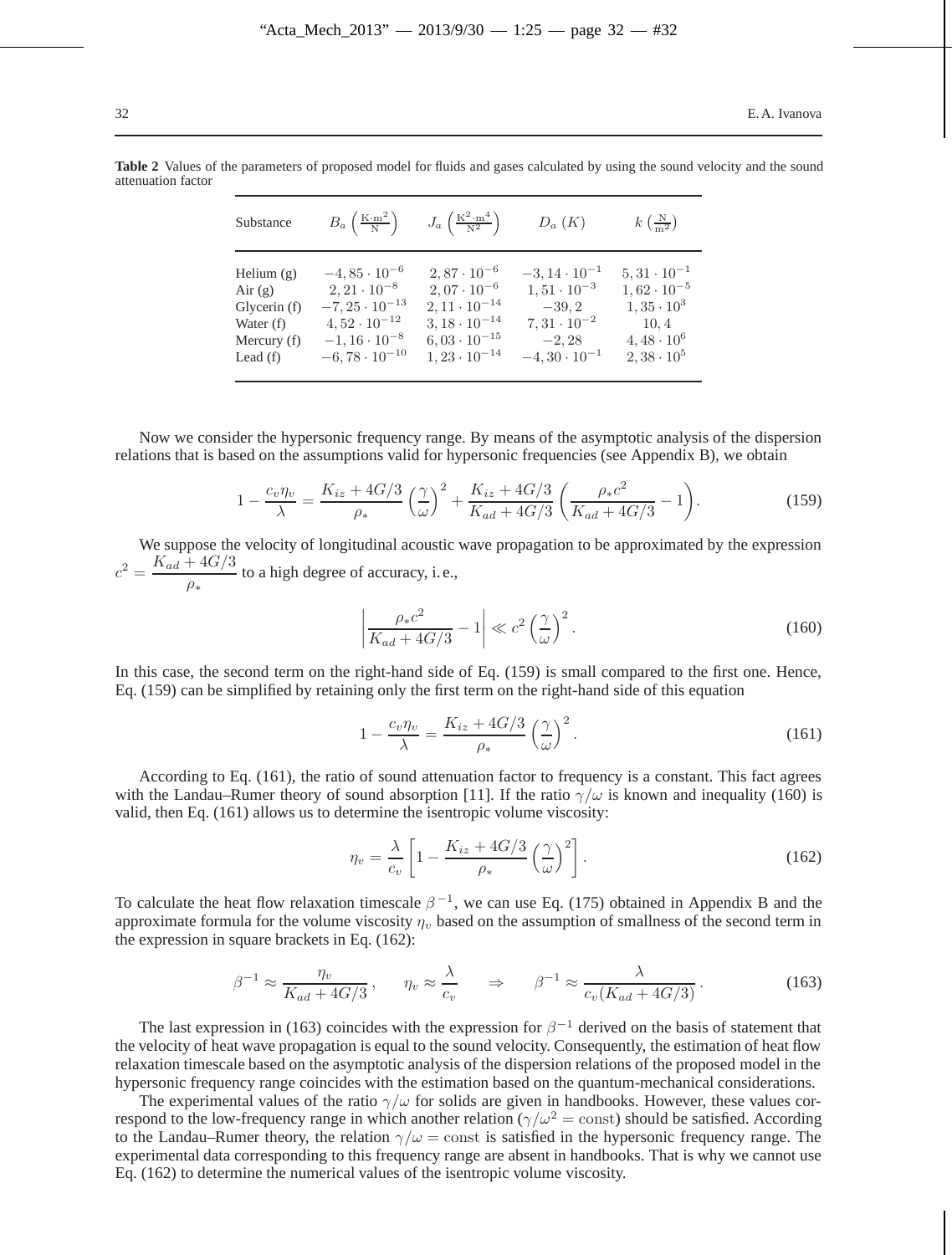**Table 2** Values of the parameters of proposed model for fluids and gases calculated by using the sound velocity and the sound attenuation factor

| Substance | $B_a\ \left(\frac{\mathrm{K\cdot m^2}}{\mathrm{N}}\right)$ | $J_a\ \left(\frac{\mathrm{K^2\cdot m^4}}{\mathrm{N^2}}\right)$ | $D_a\ (K)$ | $k\ \left(\frac{\mathrm{N}}{\mathrm{m^2}}\right)$ |
|---|---|---|---|---|
| Helium (g) | $-4,85\cdot 10^{-6}$ | $2,87\cdot 10^{-6}$ | $-3,14\cdot 10^{-1}$ | $5,31\cdot 10^{-1}$ |
| Air (g) | $2,21\cdot 10^{-8}$ | $2,07\cdot 10^{-6}$ | $1,51\cdot 10^{-3}$ | $1,62\cdot 10^{-5}$ |
| Glycerin (f) | $-7,25\cdot 10^{-13}$ | $2,11\cdot 10^{-14}$ | $-39,2$ | $1,35\cdot 10^{3}$ |
| Water (f) | $4,52\cdot 10^{-12}$ | $3,18\cdot 10^{-14}$ | $7,31\cdot 10^{-2}$ | $10,4$ |
| Mercury (f) | $-1,16\cdot 10^{-8}$ | $6,03\cdot 10^{-15}$ | $-2,28$ | $4,48\cdot 10^{6}$ |
| Lead (f) | $-6,78\cdot 10^{-10}$ | $1,23\cdot 10^{-14}$ | $-4,30\cdot 10^{-1}$ | $2,38\cdot 10^{5}$ |

Now we consider the hypersonic frequency range. By means of the asymptotic analysis of the dispersion relations that is based on the assumptions valid for hypersonic frequencies (see Appendix B), we obtain

$$1 - \frac{c_v \eta_v}{\lambda} = \frac{K_{iz} + 4G/3}{\rho_*}\left(\frac{\gamma}{\omega}\right)^2 + \frac{K_{iz} + 4G/3}{K_{ad} + 4G/3}\left(\frac{\rho_* c^2}{K_{ad} + 4G/3} - 1\right). \tag{159}$$

We suppose the velocity of longitudinal acoustic wave propagation to be approximated by the expression $c^2 = \dfrac{K_{ad} + 4G/3}{\rho_*}$ to a high degree of accuracy, i. e.,

$$\left|\frac{\rho_* c^2}{K_{ad} + 4G/3} - 1\right| \ll c^2\left(\frac{\gamma}{\omega}\right)^2. \tag{160}$$

In this case, the second term on the right-hand side of Eq. (159) is small compared to the first one. Hence, Eq. (159) can be simplified by retaining only the first term on the right-hand side of this equation

$$1 - \frac{c_v \eta_v}{\lambda} = \frac{K_{iz} + 4G/3}{\rho_*}\left(\frac{\gamma}{\omega}\right)^2. \tag{161}$$

According to Eq. (161), the ratio of sound attenuation factor to frequency is a constant. This fact agrees with the Landau–Rumer theory of sound absorption [11]. If the ratio $\gamma/\omega$ is known and inequality (160) is valid, then Eq. (161) allows us to determine the isentropic volume viscosity:

$$\eta_v = \frac{\lambda}{c_v}\left[1 - \frac{K_{iz} + 4G/3}{\rho_*}\left(\frac{\gamma}{\omega}\right)^2\right]. \tag{162}$$

To calculate the heat flow relaxation timescale $\beta^{-1}$, we can use Eq. (175) obtained in Appendix B and the approximate formula for the volume viscosity $\eta_v$ based on the assumption of smallness of the second term in the expression in square brackets in Eq. (162):

$$\beta^{-1} \approx \frac{\eta_v}{K_{ad} + 4G/3}, \qquad \eta_v \approx \frac{\lambda}{c_v} \qquad \Rightarrow \qquad \beta^{-1} \approx \frac{\lambda}{c_v(K_{ad} + 4G/3)}. \tag{163}$$

The last expression in (163) coincides with the expression for $\beta^{-1}$ derived on the basis of statement that the velocity of heat wave propagation is equal to the sound velocity. Consequently, the estimation of heat flow relaxation timescale based on the asymptotic analysis of the dispersion relations of the proposed model in the hypersonic frequency range coincides with the estimation based on the quantum-mechanical considerations.

The experimental values of the ratio $\gamma/\omega$ for solids are given in handbooks. However, these values correspond to the low-frequency range in which another relation ($\gamma/\omega^2 = \mathrm{const}$) should be satisfied. According to the Landau–Rumer theory, the relation $\gamma/\omega = \mathrm{const}$ is satisfied in the hypersonic frequency range. The experimental data corresponding to this frequency range are absent in handbooks. That is why we cannot use Eq. (162) to determine the numerical values of the isentropic volume viscosity.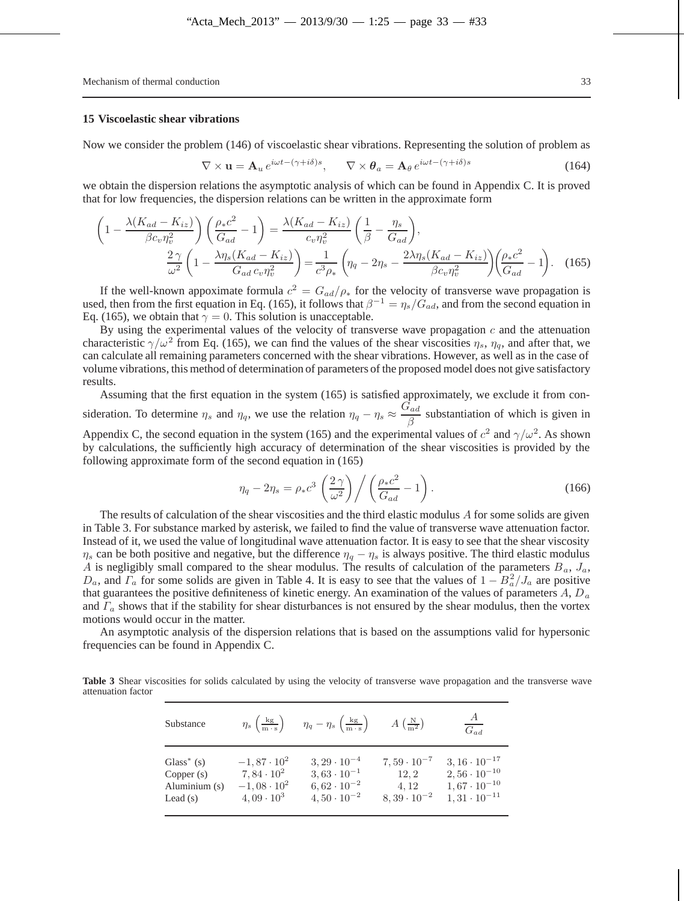## 15 Viscoelastic shear vibrations

Now we consider the problem (146) of viscoelastic shear vibrations. Representing the solution of problem as

$$\nabla \times \mathbf{u} = \mathbf{A}_u \, e^{i\omega t-(\gamma+i\delta)s}, \qquad \nabla \times \boldsymbol{\theta}_a = \mathbf{A}_\theta \, e^{i\omega t-(\gamma+i\delta)s} \tag{164}$$

we obtain the dispersion relations the asymptotic analysis of which can be found in Appendix C. It is proved that for low frequencies, the dispersion relations can be written in the approximate form

$$\left(1 - \frac{\lambda(K_{ad}-K_{iz})}{\beta c_v \eta_v^2}\right)\left(\frac{\rho_* c^2}{G_{ad}} - 1\right) = \frac{\lambda(K_{ad}-K_{iz})}{c_v \eta_v^2}\left(\frac{1}{\beta} - \frac{\eta_s}{G_{ad}}\right),$$
$$\frac{2\,\gamma}{\omega^2}\left(1 - \frac{\lambda \eta_s (K_{ad}-K_{iz})}{G_{ad}\, c_v \eta_v^2}\right) = \frac{1}{c^3 \rho_*}\left(\eta_q - 2\eta_s - \frac{2\lambda \eta_s (K_{ad}-K_{iz})}{\beta c_v \eta_v^2}\right)\left(\frac{\rho_* c^2}{G_{ad}} - 1\right). \tag{165}$$

If the well-known appoximate formula $c^2 = G_{ad}/\rho_*$ for the velocity of transverse wave propagation is used, then from the first equation in Eq. (165), it follows that $\beta^{-1} = \eta_s/G_{ad}$, and from the second equation in Eq. (165), we obtain that $\gamma = 0$. This solution is unacceptable.

By using the experimental values of the velocity of transverse wave propagation $c$ and the attenuation characteristic $\gamma/\omega^2$ from Eq. (165), we can find the values of the shear viscosities $\eta_s$, $\eta_q$, and after that, we can calculate all remaining parameters concerned with the shear vibrations. However, as well as in the case of volume vibrations, this method of determination of parameters of the proposed model does not give satisfactory results.

Assuming that the first equation in the system (165) is satisfied approximately, we exclude it from consideration. To determine $\eta_s$ and $\eta_q$, we use the relation $\eta_q - \eta_s \approx \dfrac{G_{ad}}{\beta}$ substantiation of which is given in Appendix C, the second equation in the system (165) and the experimental values of $c^2$ and $\gamma/\omega^2$. As shown by calculations, the sufficiently high accuracy of determination of the shear viscosities is provided by the following approximate form of the second equation in (165)

$$\eta_q - 2\eta_s = \rho_* c^3 \left(\frac{2\,\gamma}{\omega^2}\right) \Big/ \left(\frac{\rho_* c^2}{G_{ad}} - 1\right). \tag{166}$$

The results of calculation of the shear viscosities and the third elastic modulus $A$ for some solids are given in Table 3. For substance marked by asterisk, we failed to find the value of transverse wave attenuation factor. Instead of it, we used the value of longitudinal wave attenuation factor. It is easy to see that the shear viscosity $\eta_s$ can be both positive and negative, but the difference $\eta_q - \eta_s$ is always positive. The third elastic modulus $A$ is negligibly small compared to the shear modulus. The results of calculation of the parameters $B_a$, $J_a$, $D_a$, and $\Gamma_a$ for some solids are given in Table 4. It is easy to see that the values of $1 - B_a^2/J_a$ are positive that guarantees the positive definiteness of kinetic energy. An examination of the values of parameters $A$, $D_a$ and $\Gamma_a$ shows that if the stability for shear disturbances is not ensured by the shear modulus, then the vortex motions would occur in the matter.

An asymptotic analysis of the dispersion relations that is based on the assumptions valid for hypersonic frequencies can be found in Appendix C.

**Table 3** Shear viscosities for solids calculated by using the velocity of transverse wave propagation and the transverse wave attenuation factor

| Substance | $\eta_s \left(\frac{\text{kg}}{\text{m} \cdot \text{s}}\right)$ | $\eta_q - \eta_s \left(\frac{\text{kg}}{\text{m} \cdot \text{s}}\right)$ | $A \left(\frac{\text{N}}{\text{m}^2}\right)$ | $\frac{A}{G_{ad}}$ |
|---|---|---|---|---|
| Glass* (s) | $-1,87 \cdot 10^2$ | $3,29 \cdot 10^{-4}$ | $7,59 \cdot 10^{-7}$ | $3,16 \cdot 10^{-17}$ |
| Copper (s) | $7,84 \cdot 10^2$ | $3,63 \cdot 10^{-1}$ | $12,2$ | $2,56 \cdot 10^{-10}$ |
| Aluminium (s) | $-1,08 \cdot 10^2$ | $6,62 \cdot 10^{-2}$ | $4,12$ | $1,67 \cdot 10^{-10}$ |
| Lead (s) | $4,09 \cdot 10^3$ | $4,50 \cdot 10^{-2}$ | $8,39 \cdot 10^{-2}$ | $1,31 \cdot 10^{-11}$ |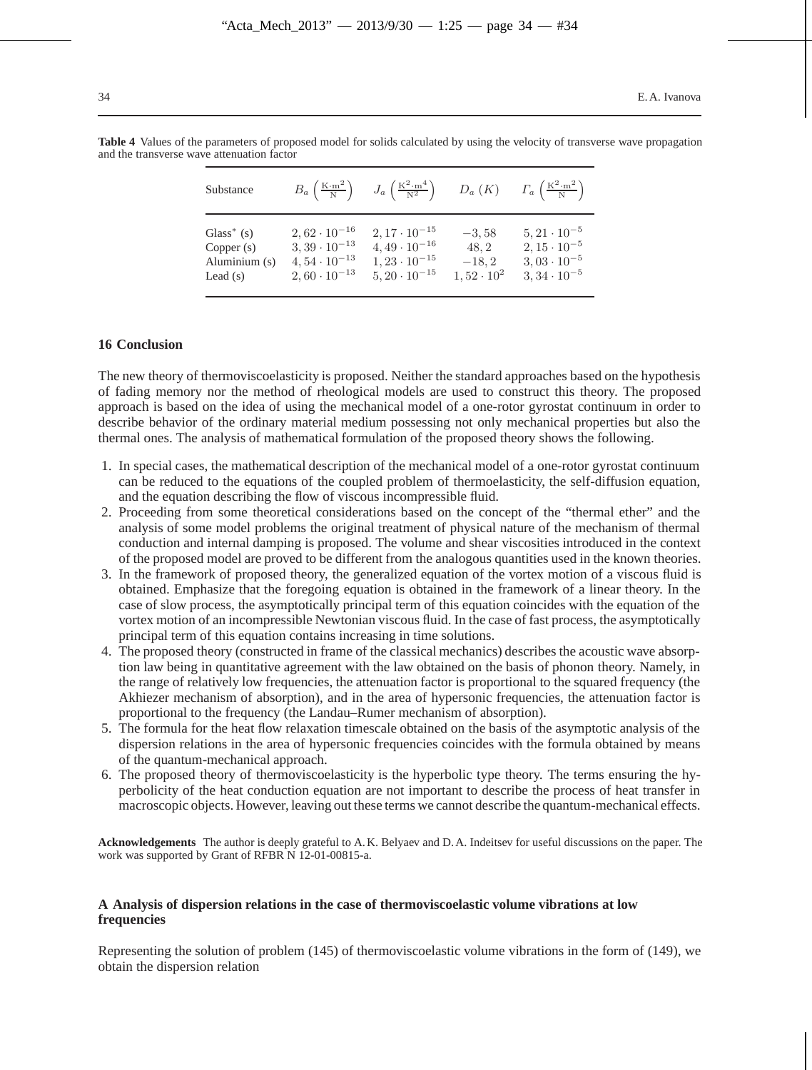**Table 4** Values of the parameters of proposed model for solids calculated by using the velocity of transverse wave propagation and the transverse wave attenuation factor

| Substance | $B_a\ \left(\frac{\text{K}\cdot\text{m}^2}{\text{N}}\right)$ | $J_a\ \left(\frac{\text{K}^2\cdot\text{m}^4}{\text{N}^2}\right)$ | $D_a\ (K)$ | $\Gamma_a\ \left(\frac{\text{K}^2\cdot\text{m}^2}{\text{N}}\right)$ |
|---|---|---|---|---|
| Glass* (s) | $2,62\cdot10^{-16}$ | $2,17\cdot10^{-15}$ | $-3,58$ | $5,21\cdot10^{-5}$ |
| Copper (s) | $3,39\cdot10^{-13}$ | $4,49\cdot10^{-16}$ | $48,2$ | $2,15\cdot10^{-5}$ |
| Aluminium (s) | $4,54\cdot10^{-13}$ | $1,23\cdot10^{-15}$ | $-18,2$ | $3,03\cdot10^{-5}$ |
| Lead (s) | $2,60\cdot10^{-13}$ | $5,20\cdot10^{-15}$ | $1,52\cdot10^{2}$ | $3,34\cdot10^{-5}$ |

## 16 Conclusion

The new theory of thermoviscoelasticity is proposed. Neither the standard approaches based on the hypothesis of fading memory nor the method of rheological models are used to construct this theory. The proposed approach is based on the idea of using the mechanical model of a one-rotor gyrostat continuum in order to describe behavior of the ordinary material medium possessing not only mechanical properties but also the thermal ones. The analysis of mathematical formulation of the proposed theory shows the following.

1. In special cases, the mathematical description of the mechanical model of a one-rotor gyrostat continuum can be reduced to the equations of the coupled problem of thermoelasticity, the self-diffusion equation, and the equation describing the flow of viscous incompressible fluid.
2. Proceeding from some theoretical considerations based on the concept of the "thermal ether" and the analysis of some model problems the original treatment of physical nature of the mechanism of thermal conduction and internal damping is proposed. The volume and shear viscosities introduced in the context of the proposed model are proved to be different from the analogous quantities used in the known theories.
3. In the framework of proposed theory, the generalized equation of the vortex motion of a viscous fluid is obtained. Emphasize that the foregoing equation is obtained in the framework of a linear theory. In the case of slow process, the asymptotically principal term of this equation coincides with the equation of the vortex motion of an incompressible Newtonian viscous fluid. In the case of fast process, the asymptotically principal term of this equation contains increasing in time solutions.
4. The proposed theory (constructed in frame of the classical mechanics) describes the acoustic wave absorption law being in quantitative agreement with the law obtained on the basis of phonon theory. Namely, in the range of relatively low frequencies, the attenuation factor is proportional to the squared frequency (the Akhiezer mechanism of absorption), and in the area of hypersonic frequencies, the attenuation factor is proportional to the frequency (the Landau–Rumer mechanism of absorption).
5. The formula for the heat flow relaxation timescale obtained on the basis of the asymptotic analysis of the dispersion relations in the area of hypersonic frequencies coincides with the formula obtained by means of the quantum-mechanical approach.
6. The proposed theory of thermoviscoelasticity is the hyperbolic type theory. The terms ensuring the hyperbolicity of the heat conduction equation are not important to describe the process of heat transfer in macroscopic objects. However, leaving out these terms we cannot describe the quantum-mechanical effects.

**Acknowledgements** The author is deeply grateful to A. K. Belyaev and D. A. Indeitsev for useful discussions on the paper. The work was supported by Grant of RFBR N 12-01-00815-a.

## A Analysis of dispersion relations in the case of thermoviscoelastic volume vibrations at low frequencies

Representing the solution of problem (145) of thermoviscoelastic volume vibrations in the form of (149), we obtain the dispersion relation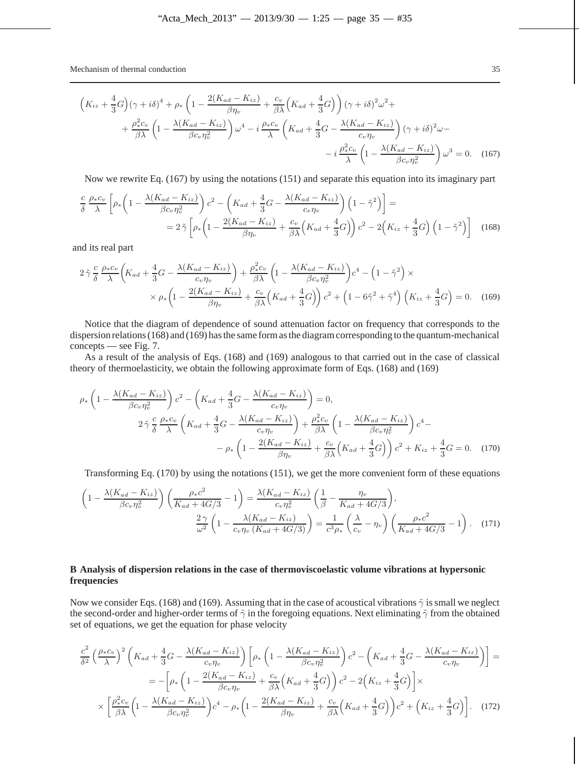$$
\begin{aligned}
&\Big(K_{iz}+\frac{4}{3}G\Big)(\gamma+i\delta)^4+\rho_*\left(1-\frac{2(K_{ad}-K_{iz})}{\beta\eta_v}+\frac{c_v}{\beta\lambda}\Big(K_{ad}+\frac{4}{3}G\Big)\right)(\gamma+i\delta)^2\omega^2+\\
&+\frac{\rho_*^2c_v}{\beta\lambda}\left(1-\frac{\lambda(K_{ad}-K_{iz})}{\beta c_v\eta_v^2}\right)\omega^4-i\,\frac{\rho_*c_v}{\lambda}\left(K_{ad}+\frac{4}{3}G-\frac{\lambda(K_{ad}-K_{iz})}{c_v\eta_v}\right)(\gamma+i\delta)^2\omega-\\
&-i\,\frac{\rho_*^2c_v}{\lambda}\left(1-\frac{\lambda(K_{ad}-K_{iz})}{\beta c_v\eta_v^2}\right)\omega^3=0. \qquad (167)
\end{aligned}
$$

Now we rewrite Eq. (167) by using the notations (151) and separate this equation into its imaginary part

$$
\begin{aligned}
&\frac{c}{\delta}\,\frac{\rho_*c_v}{\lambda}\left[\rho_*\Big(1-\frac{\lambda(K_{ad}-K_{iz})}{\beta c_v\eta_v^2}\Big)c^2-\Big(K_{ad}+\frac{4}{3}G-\frac{\lambda(K_{ad}-K_{iz})}{c_v\eta_v}\Big)\Big(1-\tilde{\gamma}^2\Big)\right]=\\
&=2\,\tilde{\gamma}\left[\rho_*\Big(1-\frac{2(K_{ad}-K_{iz})}{\beta\eta_v}+\frac{c_v}{\beta\lambda}\Big(K_{ad}+\frac{4}{3}G\Big)\Big)c^2-2\Big(K_{iz}+\frac{4}{3}G\Big)\Big(1-\tilde{\gamma}^2\Big)\right] \qquad (168)
\end{aligned}
$$

and its real part

$$
\begin{aligned}
&2\,\tilde{\gamma}\,\frac{c}{\delta}\,\frac{\rho_*c_v}{\lambda}\Big(K_{ad}+\frac{4}{3}G-\frac{\lambda(K_{ad}-K_{iz})}{c_v\eta_v}\Big)+\frac{\rho_*^2c_v}{\beta\lambda}\left(1-\frac{\lambda(K_{ad}-K_{iz})}{\beta c_v\eta_v^2}\right)c^4-\Big(1-\tilde{\gamma}^2\Big)\times\\
&\times\rho_*\Big(1-\frac{2(K_{ad}-K_{iz})}{\beta\eta_v}+\frac{c_v}{\beta\lambda}\Big(K_{ad}+\frac{4}{3}G\Big)\Big)c^2+\Big(1-6\tilde{\gamma}^2+\tilde{\gamma}^4\Big)\Big(K_{iz}+\frac{4}{3}G\Big)=0. \qquad (169)
\end{aligned}
$$

Notice that the diagram of dependence of sound attenuation factor on frequency that corresponds to the dispersion relations (168) and (169) has the same form as the diagram corresponding to the quantum-mechanical concepts — see Fig. 7.

As a result of the analysis of Eqs. (168) and (169) analogous to that carried out in the case of classical theory of thermoelasticity, we obtain the following approximate form of Eqs. (168) and (169)

$$
\begin{aligned}
&\rho_*\left(1-\frac{\lambda(K_{ad}-K_{iz})}{\beta c_v\eta_v^2}\right)c^2-\left(K_{ad}+\frac{4}{3}G-\frac{\lambda(K_{ad}-K_{iz})}{c_v\eta_v}\right)=0,\\
&2\,\tilde{\gamma}\,\frac{c}{\delta}\,\frac{\rho_*c_v}{\lambda}\left(K_{ad}+\frac{4}{3}G-\frac{\lambda(K_{ad}-K_{iz})}{c_v\eta_v}\right)+\frac{\rho_*^2c_v}{\beta\lambda}\left(1-\frac{\lambda(K_{ad}-K_{iz})}{\beta c_v\eta_v^2}\right)c^4-\\
&-\rho_*\left(1-\frac{2(K_{ad}-K_{iz})}{\beta\eta_v}+\frac{c_v}{\beta\lambda}\Big(K_{ad}+\frac{4}{3}G\Big)\right)c^2+K_{iz}+\frac{4}{3}G=0. \qquad (170)
\end{aligned}
$$

Transforming Eq. (170) by using the notations (151), we get the more convenient form of these equations

$$
\begin{aligned}
&\left(1-\frac{\lambda(K_{ad}-K_{iz})}{\beta c_v\eta_v^2}\right)\left(\frac{\rho_*c^2}{K_{ad}+4G/3}-1\right)=\frac{\lambda(K_{ad}-K_{iz})}{c_v\eta_v^2}\left(\frac{1}{\beta}-\frac{\eta_v}{K_{ad}+4G/3}\right),\\
&\frac{2\,\gamma}{\omega^2}\left(1-\frac{\lambda(K_{ad}-K_{iz})}{c_v\eta_v\,(K_{ad}+4G/3)}\right)=\frac{1}{c^3\rho_*}\left(\frac{\lambda}{c_v}-\eta_v\right)\left(\frac{\rho_*c^2}{K_{ad}+4G/3}-1\right). \qquad (171)
\end{aligned}
$$

## B Analysis of dispersion relations in the case of thermoviscoelastic volume vibrations at hypersonic frequencies

Now we consider Eqs. (168) and (169). Assuming that in the case of acoustical vibrations $\tilde{\gamma}$ is small we neglect the second-order and higher-order terms of $\tilde{\gamma}$ in the foregoing equations. Next eliminating $\tilde{\gamma}$ from the obtained set of equations, we get the equation for phase velocity

$$
\begin{aligned}
&\frac{c^2}{\delta^2}\Big(\frac{\rho_*c_v}{\lambda}\Big)^2\left(K_{ad}+\frac{4}{3}G-\frac{\lambda(K_{ad}-K_{iz})}{c_v\eta_v}\right)\left[\rho_*\left(1-\frac{\lambda(K_{ad}-K_{iz})}{\beta c_v\eta_v^2}\right)c^2-\left(K_{ad}+\frac{4}{3}G-\frac{\lambda(K_{ad}-K_{iz})}{c_v\eta_v}\right)\right]=\\
&=-\left[\rho_*\left(1-\frac{2(K_{ad}-K_{iz})}{\beta c_v\eta_v}+\frac{c_v}{\beta\lambda}\Big(K_{ad}+\frac{4}{3}G\Big)\right)c^2-2\Big(K_{iz}+\frac{4}{3}G\Big)\right]\times\\
&\times\left[\frac{\rho_*^2c_v}{\beta\lambda}\Big(1-\frac{\lambda(K_{ad}-K_{iz})}{\beta c_v\eta_v^2}\Big)c^4-\rho_*\Big(1-\frac{2(K_{ad}-K_{iz})}{\beta\eta_v}+\frac{c_v}{\beta\lambda}\Big(K_{ad}+\frac{4}{3}G\Big)\Big)c^2+\Big(K_{iz}+\frac{4}{3}G\Big)\right]. \qquad (172)
\end{aligned}
$$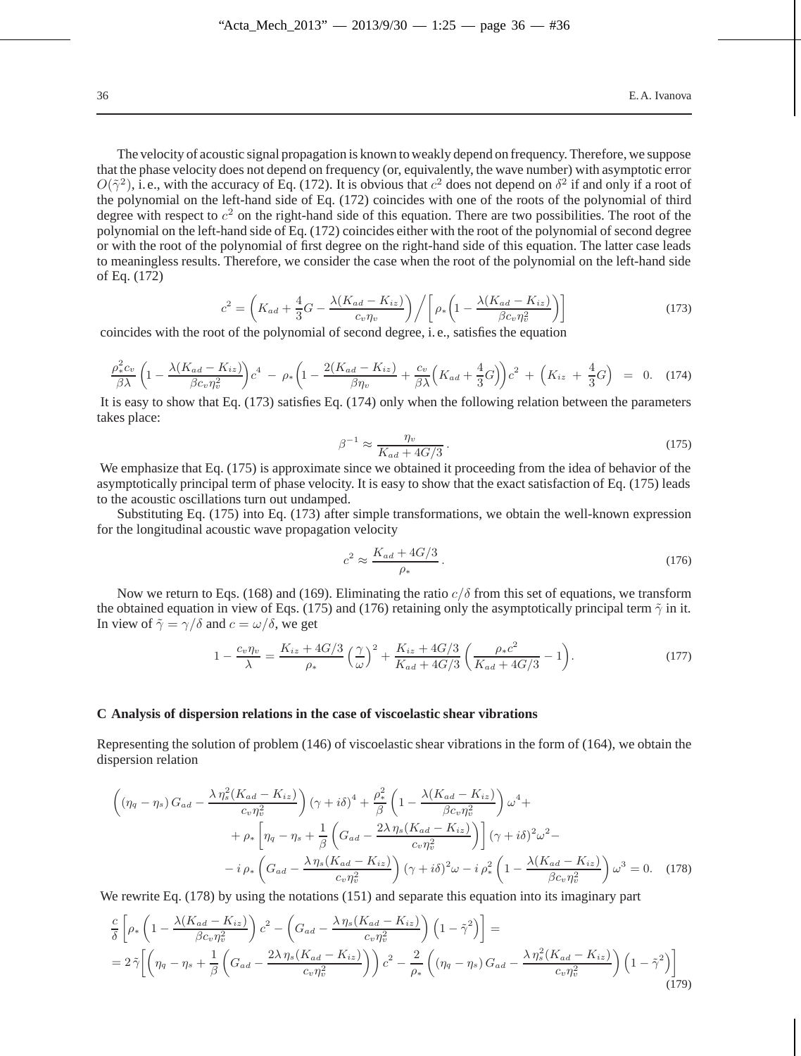The velocity of acoustic signal propagation is known to weakly depend on frequency. Therefore, we suppose that the phase velocity does not depend on frequency (or, equivalently, the wave number) with asymptotic error $O(\tilde{\gamma}^2)$, i. e., with the accuracy of Eq. (172). It is obvious that $c^2$ does not depend on $\delta^2$ if and only if a root of the polynomial on the left-hand side of Eq. (172) coincides with one of the roots of the polynomial of third degree with respect to $c^2$ on the right-hand side of this equation. There are two possibilities. The root of the polynomial on the left-hand side of Eq. (172) coincides either with the root of the polynomial of second degree or with the root of the polynomial of first degree on the right-hand side of this equation. The latter case leads to meaningless results. Therefore, we consider the case when the root of the polynomial on the left-hand side of Eq. (172)

$$c^2 = \left(K_{ad} + \frac{4}{3}G - \frac{\lambda(K_{ad} - K_{iz})}{c_v \eta_v}\right) \Big/ \left[\rho_* \Big(1 - \frac{\lambda(K_{ad} - K_{iz})}{\beta c_v \eta_v^2}\Big)\right] \tag{173}$$

coincides with the root of the polynomial of second degree, i. e., satisfies the equation

$$\frac{\rho_*^2 c_v}{\beta \lambda}\left(1 - \frac{\lambda(K_{ad} - K_{iz})}{\beta c_v \eta_v^2}\right)c^4 \;-\; \rho_*\left(1 - \frac{2(K_{ad} - K_{iz})}{\beta \eta_v} + \frac{c_v}{\beta \lambda}\Big(K_{ad} + \frac{4}{3}G\Big)\right)c^2 \;+\; \left(K_{iz} \;+\; \frac{4}{3}G\right) \;=\; 0. \tag{174}$$

It is easy to show that Eq. (173) satisfies Eq. (174) only when the following relation between the parameters takes place:

$$\beta^{-1} \approx \frac{\eta_v}{K_{ad} + 4G/3}\,. \tag{175}$$

We emphasize that Eq. (175) is approximate since we obtained it proceeding from the idea of behavior of the asymptotically principal term of phase velocity. It is easy to show that the exact satisfaction of Eq. (175) leads to the acoustic oscillations turn out undamped.

Substituting Eq. (175) into Eq. (173) after simple transformations, we obtain the well-known expression for the longitudinal acoustic wave propagation velocity

$$c^2 \approx \frac{K_{ad} + 4G/3}{\rho_*}\,. \tag{176}$$

Now we return to Eqs. (168) and (169). Eliminating the ratio $c/\delta$ from this set of equations, we transform the obtained equation in view of Eqs. (175) and (176) retaining only the asymptotically principal term $\tilde{\gamma}$ in it. In view of $\tilde{\gamma} = \gamma/\delta$ and $c = \omega/\delta$, we get

$$1 - \frac{c_v \eta_v}{\lambda} = \frac{K_{iz} + 4G/3}{\rho_*}\left(\frac{\gamma}{\omega}\right)^2 + \frac{K_{iz} + 4G/3}{K_{ad} + 4G/3}\left(\frac{\rho_* c^2}{K_{ad} + 4G/3} - 1\right). \tag{177}$$

## C Analysis of dispersion relations in the case of viscoelastic shear vibrations

Representing the solution of problem (146) of viscoelastic shear vibrations in the form of (164), we obtain the dispersion relation

$$\begin{aligned}
&\left((\eta_q - \eta_s)\, G_{ad} - \frac{\lambda\, \eta_s^2 (K_{ad} - K_{iz})}{c_v \eta_v^2}\right)(\gamma + i\delta)^4 + \frac{\rho_*^2}{\beta}\left(1 - \frac{\lambda(K_{ad} - K_{iz})}{\beta c_v \eta_v^2}\right)\omega^4 + \\
&\quad + \rho_*\left[\eta_q - \eta_s + \frac{1}{\beta}\left(G_{ad} - \frac{2\lambda\, \eta_s (K_{ad} - K_{iz})}{c_v \eta_v^2}\right)\right](\gamma + i\delta)^2 \omega^2 - \\
&\quad - i\,\rho_*\left(G_{ad} - \frac{\lambda\, \eta_s (K_{ad} - K_{iz})}{c_v \eta_v^2}\right)(\gamma + i\delta)^2 \omega - i\,\rho_*^2\left(1 - \frac{\lambda(K_{ad} - K_{iz})}{\beta c_v \eta_v^2}\right)\omega^3 = 0.
\end{aligned} \tag{178}$$

We rewrite Eq. (178) by using the notations (151) and separate this equation into its imaginary part

$$\begin{aligned}
&\frac{c}{\delta}\left[\rho_*\left(1 - \frac{\lambda(K_{ad} - K_{iz})}{\beta c_v \eta_v^2}\right)c^2 - \left(G_{ad} - \frac{\lambda\, \eta_s (K_{ad} - K_{iz})}{c_v \eta_v^2}\right)\left(1 - \tilde{\gamma}^2\right)\right] = \\
&= 2\,\tilde{\gamma}\left[\left(\eta_q - \eta_s + \frac{1}{\beta}\left(G_{ad} - \frac{2\lambda\, \eta_s (K_{ad} - K_{iz})}{c_v \eta_v^2}\right)\right)c^2 - \frac{2}{\rho_*}\left((\eta_q - \eta_s)\, G_{ad} - \frac{\lambda\, \eta_s^2 (K_{ad} - K_{iz})}{c_v \eta_v^2}\right)\left(1 - \tilde{\gamma}^2\right)\right]
\end{aligned} \tag{179}$$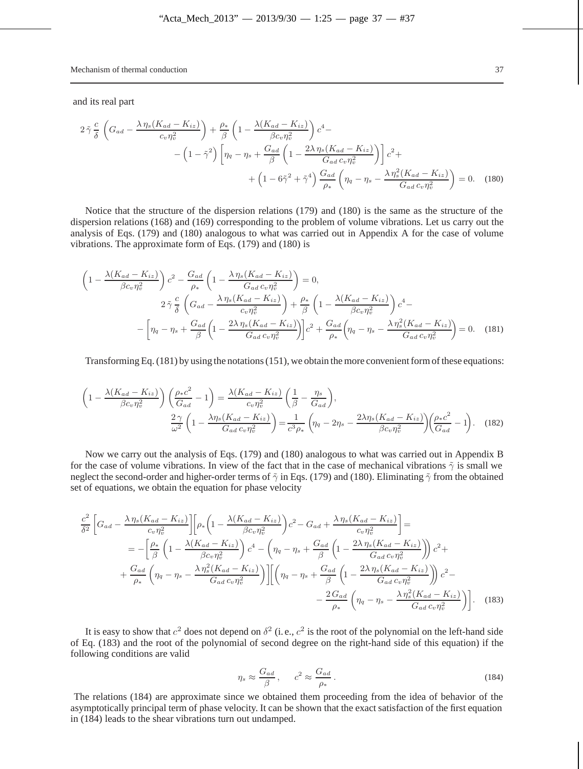and its real part

$$
\begin{aligned}
2\,\tilde{\gamma}\,\frac{c}{\delta}\,\left(G_{ad}-\frac{\lambda\,\eta_s(K_{ad}-K_{iz})}{c_v\eta_v^2}\right)+\frac{\rho_*}{\beta}\left(1-\frac{\lambda(K_{ad}-K_{iz})}{\beta c_v\eta_v^2}\right)c^4- \\
-\left(1-\tilde{\gamma}^2\right)\left[\eta_q-\eta_s+\frac{G_{ad}}{\beta}\left(1-\frac{2\lambda\,\eta_s(K_{ad}-K_{iz})}{G_{ad}\,c_v\eta_v^2}\right)\right]c^2+ \\
+\left(1-6\tilde{\gamma}^2+\tilde{\gamma}^4\right)\frac{G_{ad}}{\rho_*}\left(\eta_q-\eta_s-\frac{\lambda\,\eta_s^2(K_{ad}-K_{iz})}{G_{ad}\,c_v\eta_v^2}\right)=0. \qquad (180)
\end{aligned}
$$

Notice that the structure of the dispersion relations (179) and (180) is the same as the structure of the dispersion relations (168) and (169) corresponding to the problem of volume vibrations. Let us carry out the analysis of Eqs. (179) and (180) analogous to what was carried out in Appendix A for the case of volume vibrations. The approximate form of Eqs. (179) and (180) is

$$
\begin{aligned}
\left(1-\frac{\lambda(K_{ad}-K_{iz})}{\beta c_v\eta_v^2}\right)c^2-\frac{G_{ad}}{\rho_*}\left(1-\frac{\lambda\,\eta_s(K_{ad}-K_{iz})}{G_{ad}\,c_v\eta_v^2}\right)=0, \\
2\,\tilde{\gamma}\,\frac{c}{\delta}\,\left(G_{ad}-\frac{\lambda\,\eta_s(K_{ad}-K_{iz})}{c_v\eta_v^2}\right)+\frac{\rho_*}{\beta}\left(1-\frac{\lambda(K_{ad}-K_{iz})}{\beta c_v\eta_v^2}\right)c^4- \\
-\left[\eta_q-\eta_s+\frac{G_{ad}}{\beta}\left(1-\frac{2\lambda\,\eta_s(K_{ad}-K_{iz})}{G_{ad}\,c_v\eta_v^2}\right)\right]c^2+\frac{G_{ad}}{\rho_*}\left(\eta_q-\eta_s-\frac{\lambda\,\eta_s^2(K_{ad}-K_{iz})}{G_{ad}\,c_v\eta_v^2}\right)=0. \qquad (181)
\end{aligned}
$$

Transforming Eq. (181) by using the notations (151), we obtain the more convenient form of these equations:

$$
\begin{aligned}
\left(1-\frac{\lambda(K_{ad}-K_{iz})}{\beta c_v\eta_v^2}\right)\left(\frac{\rho_* c^2}{G_{ad}}-1\right)=\frac{\lambda(K_{ad}-K_{iz})}{c_v\eta_v^2}\left(\frac{1}{\beta}-\frac{\eta_s}{G_{ad}}\right), \\
\frac{2\,\gamma}{\omega^2}\left(1-\frac{\lambda\eta_s(K_{ad}-K_{iz})}{G_{ad}\,c_v\eta_v^2}\right)=\frac{1}{c^3\rho_*}\left(\eta_q-2\eta_s-\frac{2\lambda\eta_s(K_{ad}-K_{iz})}{\beta c_v\eta_v^2}\right)\left(\frac{\rho_* c^2}{G_{ad}}-1\right). \qquad (182)
\end{aligned}
$$

Now we carry out the analysis of Eqs. (179) and (180) analogous to what was carried out in Appendix B for the case of volume vibrations. In view of the fact that in the case of mechanical vibrations $\tilde{\gamma}$ is small we neglect the second-order and higher-order terms of $\tilde{\gamma}$ in Eqs. (179) and (180). Eliminating $\tilde{\gamma}$ from the obtained set of equations, we obtain the equation for phase velocity

$$
\begin{aligned}
\frac{c^2}{\delta^2}\left[G_{ad}-\frac{\lambda\,\eta_s(K_{ad}-K_{iz})}{c_v\eta_v^2}\right]\left[\rho_*\left(1-\frac{\lambda(K_{ad}-K_{iz})}{\beta c_v\eta_v^2}\right)c^2-G_{ad}+\frac{\lambda\,\eta_s(K_{ad}-K_{iz})}{c_v\eta_v^2}\right]= \\
=-\left[\frac{\rho_*}{\beta}\left(1-\frac{\lambda(K_{ad}-K_{iz})}{\beta c_v\eta_v^2}\right)c^4-\left(\eta_q-\eta_s+\frac{G_{ad}}{\beta}\left(1-\frac{2\lambda\,\eta_s(K_{ad}-K_{iz})}{G_{ad}\,c_v\eta_v^2}\right)\right)c^2+\right. \\
\left.+\frac{G_{ad}}{\rho_*}\left(\eta_q-\eta_s-\frac{\lambda\,\eta_s^2(K_{ad}-K_{iz})}{G_{ad}\,c_v\eta_v^2}\right)\right]\left[\left(\eta_q-\eta_s+\frac{G_{ad}}{\beta}\left(1-\frac{2\lambda\,\eta_s(K_{ad}-K_{iz})}{G_{ad}\,c_v\eta_v^2}\right)\right)c^2-\right. \\
\left.-\frac{2\,G_{ad}}{\rho_*}\left(\eta_q-\eta_s-\frac{\lambda\,\eta_s^2(K_{ad}-K_{iz})}{G_{ad}\,c_v\eta_v^2}\right)\right]. \qquad (183)
\end{aligned}
$$

It is easy to show that $c^2$ does not depend on $\delta^2$ (i. e., $c^2$ is the root of the polynomial on the left-hand side of Eq. (183) and the root of the polynomial of second degree on the right-hand side of this equation) if the following conditions are valid

$$
\eta_s \approx \frac{G_{ad}}{\beta}\,, \qquad c^2 \approx \frac{G_{ad}}{\rho_*}\,. \qquad (184)
$$

The relations (184) are approximate since we obtained them proceeding from the idea of behavior of the asymptotically principal term of phase velocity. It can be shown that the exact satisfaction of the first equation in (184) leads to the shear vibrations turn out undamped.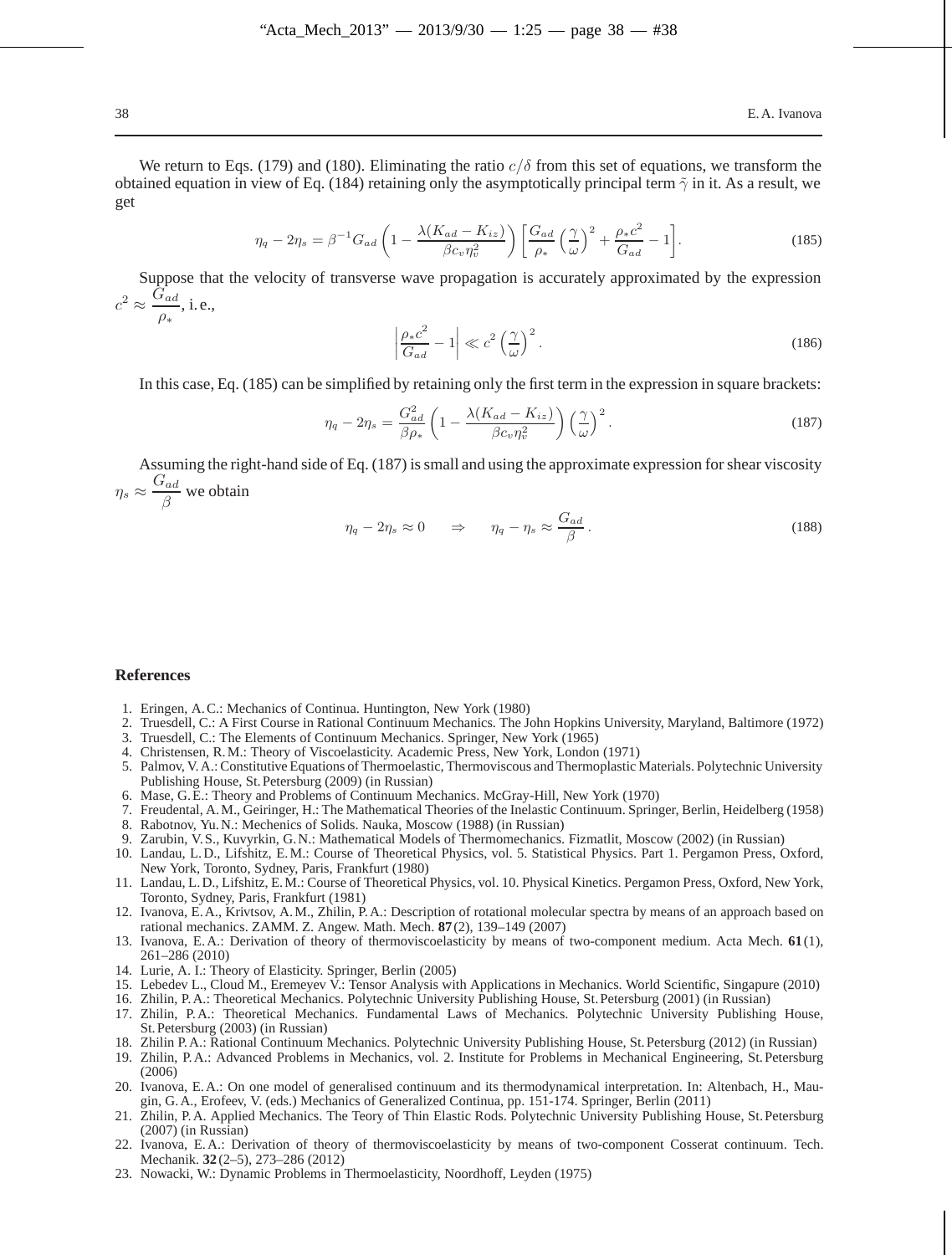We return to Eqs. (179) and (180). Eliminating the ratio $c/\delta$ from this set of equations, we transform the obtained equation in view of Eq. (184) retaining only the asymptotically principal term $\tilde{\gamma}$ in it. As a result, we get

$$\eta_q - 2\eta_s = \beta^{-1} G_{ad} \left(1 - \frac{\lambda(K_{ad} - K_{iz})}{\beta c_v \eta_v^2}\right) \left[\frac{G_{ad}}{\rho_*}\left(\frac{\gamma}{\omega}\right)^2 + \frac{\rho_* c^2}{G_{ad}} - 1\right]. \tag{185}$$

Suppose that the velocity of transverse wave propagation is accurately approximated by the expression $c^2 \approx \dfrac{G_{ad}}{\rho_*}$, i.e.,

$$\left|\frac{\rho_* c^2}{G_{ad}} - 1\right| \ll c^2 \left(\frac{\gamma}{\omega}\right)^2. \tag{186}$$

In this case, Eq. (185) can be simplified by retaining only the first term in the expression in square brackets:

$$\eta_q - 2\eta_s = \frac{G_{ad}^2}{\beta \rho_*} \left(1 - \frac{\lambda(K_{ad} - K_{iz})}{\beta c_v \eta_v^2}\right) \left(\frac{\gamma}{\omega}\right)^2. \tag{187}$$

Assuming the right-hand side of Eq. (187) is small and using the approximate expression for shear viscosity $\eta_s \approx \dfrac{G_{ad}}{\beta}$ we obtain

$$\eta_q - 2\eta_s \approx 0 \qquad \Rightarrow \qquad \eta_q - \eta_s \approx \frac{G_{ad}}{\beta}. \tag{188}$$

## References

1. Eringen, A. C.: Mechanics of Continua. Huntington, New York (1980)
2. Truesdell, C.: A First Course in Rational Continuum Mechanics. The John Hopkins University, Maryland, Baltimore (1972)
3. Truesdell, C.: The Elements of Continuum Mechanics. Springer, New York (1965)
4. Christensen, R. M.: Theory of Viscoelasticity. Academic Press, New York, London (1971)
5. Palmov, V. A.: Constitutive Equations of Thermoelastic, Thermoviscous and Thermoplastic Materials. Polytechnic University Publishing House, St. Petersburg (2009) (in Russian)
6. Mase, G. E.: Theory and Problems of Continuum Mechanics. McGray-Hill, New York (1970)
7. Freudental, A. M., Geiringer, H.: The Mathematical Theories of the Inelastic Continuum. Springer, Berlin, Heidelberg (1958)
8. Rabotnov, Yu. N.: Mechenics of Solids. Nauka, Moscow (1988) (in Russian)
9. Zarubin, V. S., Kuvyrkin, G. N.: Mathematical Models of Thermomechanics. Fizmatlit, Moscow (2002) (in Russian)
10. Landau, L. D., Lifshitz, E. M.: Course of Theoretical Physics, vol. 5. Statistical Physics. Part 1. Pergamon Press, Oxford, New York, Toronto, Sydney, Paris, Frankfurt (1980)
11. Landau, L. D., Lifshitz, E. M.: Course of Theoretical Physics, vol. 10. Physical Kinetics. Pergamon Press, Oxford, New York, Toronto, Sydney, Paris, Frankfurt (1981)
12. Ivanova, E. A., Krivtsov, A. M., Zhilin, P. A.: Description of rotational molecular spectra by means of an approach based on rational mechanics. ZAMM. Z. Angew. Math. Mech. **87** (2), 139–149 (2007)
13. Ivanova, E. A.: Derivation of theory of thermoviscoelasticity by means of two-component medium. Acta Mech. **61** (1), 261–286 (2010)
14. Lurie, A. I.: Theory of Elasticity. Springer, Berlin (2005)
15. Lebedev L., Cloud M., Eremeyev V.: Tensor Analysis with Applications in Mechanics. World Scientific, Singapure (2010)
16. Zhilin, P. A.: Theoretical Mechanics. Polytechnic University Publishing House, St. Petersburg (2001) (in Russian)
17. Zhilin, P. A.: Theoretical Mechanics. Fundamental Laws of Mechanics. Polytechnic University Publishing House, St. Petersburg (2003) (in Russian)
18. Zhilin P. A.: Rational Continuum Mechanics. Polytechnic University Publishing House, St. Petersburg (2012) (in Russian)
19. Zhilin, P. A.: Advanced Problems in Mechanics, vol. 2. Institute for Problems in Mechanical Engineering, St. Petersburg (2006)
20. Ivanova, E. A.: On one model of generalised continuum and its thermodynamical interpretation. In: Altenbach, H., Maugin, G. A., Erofeev, V. (eds.) Mechanics of Generalized Continua, pp. 151-174. Springer, Berlin (2011)
21. Zhilin, P. A. Applied Mechanics. The Teory of Thin Elastic Rods. Polytechnic University Publishing House, St. Petersburg (2007) (in Russian)
22. Ivanova, E. A.: Derivation of theory of thermoviscoelasticity by means of two-component Cosserat continuum. Tech. Mechanik. **32** (2–5), 273–286 (2012)
23. Nowacki, W.: Dynamic Problems in Thermoelasticity, Noordhoff, Leyden (1975)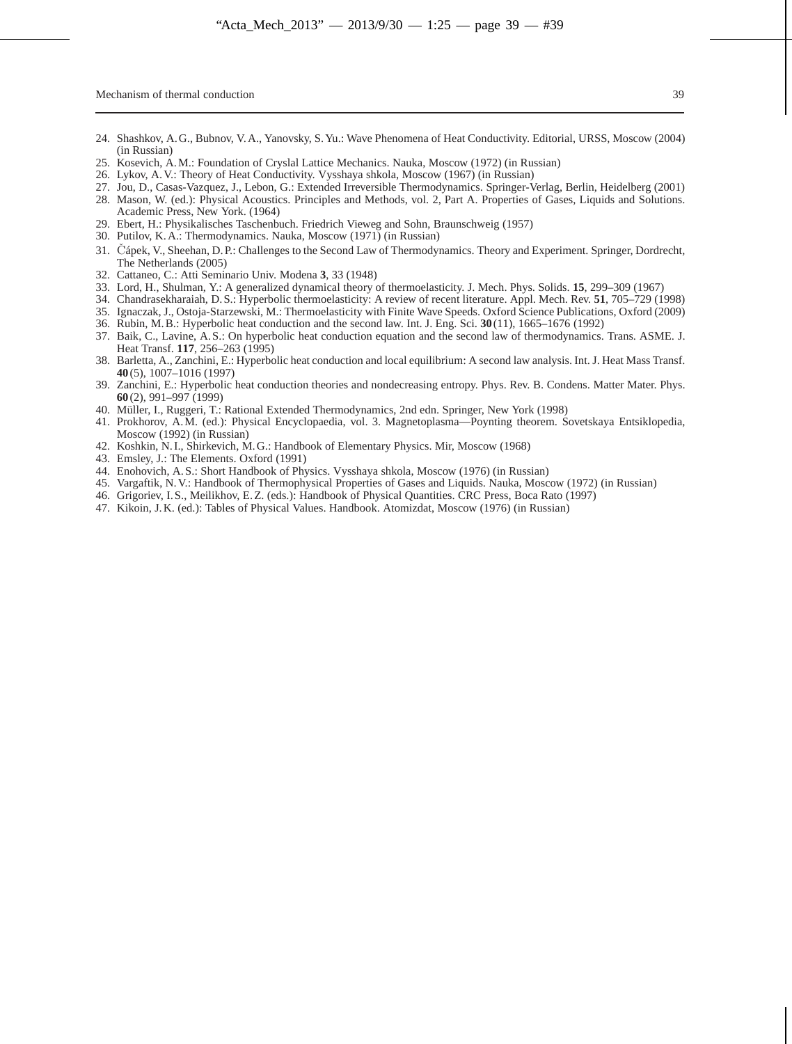24. Shashkov, A.G., Bubnov, V.A., Yanovsky, S.Yu.: Wave Phenomena of Heat Conductivity. Editorial, URSS, Moscow (2004) (in Russian)
25. Kosevich, A.M.: Foundation of Cryslal Lattice Mechanics. Nauka, Moscow (1972) (in Russian)
26. Lykov, A.V.: Theory of Heat Conductivity. Vysshaya shkola, Moscow (1967) (in Russian)
27. Jou, D., Casas-Vazquez, J., Lebon, G.: Extended Irreversible Thermodynamics. Springer-Verlag, Berlin, Heidelberg (2001)
28. Mason, W. (ed.): Physical Acoustics. Principles and Methods, vol. 2, Part A. Properties of Gases, Liquids and Solutions. Academic Press, New York. (1964)
29. Ebert, H.: Physikalisches Taschenbuch. Friedrich Vieweg and Sohn, Braunschweig (1957)
30. Putilov, K.A.: Thermodynamics. Nauka, Moscow (1971) (in Russian)
31. Čápek, V., Sheehan, D.P.: Challenges to the Second Law of Thermodynamics. Theory and Experiment. Springer, Dordrecht, The Netherlands (2005)
32. Cattaneo, C.: Atti Seminario Univ. Modena **3**, 33 (1948)
33. Lord, H., Shulman, Y.: A generalized dynamical theory of thermoelasticity. J. Mech. Phys. Solids. **15**, 299–309 (1967)
34. Chandrasekharaiah, D.S.: Hyperbolic thermoelasticity: A review of recent literature. Appl. Mech. Rev. **51**, 705–729 (1998)
35. Ignaczak, J., Ostoja-Starzewski, M.: Thermoelasticity with Finite Wave Speeds. Oxford Science Publications, Oxford (2009)
36. Rubin, M.B.: Hyperbolic heat conduction and the second law. Int. J. Eng. Sci. **30** (11), 1665–1676 (1992)
37. Baik, C., Lavine, A.S.: On hyperbolic heat conduction equation and the second law of thermodynamics. Trans. ASME. J. Heat Transf. **117**, 256–263 (1995)
38. Barletta, A., Zanchini, E.: Hyperbolic heat conduction and local equilibrium: A second law analysis. Int. J. Heat Mass Transf. **40** (5), 1007–1016 (1997)
39. Zanchini, E.: Hyperbolic heat conduction theories and nondecreasing entropy. Phys. Rev. B. Condens. Matter Mater. Phys. **60** (2), 991–997 (1999)
40. Müller, I., Ruggeri, T.: Rational Extended Thermodynamics, 2nd edn. Springer, New York (1998)
41. Prokhorov, A.M. (ed.): Physical Encyclopaedia, vol. 3. Magnetoplasma—Poynting theorem. Sovetskaya Entsiklopedia, Moscow (1992) (in Russian)
42. Koshkin, N.I., Shirkevich, M.G.: Handbook of Elementary Physics. Mir, Moscow (1968)
43. Emsley, J.: The Elements. Oxford (1991)
44. Enohovich, A.S.: Short Handbook of Physics. Vysshaya shkola, Moscow (1976) (in Russian)
45. Vargaftik, N.V.: Handbook of Thermophysical Properties of Gases and Liquids. Nauka, Moscow (1972) (in Russian)
46. Grigoriev, I.S., Meilikhov, E.Z. (eds.): Handbook of Physical Quantities. CRC Press, Boca Rato (1997)
47. Kikoin, J.K. (ed.): Tables of Physical Values. Handbook. Atomizdat, Moscow (1976) (in Russian)